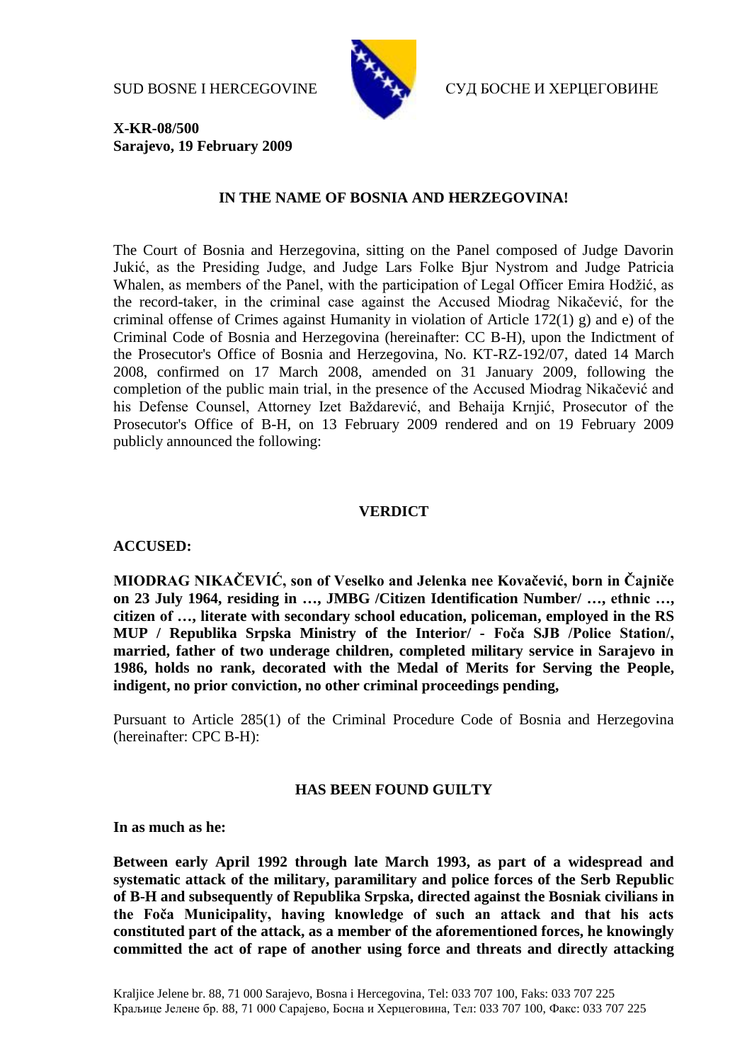SUD BOSNE I HERCEGOVINE СУД БОСНЕ И ХЕРЦЕГОВИНЕ

**X-KR-08/500**
**Sarajevo, 19 February 2009**

**IN THE NAME OF BOSNIA AND HERZEGOVINA!**

The Court of Bosnia and Herzegovina, sitting on the Panel composed of Judge Davorin Jukić, as the Presiding Judge, and Judge Lars Folke Bjur Nystrom and Judge Patricia Whalen, as members of the Panel, with the participation of Legal Officer Emira Hodžić, as the record-taker, in the criminal case against the Accused Miodrag Nikačević, for the criminal offense of Crimes against Humanity in violation of Article 172(1) g) and e) of the Criminal Code of Bosnia and Herzegovina (hereinafter: CC B-H), upon the Indictment of the Prosecutor's Office of Bosnia and Herzegovina, No. KT-RZ-192/07, dated 14 March 2008, confirmed on 17 March 2008, amended on 31 January 2009, following the completion of the public main trial, in the presence of the Accused Miodrag Nikačević and his Defense Counsel, Attorney Izet Baždarević, and Behaija Krnjić, Prosecutor of the Prosecutor's Office of B-H, on 13 February 2009 rendered and on 19 February 2009 publicly announced the following:

**VERDICT**

**ACCUSED:**

**MIODRAG NIKAČEVIĆ, son of Veselko and Jelenka nee Kovačević, born in Čajniče on 23 July 1964, residing in …, JMBG /Citizen Identification Number/ …, ethnic …, citizen of …, literate with secondary school education, policeman, employed in the RS MUP / Republika Srpska Ministry of the Interior/ - Foča SJB /Police Station/, married, father of two underage children, completed military service in Sarajevo in 1986, holds no rank, decorated with the Medal of Merits for Serving the People, indigent, no prior conviction, no other criminal proceedings pending,**

Pursuant to Article 285(1) of the Criminal Procedure Code of Bosnia and Herzegovina (hereinafter: CPC B-H):

**HAS BEEN FOUND GUILTY**

**In as much as he:**

**Between early April 1992 through late March 1993, as part of a widespread and systematic attack of the military, paramilitary and police forces of the Serb Republic of B-H and subsequently of Republika Srpska, directed against the Bosniak civilians in the Foča Municipality, having knowledge of such an attack and that his acts constituted part of the attack, as a member of the aforementioned forces, he knowingly committed the act of rape of another using force and threats and directly attacking**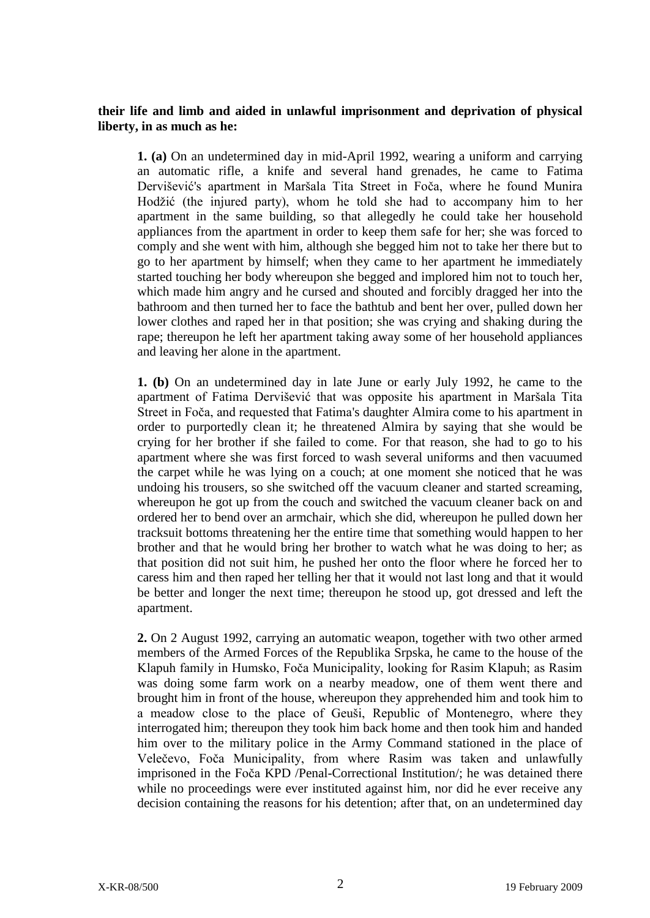**their life and limb and aided in unlawful imprisonment and deprivation of physical liberty, in as much as he:**

**1. (a)** On an undetermined day in mid-April 1992, wearing a uniform and carrying an automatic rifle, a knife and several hand grenades, he came to Fatima Dervišević's apartment in Maršala Tita Street in Foča, where he found Munira Hodžić (the injured party), whom he told she had to accompany him to her apartment in the same building, so that allegedly he could take her household appliances from the apartment in order to keep them safe for her; she was forced to comply and she went with him, although she begged him not to take her there but to go to her apartment by himself; when they came to her apartment he immediately started touching her body whereupon she begged and implored him not to touch her, which made him angry and he cursed and shouted and forcibly dragged her into the bathroom and then turned her to face the bathtub and bent her over, pulled down her lower clothes and raped her in that position; she was crying and shaking during the rape; thereupon he left her apartment taking away some of her household appliances and leaving her alone in the apartment.

**1. (b)** On an undetermined day in late June or early July 1992, he came to the apartment of Fatima Dervišević that was opposite his apartment in Maršala Tita Street in Foča, and requested that Fatima's daughter Almira come to his apartment in order to purportedly clean it; he threatened Almira by saying that she would be crying for her brother if she failed to come. For that reason, she had to go to his apartment where she was first forced to wash several uniforms and then vacuumed the carpet while he was lying on a couch; at one moment she noticed that he was undoing his trousers, so she switched off the vacuum cleaner and started screaming, whereupon he got up from the couch and switched the vacuum cleaner back on and ordered her to bend over an armchair, which she did, whereupon he pulled down her tracksuit bottoms threatening her the entire time that something would happen to her brother and that he would bring her brother to watch what he was doing to her; as that position did not suit him, he pushed her onto the floor where he forced her to caress him and then raped her telling her that it would not last long and that it would be better and longer the next time; thereupon he stood up, got dressed and left the apartment.

**2.** On 2 August 1992, carrying an automatic weapon, together with two other armed members of the Armed Forces of the Republika Srpska, he came to the house of the Klapuh family in Humsko, Foča Municipality, looking for Rasim Klapuh; as Rasim was doing some farm work on a nearby meadow, one of them went there and brought him in front of the house, whereupon they apprehended him and took him to a meadow close to the place of Geuši, Republic of Montenegro, where they interrogated him; thereupon they took him back home and then took him and handed him over to the military police in the Army Command stationed in the place of Velečevo, Foča Municipality, from where Rasim was taken and unlawfully imprisoned in the Foča KPD /Penal-Correctional Institution/; he was detained there while no proceedings were ever instituted against him, nor did he ever receive any decision containing the reasons for his detention; after that, on an undetermined day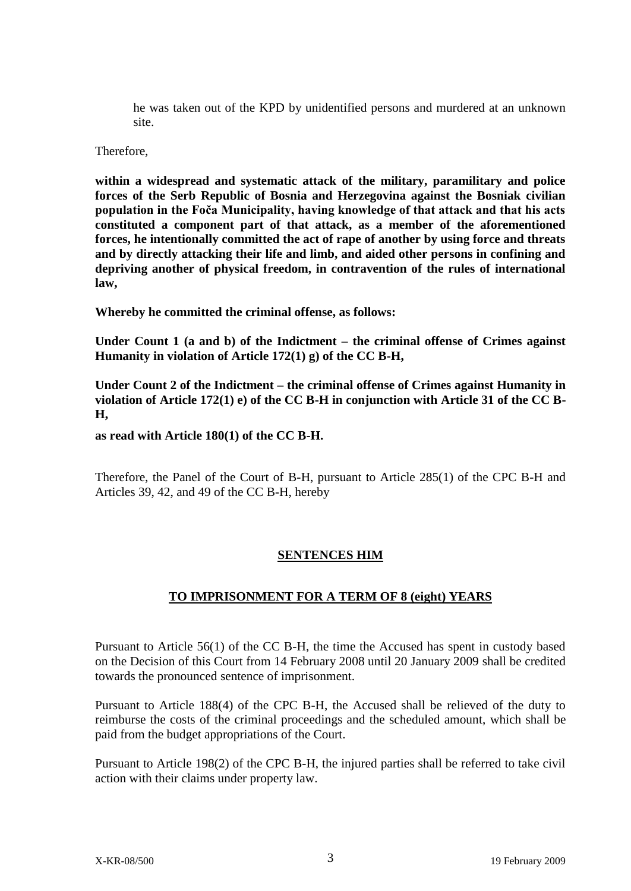he was taken out of the KPD by unidentified persons and murdered at an unknown site.

Therefore,

**within a widespread and systematic attack of the military, paramilitary and police forces of the Serb Republic of Bosnia and Herzegovina against the Bosniak civilian population in the Foča Municipality, having knowledge of that attack and that his acts constituted a component part of that attack, as a member of the aforementioned forces, he intentionally committed the act of rape of another by using force and threats and by directly attacking their life and limb, and aided other persons in confining and depriving another of physical freedom, in contravention of the rules of international law,**

**Whereby he committed the criminal offense, as follows:**

**Under Count 1 (a and b) of the Indictment – the criminal offense of Crimes against Humanity in violation of Article 172(1) g) of the CC B-H,**

**Under Count 2 of the Indictment – the criminal offense of Crimes against Humanity in violation of Article 172(1) e) of the CC B-H in conjunction with Article 31 of the CC B-H,**

**as read with Article 180(1) of the CC B-H.**

Therefore, the Panel of the Court of B-H, pursuant to Article 285(1) of the CPC B-H and Articles 39, 42, and 49 of the CC B-H, hereby

**SENTENCES HIM**

**TO IMPRISONMENT FOR A TERM OF 8 (eight) YEARS**

Pursuant to Article 56(1) of the CC B-H, the time the Accused has spent in custody based on the Decision of this Court from 14 February 2008 until 20 January 2009 shall be credited towards the pronounced sentence of imprisonment.

Pursuant to Article 188(4) of the CPC B-H, the Accused shall be relieved of the duty to reimburse the costs of the criminal proceedings and the scheduled amount, which shall be paid from the budget appropriations of the Court.

Pursuant to Article 198(2) of the CPC B-H, the injured parties shall be referred to take civil action with their claims under property law.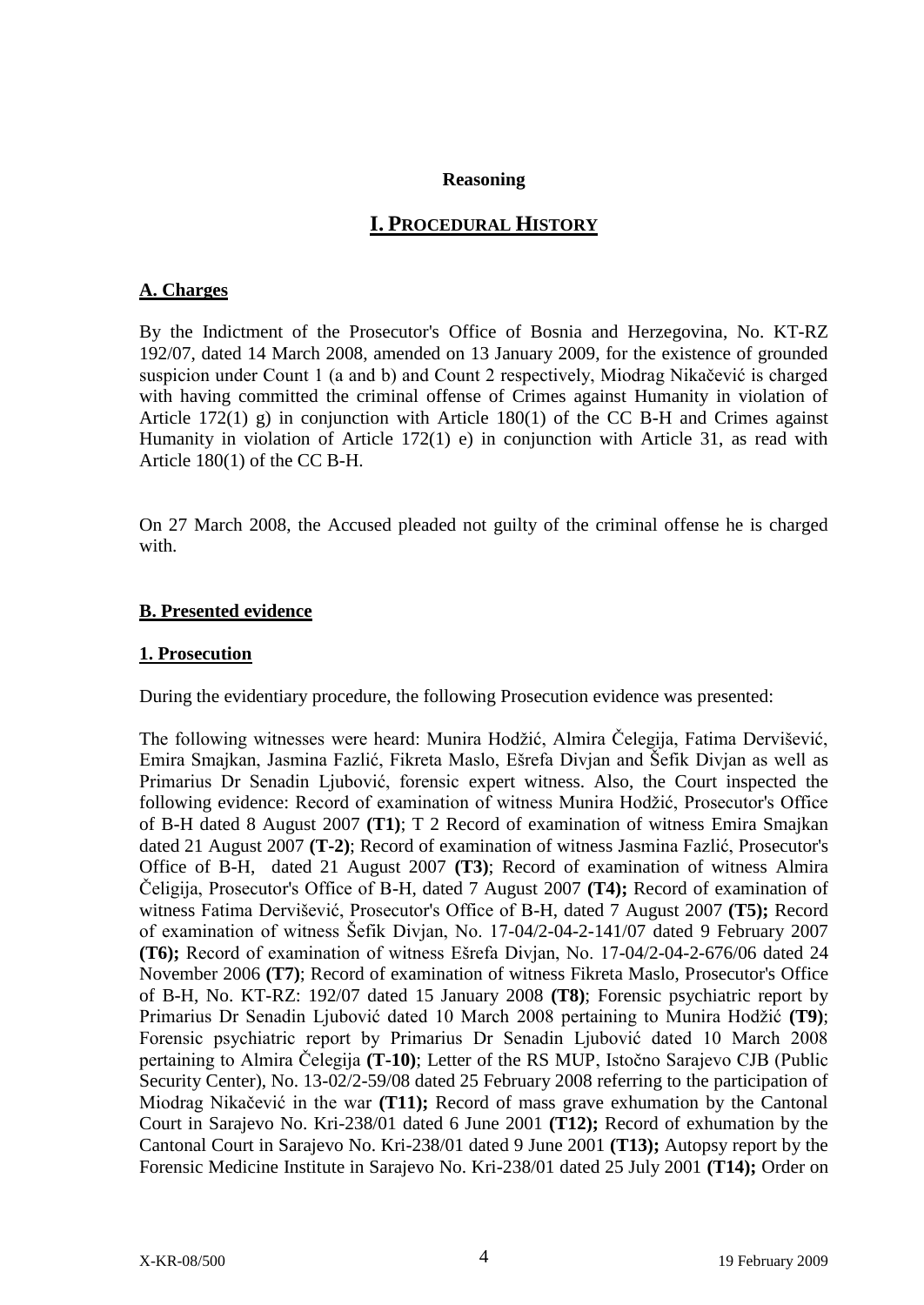**Reasoning**

# I. PROCEDURAL HISTORY

## A. Charges

By the Indictment of the Prosecutor's Office of Bosnia and Herzegovina, No. KT-RZ 192/07, dated 14 March 2008, amended on 13 January 2009, for the existence of grounded suspicion under Count 1 (a and b) and Count 2 respectively, Miodrag Nikačević is charged with having committed the criminal offense of Crimes against Humanity in violation of Article 172(1) g) in conjunction with Article 180(1) of the CC B-H and Crimes against Humanity in violation of Article 172(1) e) in conjunction with Article 31, as read with Article 180(1) of the CC B-H.

On 27 March 2008, the Accused pleaded not guilty of the criminal offense he is charged with.

## B. Presented evidence

### 1. Prosecution

During the evidentiary procedure, the following Prosecution evidence was presented:

The following witnesses were heard: Munira Hodžić, Almira Čelegija, Fatima Dervišević, Emira Smajkan, Jasmina Fazlić, Fikreta Maslo, Ešrefa Divjan and Šefik Divjan as well as Primarius Dr Senadin Ljubović, forensic expert witness. Also, the Court inspected the following evidence: Record of examination of witness Munira Hodžić, Prosecutor's Office of B-H dated 8 August 2007 **(T1)**; T 2 Record of examination of witness Emira Smajkan dated 21 August 2007 **(T-2)**; Record of examination of witness Jasmina Fazlić, Prosecutor's Office of B-H, dated 21 August 2007 **(T3)**; Record of examination of witness Almira Čeligija, Prosecutor's Office of B-H, dated 7 August 2007 **(T4);** Record of examination of witness Fatima Dervišević, Prosecutor's Office of B-H, dated 7 August 2007 **(T5);** Record of examination of witness Šefik Divjan, No. 17-04/2-04-2-141/07 dated 9 February 2007 **(T6);** Record of examination of witness Ešrefa Divjan, No. 17-04/2-04-2-676/06 dated 24 November 2006 **(T7)**; Record of examination of witness Fikreta Maslo, Prosecutor's Office of B-H, No. KT-RZ: 192/07 dated 15 January 2008 **(T8)**; Forensic psychiatric report by Primarius Dr Senadin Ljubović dated 10 March 2008 pertaining to Munira Hodžić **(T9)**; Forensic psychiatric report by Primarius Dr Senadin Ljubović dated 10 March 2008 pertaining to Almira Čelegija **(T-10)**; Letter of the RS MUP, Istočno Sarajevo CJB (Public Security Center), No. 13-02/2-59/08 dated 25 February 2008 referring to the participation of Miodrag Nikačević in the war **(T11);** Record of mass grave exhumation by the Cantonal Court in Sarajevo No. Kri-238/01 dated 6 June 2001 **(T12);** Record of exhumation by the Cantonal Court in Sarajevo No. Kri-238/01 dated 9 June 2001 **(T13);** Autopsy report by the Forensic Medicine Institute in Sarajevo No. Kri-238/01 dated 25 July 2001 **(T14);** Order on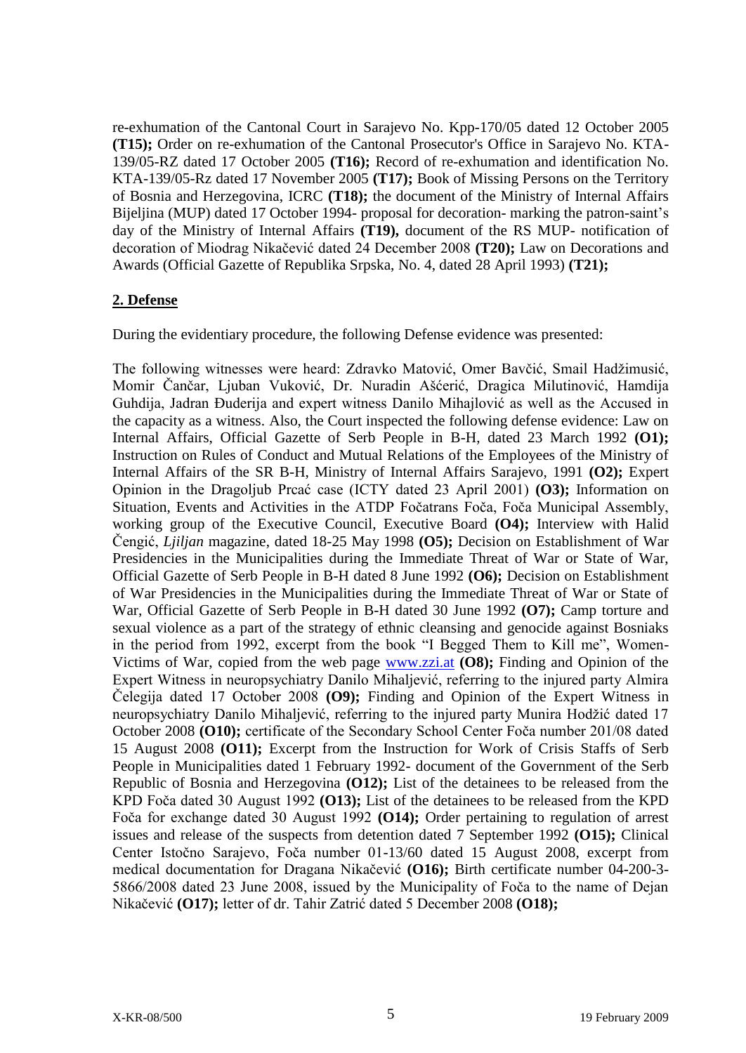re-exhumation of the Cantonal Court in Sarajevo No. Kpp-170/05 dated 12 October 2005 **(T15);** Order on re-exhumation of the Cantonal Prosecutor's Office in Sarajevo No. KTA-139/05-RZ dated 17 October 2005 **(T16);** Record of re-exhumation and identification No. KTA-139/05-Rz dated 17 November 2005 **(T17);** Book of Missing Persons on the Territory of Bosnia and Herzegovina, ICRC **(T18);** the document of the Ministry of Internal Affairs Bijeljina (MUP) dated 17 October 1994- proposal for decoration- marking the patron-saint's day of the Ministry of Internal Affairs **(T19),** document of the RS MUP- notification of decoration of Miodrag Nikačević dated 24 December 2008 **(T20);** Law on Decorations and Awards (Official Gazette of Republika Srpska, No. 4, dated 28 April 1993) **(T21);**

## 2. Defense

During the evidentiary procedure, the following Defense evidence was presented:

The following witnesses were heard: Zdravko Matović, Omer Bavčić, Smail Hadžimusić, Momir Čančar, Ljuban Vuković, Dr. Nuradin Ašćerić, Dragica Milutinović, Hamdija Guhdija, Jadran Đuderija and expert witness Danilo Mihajlović as well as the Accused in the capacity as a witness. Also, the Court inspected the following defense evidence: Law on Internal Affairs, Official Gazette of Serb People in B-H, dated 23 March 1992 **(O1);** Instruction on Rules of Conduct and Mutual Relations of the Employees of the Ministry of Internal Affairs of the SR B-H, Ministry of Internal Affairs Sarajevo, 1991 **(O2);** Expert Opinion in the Dragoljub Prcać case (ICTY dated 23 April 2001) **(O3);** Information on Situation, Events and Activities in the ATDP Fočatrans Foča, Foča Municipal Assembly, working group of the Executive Council, Executive Board **(O4);** Interview with Halid Čengić, *Ljiljan* magazine, dated 18-25 May 1998 **(O5);** Decision on Establishment of War Presidencies in the Municipalities during the Immediate Threat of War or State of War, Official Gazette of Serb People in B-H dated 8 June 1992 **(O6);** Decision on Establishment of War Presidencies in the Municipalities during the Immediate Threat of War or State of War, Official Gazette of Serb People in B-H dated 30 June 1992 **(O7);** Camp torture and sexual violence as a part of the strategy of ethnic cleansing and genocide against Bosniaks in the period from 1992, excerpt from the book "I Begged Them to Kill me", Women-Victims of War, copied from the web page www.zzi.at **(O8);** Finding and Opinion of the Expert Witness in neuropsychiatry Danilo Mihaljević, referring to the injured party Almira Čelegija dated 17 October 2008 **(O9);** Finding and Opinion of the Expert Witness in neuropsychiatry Danilo Mihaljević, referring to the injured party Munira Hodžić dated 17 October 2008 **(O10);** certificate of the Secondary School Center Foča number 201/08 dated 15 August 2008 **(O11);** Excerpt from the Instruction for Work of Crisis Staffs of Serb People in Municipalities dated 1 February 1992- document of the Government of the Serb Republic of Bosnia and Herzegovina **(O12);** List of the detainees to be released from the KPD Foča dated 30 August 1992 **(O13);** List of the detainees to be released from the KPD Foča for exchange dated 30 August 1992 **(O14);** Order pertaining to regulation of arrest issues and release of the suspects from detention dated 7 September 1992 **(O15);** Clinical Center Istočno Sarajevo, Foča number 01-13/60 dated 15 August 2008, excerpt from medical documentation for Dragana Nikačević **(O16);** Birth certificate number 04-200-3-5866/2008 dated 23 June 2008, issued by the Municipality of Foča to the name of Dejan Nikačević **(O17);** letter of dr. Tahir Zatrić dated 5 December 2008 **(O18);**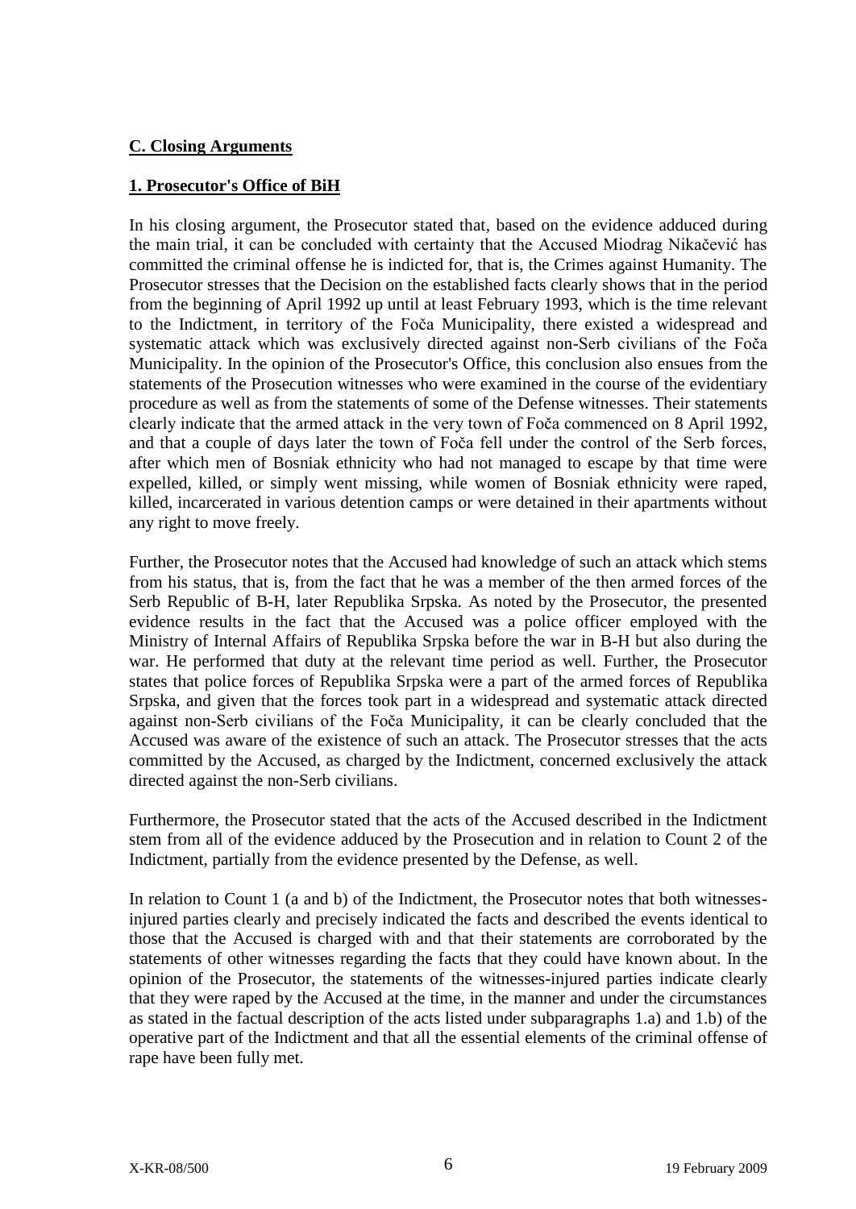## C. Closing Arguments

### 1. Prosecutor's Office of BiH

In his closing argument, the Prosecutor stated that, based on the evidence adduced during the main trial, it can be concluded with certainty that the Accused Miodrag Nikačević has committed the criminal offense he is indicted for, that is, the Crimes against Humanity. The Prosecutor stresses that the Decision on the established facts clearly shows that in the period from the beginning of April 1992 up until at least February 1993, which is the time relevant to the Indictment, in territory of the Foča Municipality, there existed a widespread and systematic attack which was exclusively directed against non-Serb civilians of the Foča Municipality. In the opinion of the Prosecutor's Office, this conclusion also ensues from the statements of the Prosecution witnesses who were examined in the course of the evidentiary procedure as well as from the statements of some of the Defense witnesses. Their statements clearly indicate that the armed attack in the very town of Foča commenced on 8 April 1992, and that a couple of days later the town of Foča fell under the control of the Serb forces, after which men of Bosniak ethnicity who had not managed to escape by that time were expelled, killed, or simply went missing, while women of Bosniak ethnicity were raped, killed, incarcerated in various detention camps or were detained in their apartments without any right to move freely.

Further, the Prosecutor notes that the Accused had knowledge of such an attack which stems from his status, that is, from the fact that he was a member of the then armed forces of the Serb Republic of B-H, later Republika Srpska. As noted by the Prosecutor, the presented evidence results in the fact that the Accused was a police officer employed with the Ministry of Internal Affairs of Republika Srpska before the war in B-H but also during the war. He performed that duty at the relevant time period as well. Further, the Prosecutor states that police forces of Republika Srpska were a part of the armed forces of Republika Srpska, and given that the forces took part in a widespread and systematic attack directed against non-Serb civilians of the Foča Municipality, it can be clearly concluded that the Accused was aware of the existence of such an attack. The Prosecutor stresses that the acts committed by the Accused, as charged by the Indictment, concerned exclusively the attack directed against the non-Serb civilians.

Furthermore, the Prosecutor stated that the acts of the Accused described in the Indictment stem from all of the evidence adduced by the Prosecution and in relation to Count 2 of the Indictment, partially from the evidence presented by the Defense, as well.

In relation to Count 1 (a and b) of the Indictment, the Prosecutor notes that both witnesses-injured parties clearly and precisely indicated the facts and described the events identical to those that the Accused is charged with and that their statements are corroborated by the statements of other witnesses regarding the facts that they could have known about. In the opinion of the Prosecutor, the statements of the witnesses-injured parties indicate clearly that they were raped by the Accused at the time, in the manner and under the circumstances as stated in the factual description of the acts listed under subparagraphs 1.a) and 1.b) of the operative part of the Indictment and that all the essential elements of the criminal offense of rape have been fully met.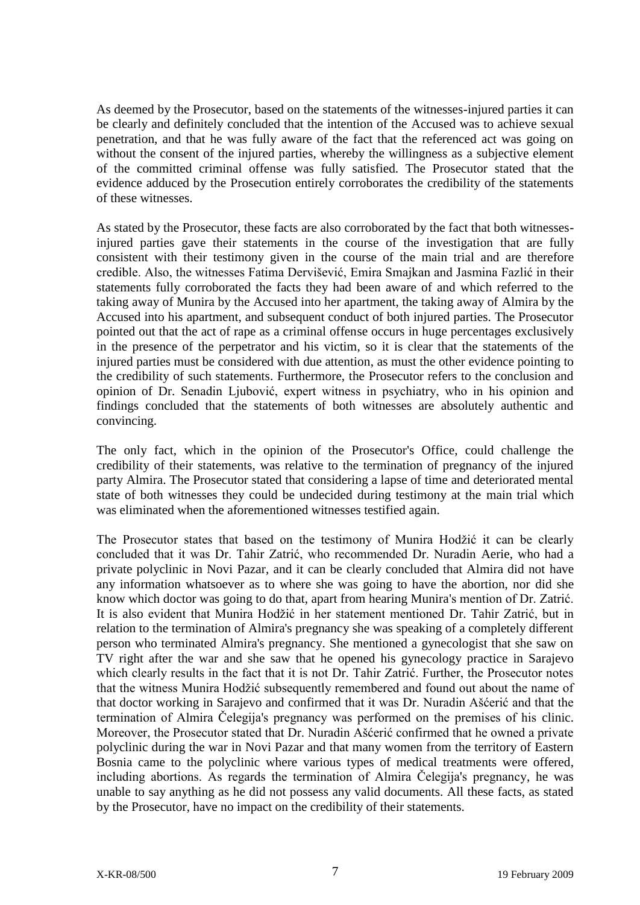As deemed by the Prosecutor, based on the statements of the witnesses-injured parties it can be clearly and definitely concluded that the intention of the Accused was to achieve sexual penetration, and that he was fully aware of the fact that the referenced act was going on without the consent of the injured parties, whereby the willingness as a subjective element of the committed criminal offense was fully satisfied. The Prosecutor stated that the evidence adduced by the Prosecution entirely corroborates the credibility of the statements of these witnesses.

As stated by the Prosecutor, these facts are also corroborated by the fact that both witnesses-injured parties gave their statements in the course of the investigation that are fully consistent with their testimony given in the course of the main trial and are therefore credible. Also, the witnesses Fatima Dervišević, Emira Smajkan and Jasmina Fazlić in their statements fully corroborated the facts they had been aware of and which referred to the taking away of Munira by the Accused into her apartment, the taking away of Almira by the Accused into his apartment, and subsequent conduct of both injured parties. The Prosecutor pointed out that the act of rape as a criminal offense occurs in huge percentages exclusively in the presence of the perpetrator and his victim, so it is clear that the statements of the injured parties must be considered with due attention, as must the other evidence pointing to the credibility of such statements. Furthermore, the Prosecutor refers to the conclusion and opinion of Dr. Senadin Ljubović, expert witness in psychiatry, who in his opinion and findings concluded that the statements of both witnesses are absolutely authentic and convincing.

The only fact, which in the opinion of the Prosecutor's Office, could challenge the credibility of their statements, was relative to the termination of pregnancy of the injured party Almira. The Prosecutor stated that considering a lapse of time and deteriorated mental state of both witnesses they could be undecided during testimony at the main trial which was eliminated when the aforementioned witnesses testified again.

The Prosecutor states that based on the testimony of Munira Hodžić it can be clearly concluded that it was Dr. Tahir Zatrić, who recommended Dr. Nuradin Aerie, who had a private polyclinic in Novi Pazar, and it can be clearly concluded that Almira did not have any information whatsoever as to where she was going to have the abortion, nor did she know which doctor was going to do that, apart from hearing Munira's mention of Dr. Zatrić. It is also evident that Munira Hodžić in her statement mentioned Dr. Tahir Zatrić, but in relation to the termination of Almira's pregnancy she was speaking of a completely different person who terminated Almira's pregnancy. She mentioned a gynecologist that she saw on TV right after the war and she saw that he opened his gynecology practice in Sarajevo which clearly results in the fact that it is not Dr. Tahir Zatrić. Further, the Prosecutor notes that the witness Munira Hodžić subsequently remembered and found out about the name of that doctor working in Sarajevo and confirmed that it was Dr. Nuradin Ašćerić and that the termination of Almira Čelegija's pregnancy was performed on the premises of his clinic. Moreover, the Prosecutor stated that Dr. Nuradin Ašćerić confirmed that he owned a private polyclinic during the war in Novi Pazar and that many women from the territory of Eastern Bosnia came to the polyclinic where various types of medical treatments were offered, including abortions. As regards the termination of Almira Čelegija's pregnancy, he was unable to say anything as he did not possess any valid documents. All these facts, as stated by the Prosecutor, have no impact on the credibility of their statements.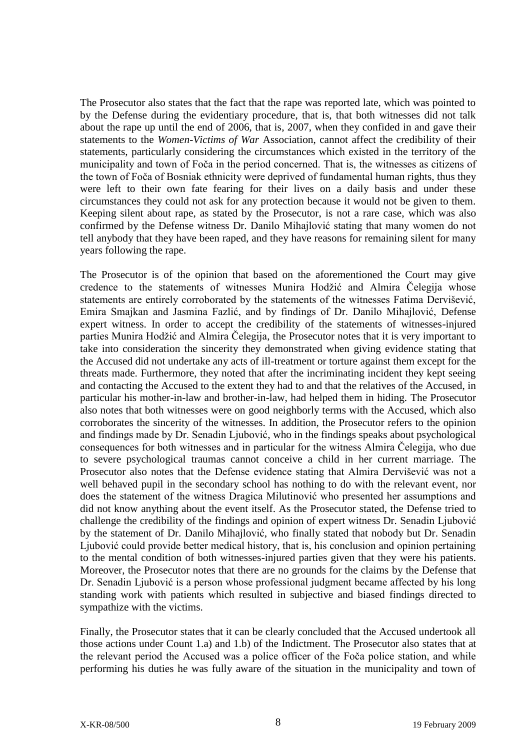The Prosecutor also states that the fact that the rape was reported late, which was pointed to by the Defense during the evidentiary procedure, that is, that both witnesses did not talk about the rape up until the end of 2006, that is, 2007, when they confided in and gave their statements to the *Women-Victims of War* Association, cannot affect the credibility of their statements, particularly considering the circumstances which existed in the territory of the municipality and town of Foča in the period concerned. That is, the witnesses as citizens of the town of Foča of Bosniak ethnicity were deprived of fundamental human rights, thus they were left to their own fate fearing for their lives on a daily basis and under these circumstances they could not ask for any protection because it would not be given to them. Keeping silent about rape, as stated by the Prosecutor, is not a rare case, which was also confirmed by the Defense witness Dr. Danilo Mihajlović stating that many women do not tell anybody that they have been raped, and they have reasons for remaining silent for many years following the rape.

The Prosecutor is of the opinion that based on the aforementioned the Court may give credence to the statements of witnesses Munira Hodžić and Almira Čelegija whose statements are entirely corroborated by the statements of the witnesses Fatima Dervišević, Emira Smajkan and Jasmina Fazlić, and by findings of Dr. Danilo Mihajlović, Defense expert witness. In order to accept the credibility of the statements of witnesses-injured parties Munira Hodžić and Almira Čelegija, the Prosecutor notes that it is very important to take into consideration the sincerity they demonstrated when giving evidence stating that the Accused did not undertake any acts of ill-treatment or torture against them except for the threats made. Furthermore, they noted that after the incriminating incident they kept seeing and contacting the Accused to the extent they had to and that the relatives of the Accused, in particular his mother-in-law and brother-in-law, had helped them in hiding. The Prosecutor also notes that both witnesses were on good neighborly terms with the Accused, which also corroborates the sincerity of the witnesses. In addition, the Prosecutor refers to the opinion and findings made by Dr. Senadin Ljubović, who in the findings speaks about psychological consequences for both witnesses and in particular for the witness Almira Čelegija, who due to severe psychological traumas cannot conceive a child in her current marriage. The Prosecutor also notes that the Defense evidence stating that Almira Dervišević was not a well behaved pupil in the secondary school has nothing to do with the relevant event, nor does the statement of the witness Dragica Milutinović who presented her assumptions and did not know anything about the event itself. As the Prosecutor stated, the Defense tried to challenge the credibility of the findings and opinion of expert witness Dr. Senadin Ljubović by the statement of Dr. Danilo Mihajlović, who finally stated that nobody but Dr. Senadin Ljubović could provide better medical history, that is, his conclusion and opinion pertaining to the mental condition of both witnesses-injured parties given that they were his patients. Moreover, the Prosecutor notes that there are no grounds for the claims by the Defense that Dr. Senadin Ljubović is a person whose professional judgment became affected by his long standing work with patients which resulted in subjective and biased findings directed to sympathize with the victims.

Finally, the Prosecutor states that it can be clearly concluded that the Accused undertook all those actions under Count 1.a) and 1.b) of the Indictment. The Prosecutor also states that at the relevant period the Accused was a police officer of the Foča police station, and while performing his duties he was fully aware of the situation in the municipality and town of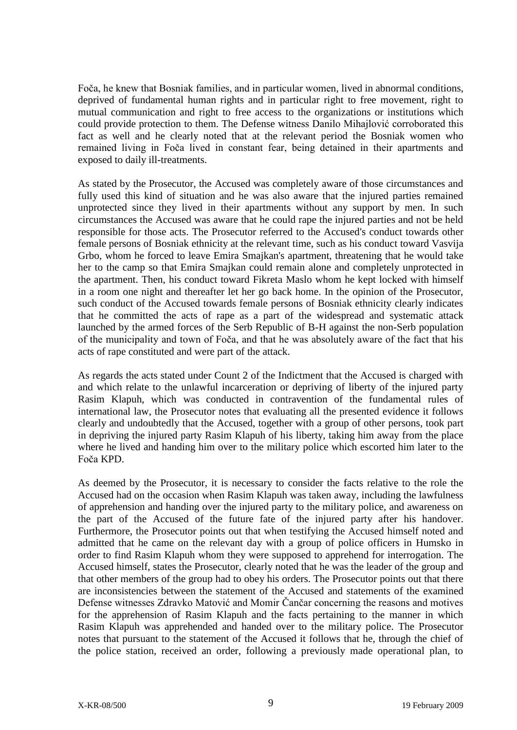Foča, he knew that Bosniak families, and in particular women, lived in abnormal conditions, deprived of fundamental human rights and in particular right to free movement, right to mutual communication and right to free access to the organizations or institutions which could provide protection to them. The Defense witness Danilo Mihajlović corroborated this fact as well and he clearly noted that at the relevant period the Bosniak women who remained living in Foča lived in constant fear, being detained in their apartments and exposed to daily ill-treatments.

As stated by the Prosecutor, the Accused was completely aware of those circumstances and fully used this kind of situation and he was also aware that the injured parties remained unprotected since they lived in their apartments without any support by men. In such circumstances the Accused was aware that he could rape the injured parties and not be held responsible for those acts. The Prosecutor referred to the Accused's conduct towards other female persons of Bosniak ethnicity at the relevant time, such as his conduct toward Vasvija Grbo, whom he forced to leave Emira Smajkan's apartment, threatening that he would take her to the camp so that Emira Smajkan could remain alone and completely unprotected in the apartment. Then, his conduct toward Fikreta Maslo whom he kept locked with himself in a room one night and thereafter let her go back home. In the opinion of the Prosecutor, such conduct of the Accused towards female persons of Bosniak ethnicity clearly indicates that he committed the acts of rape as a part of the widespread and systematic attack launched by the armed forces of the Serb Republic of B-H against the non-Serb population of the municipality and town of Foča, and that he was absolutely aware of the fact that his acts of rape constituted and were part of the attack.

As regards the acts stated under Count 2 of the Indictment that the Accused is charged with and which relate to the unlawful incarceration or depriving of liberty of the injured party Rasim Klapuh, which was conducted in contravention of the fundamental rules of international law, the Prosecutor notes that evaluating all the presented evidence it follows clearly and undoubtedly that the Accused, together with a group of other persons, took part in depriving the injured party Rasim Klapuh of his liberty, taking him away from the place where he lived and handing him over to the military police which escorted him later to the Foča KPD.

As deemed by the Prosecutor, it is necessary to consider the facts relative to the role the Accused had on the occasion when Rasim Klapuh was taken away, including the lawfulness of apprehension and handing over the injured party to the military police, and awareness on the part of the Accused of the future fate of the injured party after his handover. Furthermore, the Prosecutor points out that when testifying the Accused himself noted and admitted that he came on the relevant day with a group of police officers in Humsko in order to find Rasim Klapuh whom they were supposed to apprehend for interrogation. The Accused himself, states the Prosecutor, clearly noted that he was the leader of the group and that other members of the group had to obey his orders. The Prosecutor points out that there are inconsistencies between the statement of the Accused and statements of the examined Defense witnesses Zdravko Matović and Momir Čančar concerning the reasons and motives for the apprehension of Rasim Klapuh and the facts pertaining to the manner in which Rasim Klapuh was apprehended and handed over to the military police. The Prosecutor notes that pursuant to the statement of the Accused it follows that he, through the chief of the police station, received an order, following a previously made operational plan, to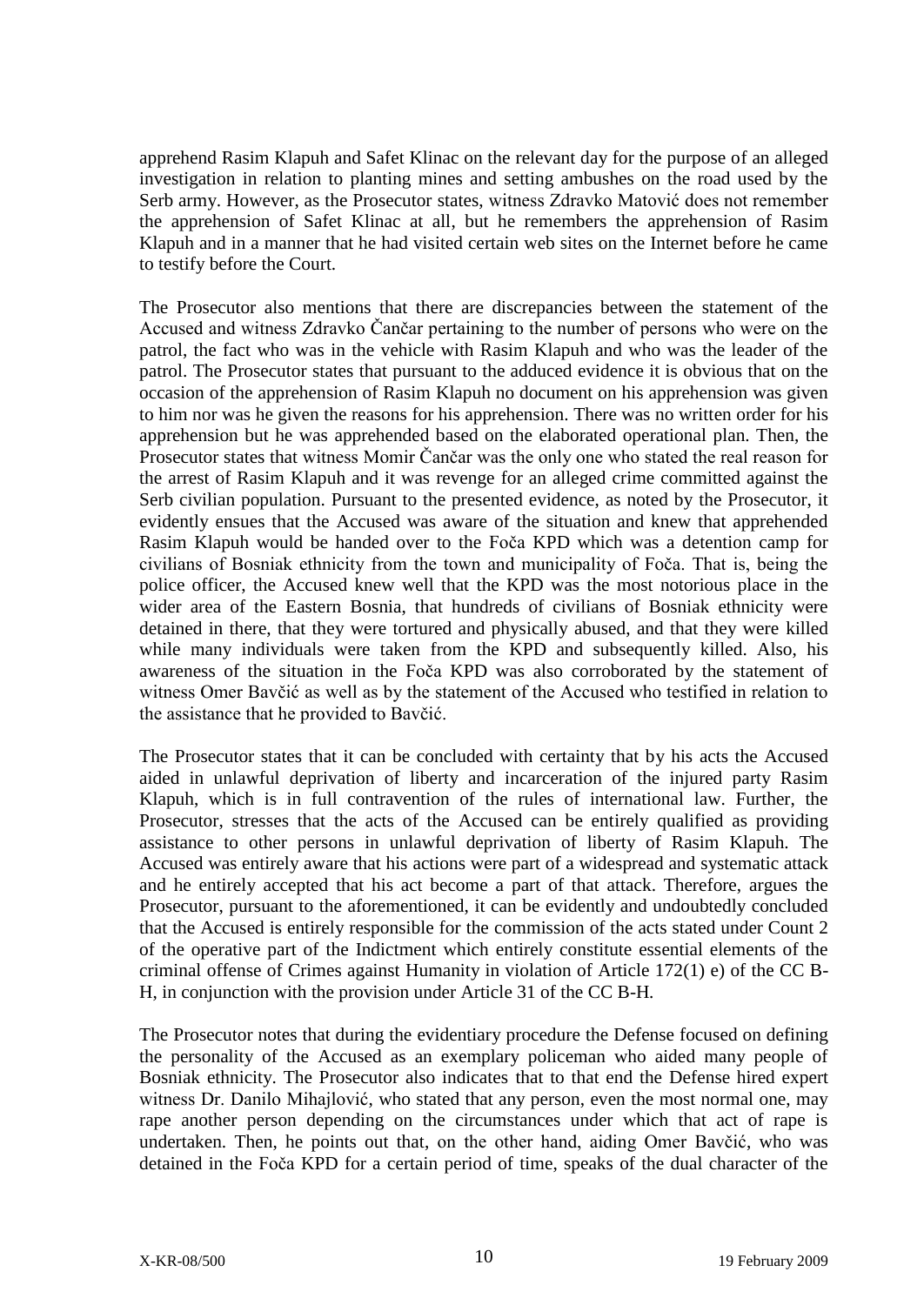apprehend Rasim Klapuh and Safet Klinac on the relevant day for the purpose of an alleged investigation in relation to planting mines and setting ambushes on the road used by the Serb army. However, as the Prosecutor states, witness Zdravko Matović does not remember the apprehension of Safet Klinac at all, but he remembers the apprehension of Rasim Klapuh and in a manner that he had visited certain web sites on the Internet before he came to testify before the Court.

The Prosecutor also mentions that there are discrepancies between the statement of the Accused and witness Zdravko Čančar pertaining to the number of persons who were on the patrol, the fact who was in the vehicle with Rasim Klapuh and who was the leader of the patrol. The Prosecutor states that pursuant to the adduced evidence it is obvious that on the occasion of the apprehension of Rasim Klapuh no document on his apprehension was given to him nor was he given the reasons for his apprehension. There was no written order for his apprehension but he was apprehended based on the elaborated operational plan. Then, the Prosecutor states that witness Momir Čančar was the only one who stated the real reason for the arrest of Rasim Klapuh and it was revenge for an alleged crime committed against the Serb civilian population. Pursuant to the presented evidence, as noted by the Prosecutor, it evidently ensues that the Accused was aware of the situation and knew that apprehended Rasim Klapuh would be handed over to the Foča KPD which was a detention camp for civilians of Bosniak ethnicity from the town and municipality of Foča. That is, being the police officer, the Accused knew well that the KPD was the most notorious place in the wider area of the Eastern Bosnia, that hundreds of civilians of Bosniak ethnicity were detained in there, that they were tortured and physically abused, and that they were killed while many individuals were taken from the KPD and subsequently killed. Also, his awareness of the situation in the Foča KPD was also corroborated by the statement of witness Omer Bavčić as well as by the statement of the Accused who testified in relation to the assistance that he provided to Bavčić.

The Prosecutor states that it can be concluded with certainty that by his acts the Accused aided in unlawful deprivation of liberty and incarceration of the injured party Rasim Klapuh, which is in full contravention of the rules of international law. Further, the Prosecutor, stresses that the acts of the Accused can be entirely qualified as providing assistance to other persons in unlawful deprivation of liberty of Rasim Klapuh. The Accused was entirely aware that his actions were part of a widespread and systematic attack and he entirely accepted that his act become a part of that attack. Therefore, argues the Prosecutor, pursuant to the aforementioned, it can be evidently and undoubtedly concluded that the Accused is entirely responsible for the commission of the acts stated under Count 2 of the operative part of the Indictment which entirely constitute essential elements of the criminal offense of Crimes against Humanity in violation of Article 172(1) e) of the CC B-H, in conjunction with the provision under Article 31 of the CC B-H.

The Prosecutor notes that during the evidentiary procedure the Defense focused on defining the personality of the Accused as an exemplary policeman who aided many people of Bosniak ethnicity. The Prosecutor also indicates that to that end the Defense hired expert witness Dr. Danilo Mihajlović, who stated that any person, even the most normal one, may rape another person depending on the circumstances under which that act of rape is undertaken. Then, he points out that, on the other hand, aiding Omer Bavčić, who was detained in the Foča KPD for a certain period of time, speaks of the dual character of the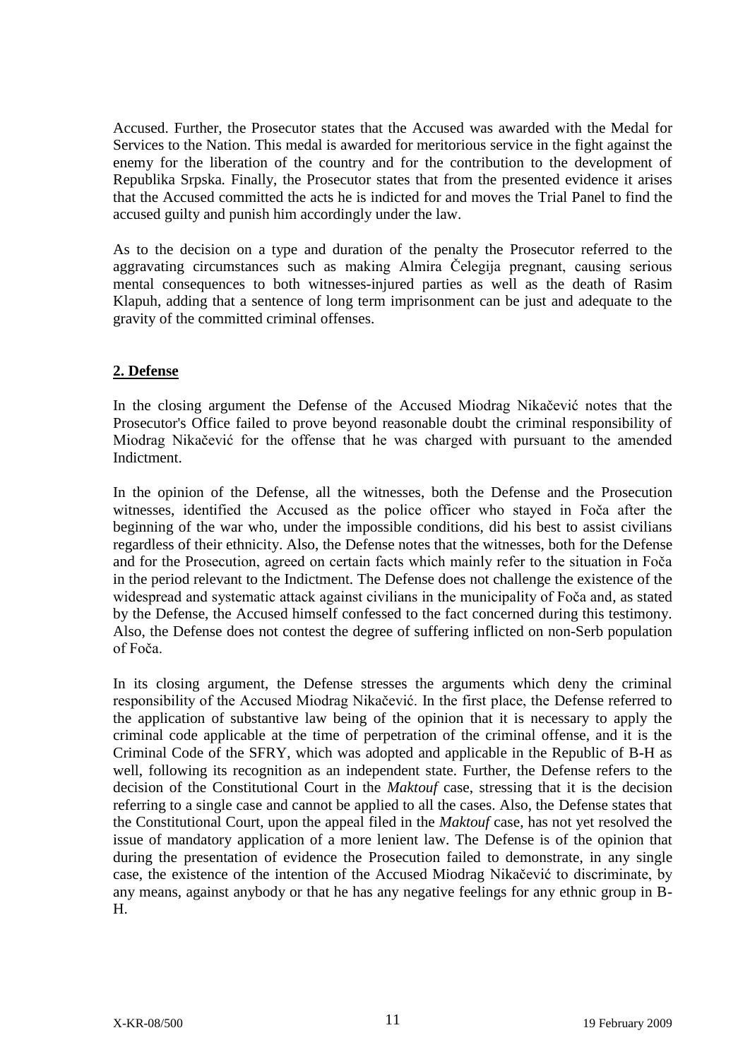Accused. Further, the Prosecutor states that the Accused was awarded with the Medal for Services to the Nation. This medal is awarded for meritorious service in the fight against the enemy for the liberation of the country and for the contribution to the development of Republika Srpska. Finally, the Prosecutor states that from the presented evidence it arises that the Accused committed the acts he is indicted for and moves the Trial Panel to find the accused guilty and punish him accordingly under the law.

As to the decision on a type and duration of the penalty the Prosecutor referred to the aggravating circumstances such as making Almira Čelegija pregnant, causing serious mental consequences to both witnesses-injured parties as well as the death of Rasim Klapuh, adding that a sentence of long term imprisonment can be just and adequate to the gravity of the committed criminal offenses.

## 2. Defense

In the closing argument the Defense of the Accused Miodrag Nikačević notes that the Prosecutor's Office failed to prove beyond reasonable doubt the criminal responsibility of Miodrag Nikačević for the offense that he was charged with pursuant to the amended Indictment.

In the opinion of the Defense, all the witnesses, both the Defense and the Prosecution witnesses, identified the Accused as the police officer who stayed in Foča after the beginning of the war who, under the impossible conditions, did his best to assist civilians regardless of their ethnicity. Also, the Defense notes that the witnesses, both for the Defense and for the Prosecution, agreed on certain facts which mainly refer to the situation in Foča in the period relevant to the Indictment. The Defense does not challenge the existence of the widespread and systematic attack against civilians in the municipality of Foča and, as stated by the Defense, the Accused himself confessed to the fact concerned during this testimony. Also, the Defense does not contest the degree of suffering inflicted on non-Serb population of Foča.

In its closing argument, the Defense stresses the arguments which deny the criminal responsibility of the Accused Miodrag Nikačević. In the first place, the Defense referred to the application of substantive law being of the opinion that it is necessary to apply the criminal code applicable at the time of perpetration of the criminal offense, and it is the Criminal Code of the SFRY, which was adopted and applicable in the Republic of B-H as well, following its recognition as an independent state. Further, the Defense refers to the decision of the Constitutional Court in the *Maktouf* case, stressing that it is the decision referring to a single case and cannot be applied to all the cases. Also, the Defense states that the Constitutional Court, upon the appeal filed in the *Maktouf* case, has not yet resolved the issue of mandatory application of a more lenient law. The Defense is of the opinion that during the presentation of evidence the Prosecution failed to demonstrate, in any single case, the existence of the intention of the Accused Miodrag Nikačević to discriminate, by any means, against anybody or that he has any negative feelings for any ethnic group in B-H.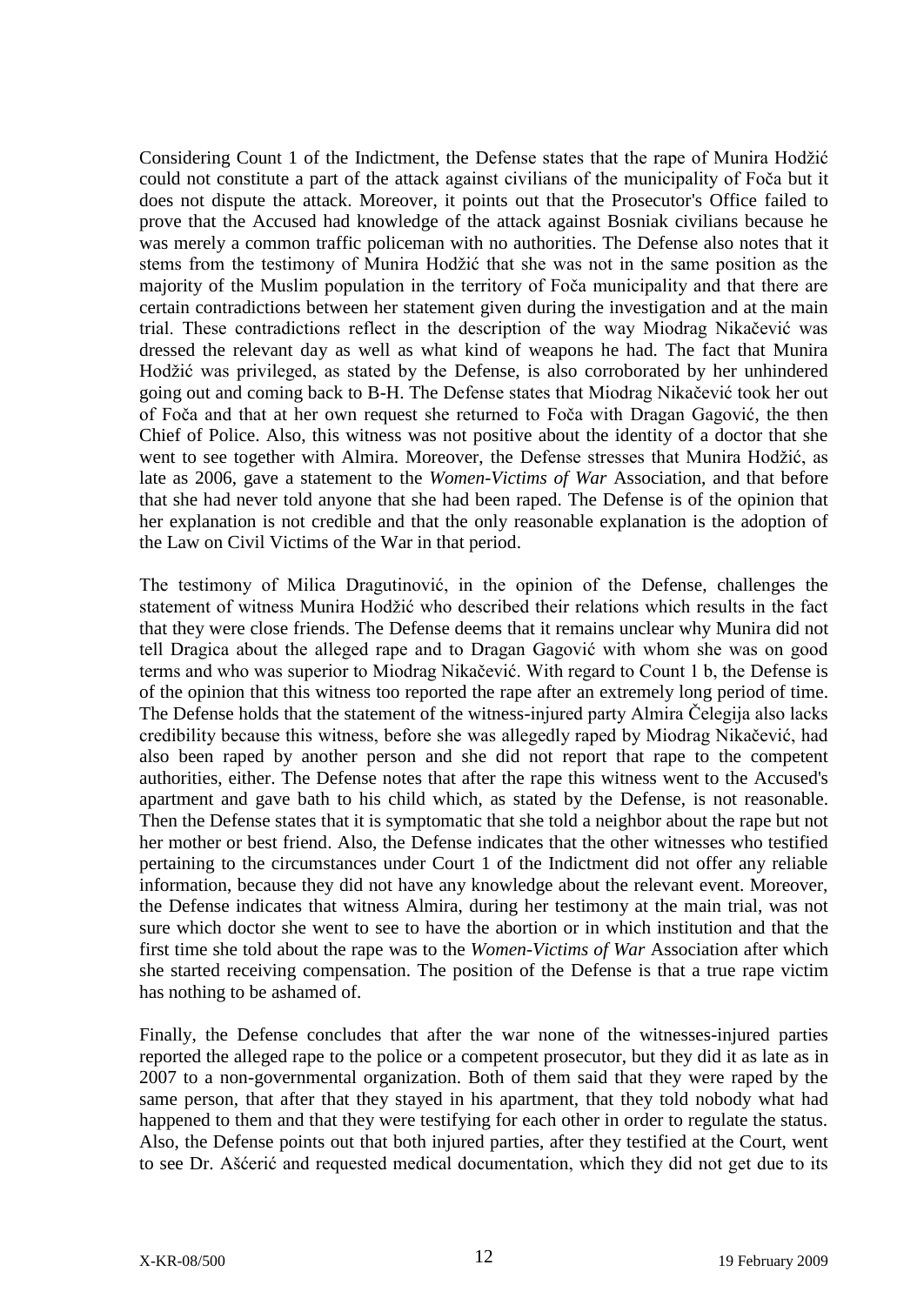Considering Count 1 of the Indictment, the Defense states that the rape of Munira Hodžić could not constitute a part of the attack against civilians of the municipality of Foča but it does not dispute the attack. Moreover, it points out that the Prosecutor's Office failed to prove that the Accused had knowledge of the attack against Bosniak civilians because he was merely a common traffic policeman with no authorities. The Defense also notes that it stems from the testimony of Munira Hodžić that she was not in the same position as the majority of the Muslim population in the territory of Foča municipality and that there are certain contradictions between her statement given during the investigation and at the main trial. These contradictions reflect in the description of the way Miodrag Nikačević was dressed the relevant day as well as what kind of weapons he had. The fact that Munira Hodžić was privileged, as stated by the Defense, is also corroborated by her unhindered going out and coming back to B-H. The Defense states that Miodrag Nikačević took her out of Foča and that at her own request she returned to Foča with Dragan Gagović, the then Chief of Police. Also, this witness was not positive about the identity of a doctor that she went to see together with Almira. Moreover, the Defense stresses that Munira Hodžić, as late as 2006, gave a statement to the *Women-Victims of War* Association, and that before that she had never told anyone that she had been raped. The Defense is of the opinion that her explanation is not credible and that the only reasonable explanation is the adoption of the Law on Civil Victims of the War in that period.

The testimony of Milica Dragutinović, in the opinion of the Defense, challenges the statement of witness Munira Hodžić who described their relations which results in the fact that they were close friends. The Defense deems that it remains unclear why Munira did not tell Dragica about the alleged rape and to Dragan Gagović with whom she was on good terms and who was superior to Miodrag Nikačević. With regard to Count 1 b, the Defense is of the opinion that this witness too reported the rape after an extremely long period of time. The Defense holds that the statement of the witness-injured party Almira Čelegija also lacks credibility because this witness, before she was allegedly raped by Miodrag Nikačević, had also been raped by another person and she did not report that rape to the competent authorities, either. The Defense notes that after the rape this witness went to the Accused's apartment and gave bath to his child which, as stated by the Defense, is not reasonable. Then the Defense states that it is symptomatic that she told a neighbor about the rape but not her mother or best friend. Also, the Defense indicates that the other witnesses who testified pertaining to the circumstances under Court 1 of the Indictment did not offer any reliable information, because they did not have any knowledge about the relevant event. Moreover, the Defense indicates that witness Almira, during her testimony at the main trial, was not sure which doctor she went to see to have the abortion or in which institution and that the first time she told about the rape was to the *Women-Victims of War* Association after which she started receiving compensation. The position of the Defense is that a true rape victim has nothing to be ashamed of.

Finally, the Defense concludes that after the war none of the witnesses-injured parties reported the alleged rape to the police or a competent prosecutor, but they did it as late as in 2007 to a non-governmental organization. Both of them said that they were raped by the same person, that after that they stayed in his apartment, that they told nobody what had happened to them and that they were testifying for each other in order to regulate the status. Also, the Defense points out that both injured parties, after they testified at the Court, went to see Dr. Ašćerić and requested medical documentation, which they did not get due to its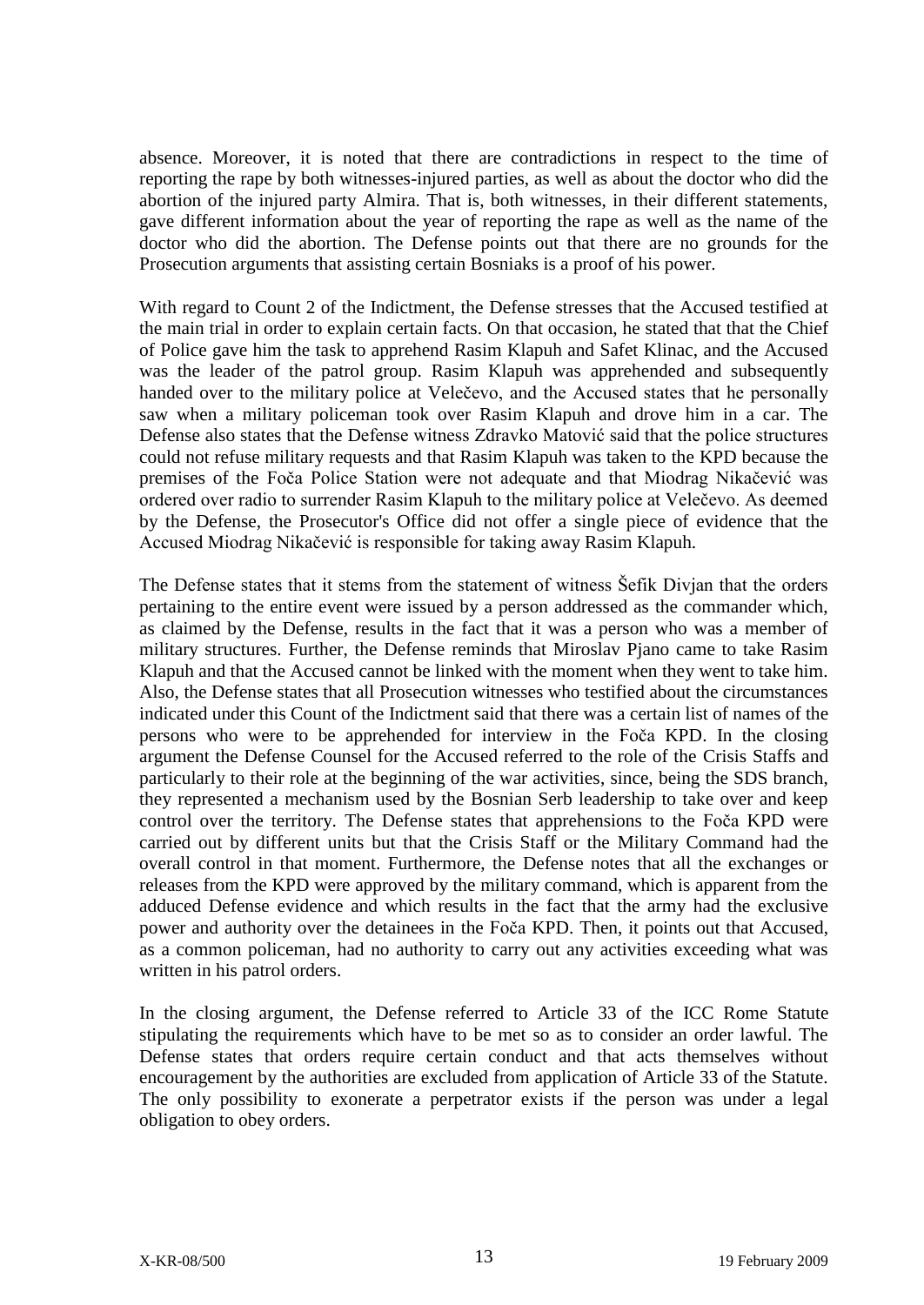absence. Moreover, it is noted that there are contradictions in respect to the time of reporting the rape by both witnesses-injured parties, as well as about the doctor who did the abortion of the injured party Almira. That is, both witnesses, in their different statements, gave different information about the year of reporting the rape as well as the name of the doctor who did the abortion. The Defense points out that there are no grounds for the Prosecution arguments that assisting certain Bosniaks is a proof of his power.

With regard to Count 2 of the Indictment, the Defense stresses that the Accused testified at the main trial in order to explain certain facts. On that occasion, he stated that that the Chief of Police gave him the task to apprehend Rasim Klapuh and Safet Klinac, and the Accused was the leader of the patrol group. Rasim Klapuh was apprehended and subsequently handed over to the military police at Velečevo, and the Accused states that he personally saw when a military policeman took over Rasim Klapuh and drove him in a car. The Defense also states that the Defense witness Zdravko Matović said that the police structures could not refuse military requests and that Rasim Klapuh was taken to the KPD because the premises of the Foča Police Station were not adequate and that Miodrag Nikačević was ordered over radio to surrender Rasim Klapuh to the military police at Velečevo. As deemed by the Defense, the Prosecutor's Office did not offer a single piece of evidence that the Accused Miodrag Nikačević is responsible for taking away Rasim Klapuh.

The Defense states that it stems from the statement of witness Šefik Divjan that the orders pertaining to the entire event were issued by a person addressed as the commander which, as claimed by the Defense, results in the fact that it was a person who was a member of military structures. Further, the Defense reminds that Miroslav Pjano came to take Rasim Klapuh and that the Accused cannot be linked with the moment when they went to take him. Also, the Defense states that all Prosecution witnesses who testified about the circumstances indicated under this Count of the Indictment said that there was a certain list of names of the persons who were to be apprehended for interview in the Foča KPD. In the closing argument the Defense Counsel for the Accused referred to the role of the Crisis Staffs and particularly to their role at the beginning of the war activities, since, being the SDS branch, they represented a mechanism used by the Bosnian Serb leadership to take over and keep control over the territory. The Defense states that apprehensions to the Foča KPD were carried out by different units but that the Crisis Staff or the Military Command had the overall control in that moment. Furthermore, the Defense notes that all the exchanges or releases from the KPD were approved by the military command, which is apparent from the adduced Defense evidence and which results in the fact that the army had the exclusive power and authority over the detainees in the Foča KPD. Then, it points out that Accused, as a common policeman, had no authority to carry out any activities exceeding what was written in his patrol orders.

In the closing argument, the Defense referred to Article 33 of the ICC Rome Statute stipulating the requirements which have to be met so as to consider an order lawful. The Defense states that orders require certain conduct and that acts themselves without encouragement by the authorities are excluded from application of Article 33 of the Statute. The only possibility to exonerate a perpetrator exists if the person was under a legal obligation to obey orders.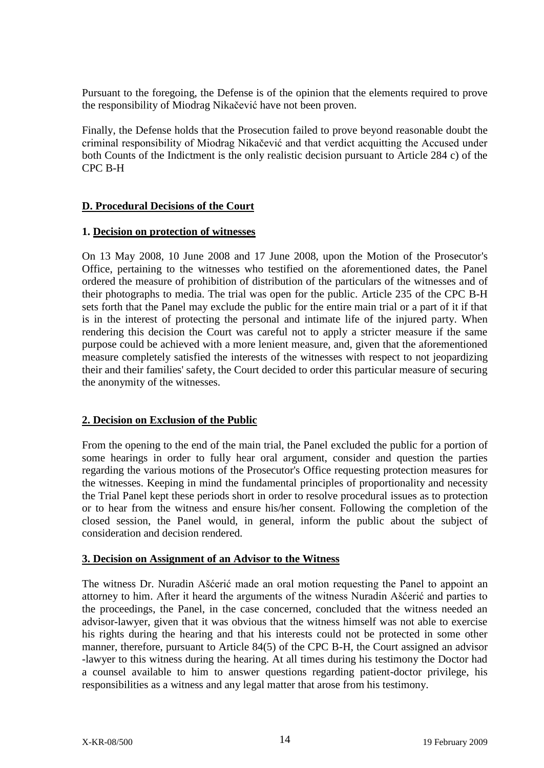Pursuant to the foregoing, the Defense is of the opinion that the elements required to prove the responsibility of Miodrag Nikačević have not been proven.

Finally, the Defense holds that the Prosecution failed to prove beyond reasonable doubt the criminal responsibility of Miodrag Nikačević and that verdict acquitting the Accused under both Counts of the Indictment is the only realistic decision pursuant to Article 284 c) of the CPC B-H

## D. Procedural Decisions of the Court

### 1. Decision on protection of witnesses

On 13 May 2008, 10 June 2008 and 17 June 2008, upon the Motion of the Prosecutor's Office, pertaining to the witnesses who testified on the aforementioned dates, the Panel ordered the measure of prohibition of distribution of the particulars of the witnesses and of their photographs to media. The trial was open for the public. Article 235 of the CPC B-H sets forth that the Panel may exclude the public for the entire main trial or a part of it if that is in the interest of protecting the personal and intimate life of the injured party. When rendering this decision the Court was careful not to apply a stricter measure if the same purpose could be achieved with a more lenient measure, and, given that the aforementioned measure completely satisfied the interests of the witnesses with respect to not jeopardizing their and their families' safety, the Court decided to order this particular measure of securing the anonymity of the witnesses.

### 2. Decision on Exclusion of the Public

From the opening to the end of the main trial, the Panel excluded the public for a portion of some hearings in order to fully hear oral argument, consider and question the parties regarding the various motions of the Prosecutor's Office requesting protection measures for the witnesses. Keeping in mind the fundamental principles of proportionality and necessity the Trial Panel kept these periods short in order to resolve procedural issues as to protection or to hear from the witness and ensure his/her consent. Following the completion of the closed session, the Panel would, in general, inform the public about the subject of consideration and decision rendered.

### 3. Decision on Assignment of an Advisor to the Witness

The witness Dr. Nuradin Ašćerić made an oral motion requesting the Panel to appoint an attorney to him. After it heard the arguments of the witness Nuradin Ašćerić and parties to the proceedings, the Panel, in the case concerned, concluded that the witness needed an advisor-lawyer, given that it was obvious that the witness himself was not able to exercise his rights during the hearing and that his interests could not be protected in some other manner, therefore, pursuant to Article 84(5) of the CPC B-H, the Court assigned an advisor -lawyer to this witness during the hearing. At all times during his testimony the Doctor had a counsel available to him to answer questions regarding patient-doctor privilege, his responsibilities as a witness and any legal matter that arose from his testimony.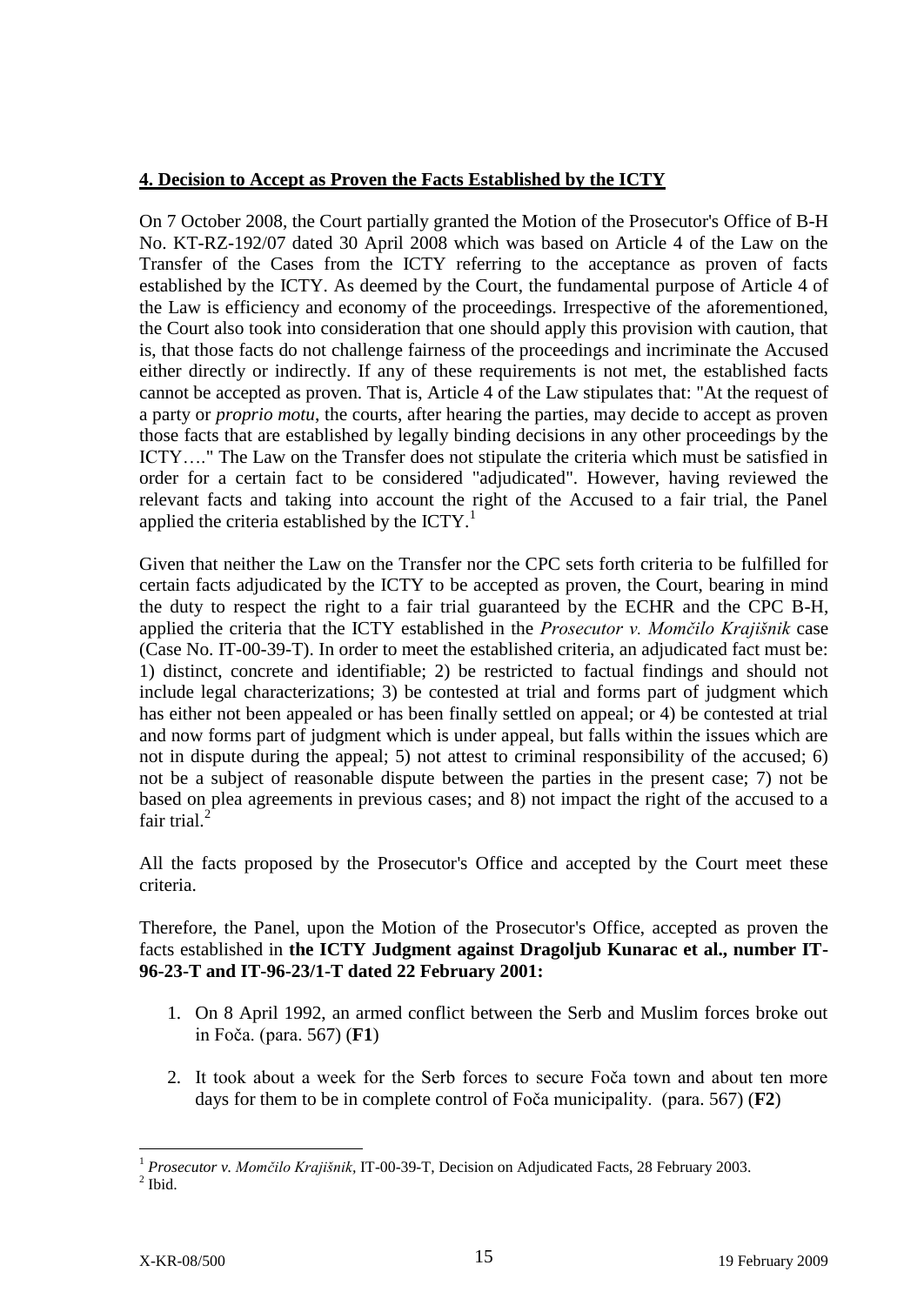**4. Decision to Accept as Proven the Facts Established by the ICTY**

On 7 October 2008, the Court partially granted the Motion of the Prosecutor's Office of B-H No. KT-RZ-192/07 dated 30 April 2008 which was based on Article 4 of the Law on the Transfer of the Cases from the ICTY referring to the acceptance as proven of facts established by the ICTY. As deemed by the Court, the fundamental purpose of Article 4 of the Law is efficiency and economy of the proceedings. Irrespective of the aforementioned, the Court also took into consideration that one should apply this provision with caution, that is, that those facts do not challenge fairness of the proceedings and incriminate the Accused either directly or indirectly. If any of these requirements is not met, the established facts cannot be accepted as proven. That is, Article 4 of the Law stipulates that: "At the request of a party or *proprio motu*, the courts, after hearing the parties, may decide to accept as proven those facts that are established by legally binding decisions in any other proceedings by the ICTY…." The Law on the Transfer does not stipulate the criteria which must be satisfied in order for a certain fact to be considered "adjudicated". However, having reviewed the relevant facts and taking into account the right of the Accused to a fair trial, the Panel applied the criteria established by the ICTY.[1]

Given that neither the Law on the Transfer nor the CPC sets forth criteria to be fulfilled for certain facts adjudicated by the ICTY to be accepted as proven, the Court, bearing in mind the duty to respect the right to a fair trial guaranteed by the ECHR and the CPC B-H, applied the criteria that the ICTY established in the *Prosecutor v. Momčilo Krajišnik* case (Case No. IT-00-39-T). In order to meet the established criteria, an adjudicated fact must be: 1) distinct, concrete and identifiable; 2) be restricted to factual findings and should not include legal characterizations; 3) be contested at trial and forms part of judgment which has either not been appealed or has been finally settled on appeal; or 4) be contested at trial and now forms part of judgment which is under appeal, but falls within the issues which are not in dispute during the appeal; 5) not attest to criminal responsibility of the accused; 6) not be a subject of reasonable dispute between the parties in the present case; 7) not be based on plea agreements in previous cases; and 8) not impact the right of the accused to a fair trial.[2]

All the facts proposed by the Prosecutor's Office and accepted by the Court meet these criteria.

Therefore, the Panel, upon the Motion of the Prosecutor's Office, accepted as proven the facts established in **the ICTY Judgment against Dragoljub Kunarac et al., number IT-96-23-T and IT-96-23/1-T dated 22 February 2001:**

1. On 8 April 1992, an armed conflict between the Serb and Muslim forces broke out in Foča. (para. 567) (**F1**)
2. It took about a week for the Serb forces to secure Foča town and about ten more days for them to be in complete control of Foča municipality. (para. 567) (**F2**)

---

[1] *Prosecutor v. Momčilo Krajišnik*, IT-00-39-T, Decision on Adjudicated Facts, 28 February 2003.

[2] Ibid.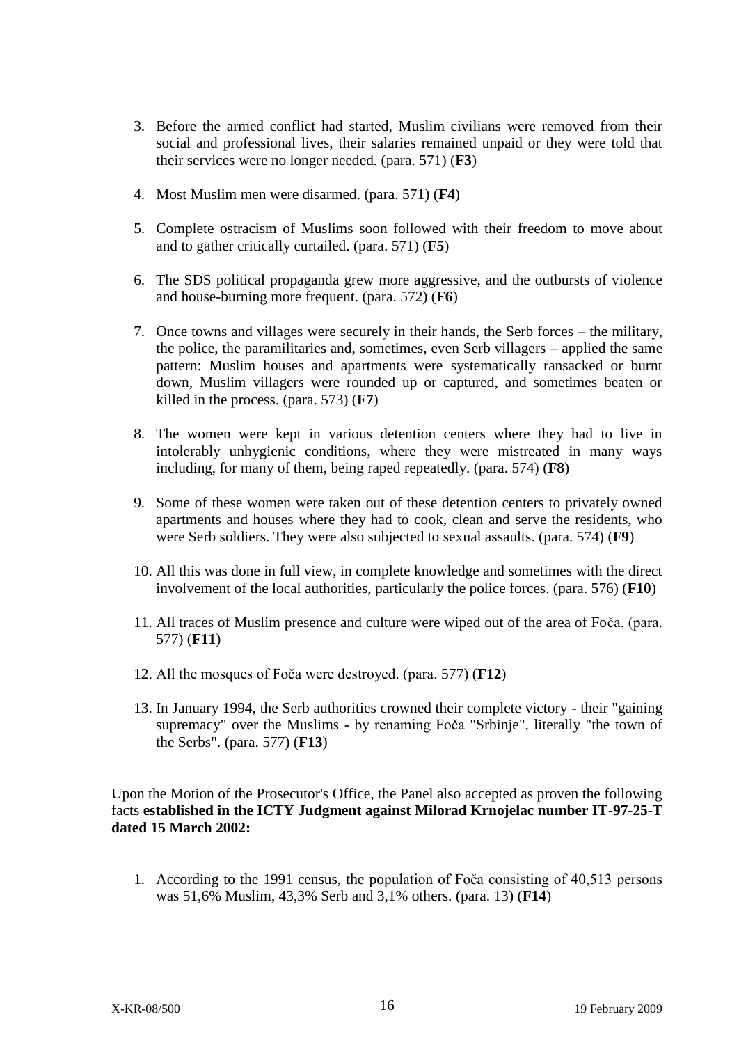3. Before the armed conflict had started, Muslim civilians were removed from their social and professional lives, their salaries remained unpaid or they were told that their services were no longer needed. (para. 571) (**F3**)

4. Most Muslim men were disarmed. (para. 571) (**F4**)

5. Complete ostracism of Muslims soon followed with their freedom to move about and to gather critically curtailed. (para. 571) (**F5**)

6. The SDS political propaganda grew more aggressive, and the outbursts of violence and house-burning more frequent. (para. 572) (**F6**)

7. Once towns and villages were securely in their hands, the Serb forces – the military, the police, the paramilitaries and, sometimes, even Serb villagers – applied the same pattern: Muslim houses and apartments were systematically ransacked or burnt down, Muslim villagers were rounded up or captured, and sometimes beaten or killed in the process. (para. 573) (**F7**)

8. The women were kept in various detention centers where they had to live in intolerably unhygienic conditions, where they were mistreated in many ways including, for many of them, being raped repeatedly. (para. 574) (**F8**)

9. Some of these women were taken out of these detention centers to privately owned apartments and houses where they had to cook, clean and serve the residents, who were Serb soldiers. They were also subjected to sexual assaults. (para. 574) (**F9**)

10. All this was done in full view, in complete knowledge and sometimes with the direct involvement of the local authorities, particularly the police forces. (para. 576) (**F10**)

11. All traces of Muslim presence and culture were wiped out of the area of Foča. (para. 577) (**F11**)

12. All the mosques of Foča were destroyed. (para. 577) (**F12**)

13. In January 1994, the Serb authorities crowned their complete victory - their "gaining supremacy" over the Muslims - by renaming Foča "Srbinje", literally "the town of the Serbs". (para. 577) (**F13**)

Upon the Motion of the Prosecutor's Office, the Panel also accepted as proven the following facts **established in the ICTY Judgment against Milorad Krnojelac number IT-97-25-T dated 15 March 2002:**

1. According to the 1991 census, the population of Foča consisting of 40,513 persons was 51,6% Muslim, 43,3% Serb and 3,1% others. (para. 13) (**F14**)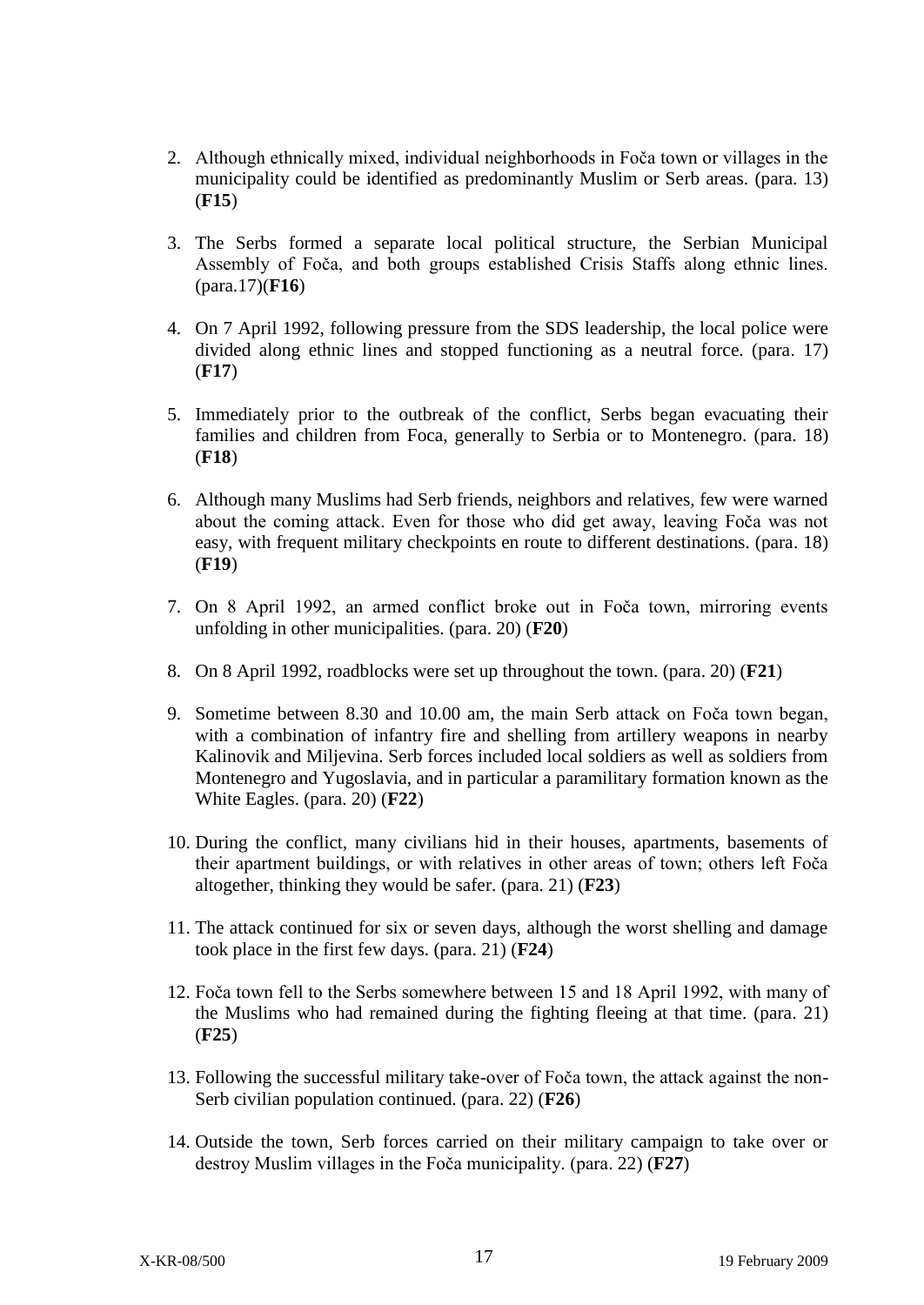2. Although ethnically mixed, individual neighborhoods in Foča town or villages in the municipality could be identified as predominantly Muslim or Serb areas. (para. 13) (**F15**)

3. The Serbs formed a separate local political structure, the Serbian Municipal Assembly of Foča, and both groups established Crisis Staffs along ethnic lines. (para.17)(**F16**)

4. On 7 April 1992, following pressure from the SDS leadership, the local police were divided along ethnic lines and stopped functioning as a neutral force. (para. 17) (**F17**)

5. Immediately prior to the outbreak of the conflict, Serbs began evacuating their families and children from Foca, generally to Serbia or to Montenegro. (para. 18) (**F18**)

6. Although many Muslims had Serb friends, neighbors and relatives, few were warned about the coming attack. Even for those who did get away, leaving Foča was not easy, with frequent military checkpoints en route to different destinations. (para. 18) (**F19**)

7. On 8 April 1992, an armed conflict broke out in Foča town, mirroring events unfolding in other municipalities. (para. 20) (**F20**)

8. On 8 April 1992, roadblocks were set up throughout the town. (para. 20) (**F21**)

9. Sometime between 8.30 and 10.00 am, the main Serb attack on Foča town began, with a combination of infantry fire and shelling from artillery weapons in nearby Kalinovik and Miljevina. Serb forces included local soldiers as well as soldiers from Montenegro and Yugoslavia, and in particular a paramilitary formation known as the White Eagles. (para. 20) (**F22**)

10. During the conflict, many civilians hid in their houses, apartments, basements of their apartment buildings, or with relatives in other areas of town; others left Foča altogether, thinking they would be safer. (para. 21) (**F23**)

11. The attack continued for six or seven days, although the worst shelling and damage took place in the first few days. (para. 21) (**F24**)

12. Foča town fell to the Serbs somewhere between 15 and 18 April 1992, with many of the Muslims who had remained during the fighting fleeing at that time. (para. 21) (**F25**)

13. Following the successful military take-over of Foča town, the attack against the non-Serb civilian population continued. (para. 22) (**F26**)

14. Outside the town, Serb forces carried on their military campaign to take over or destroy Muslim villages in the Foča municipality. (para. 22) (**F27**)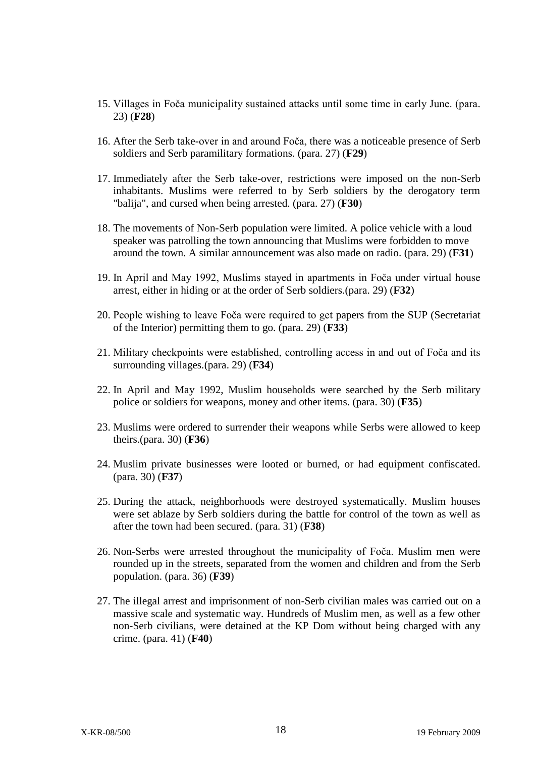15. Villages in Foča municipality sustained attacks until some time in early June. (para. 23) (**F28**)

16. After the Serb take-over in and around Foča, there was a noticeable presence of Serb soldiers and Serb paramilitary formations. (para. 27) (**F29**)

17. Immediately after the Serb take-over, restrictions were imposed on the non-Serb inhabitants. Muslims were referred to by Serb soldiers by the derogatory term "balija", and cursed when being arrested. (para. 27) (**F30**)

18. The movements of Non-Serb population were limited. A police vehicle with a loud speaker was patrolling the town announcing that Muslims were forbidden to move around the town. A similar announcement was also made on radio. (para. 29) (**F31**)

19. In April and May 1992, Muslims stayed in apartments in Foča under virtual house arrest, either in hiding or at the order of Serb soldiers.(para. 29) (**F32**)

20. People wishing to leave Foča were required to get papers from the SUP (Secretariat of the Interior) permitting them to go. (para. 29) (**F33**)

21. Military checkpoints were established, controlling access in and out of Foča and its surrounding villages.(para. 29) (**F34**)

22. In April and May 1992, Muslim households were searched by the Serb military police or soldiers for weapons, money and other items. (para. 30) (**F35**)

23. Muslims were ordered to surrender their weapons while Serbs were allowed to keep theirs.(para. 30) (**F36**)

24. Muslim private businesses were looted or burned, or had equipment confiscated. (para. 30) (**F37**)

25. During the attack, neighborhoods were destroyed systematically. Muslim houses were set ablaze by Serb soldiers during the battle for control of the town as well as after the town had been secured. (para. 31) (**F38**)

26. Non-Serbs were arrested throughout the municipality of Foča. Muslim men were rounded up in the streets, separated from the women and children and from the Serb population. (para. 36) (**F39**)

27. The illegal arrest and imprisonment of non-Serb civilian males was carried out on a massive scale and systematic way. Hundreds of Muslim men, as well as a few other non-Serb civilians, were detained at the KP Dom without being charged with any crime. (para. 41) (**F40**)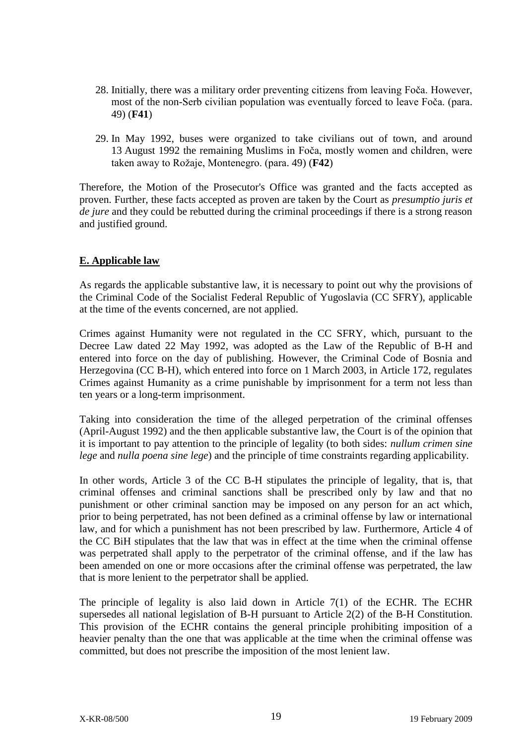28. Initially, there was a military order preventing citizens from leaving Foča. However, most of the non-Serb civilian population was eventually forced to leave Foča. (para. 49) (**F41**)

29. In May 1992, buses were organized to take civilians out of town, and around 13 August 1992 the remaining Muslims in Foča, mostly women and children, were taken away to Rožaje, Montenegro. (para. 49) (**F42**)

Therefore, the Motion of the Prosecutor's Office was granted and the facts accepted as proven. Further, these facts accepted as proven are taken by the Court as *presumptio juris et de jure* and they could be rebutted during the criminal proceedings if there is a strong reason and justified ground.

## E. Applicable law

As regards the applicable substantive law, it is necessary to point out why the provisions of the Criminal Code of the Socialist Federal Republic of Yugoslavia (CC SFRY), applicable at the time of the events concerned, are not applied.

Crimes against Humanity were not regulated in the CC SFRY, which, pursuant to the Decree Law dated 22 May 1992, was adopted as the Law of the Republic of B-H and entered into force on the day of publishing. However, the Criminal Code of Bosnia and Herzegovina (CC B-H), which entered into force on 1 March 2003, in Article 172, regulates Crimes against Humanity as a crime punishable by imprisonment for a term not less than ten years or a long-term imprisonment.

Taking into consideration the time of the alleged perpetration of the criminal offenses (April-August 1992) and the then applicable substantive law, the Court is of the opinion that it is important to pay attention to the principle of legality (to both sides: *nullum crimen sine lege* and *nulla poena sine lege*) and the principle of time constraints regarding applicability.

In other words, Article 3 of the CC B-H stipulates the principle of legality, that is, that criminal offenses and criminal sanctions shall be prescribed only by law and that no punishment or other criminal sanction may be imposed on any person for an act which, prior to being perpetrated, has not been defined as a criminal offense by law or international law, and for which a punishment has not been prescribed by law. Furthermore, Article 4 of the CC BiH stipulates that the law that was in effect at the time when the criminal offense was perpetrated shall apply to the perpetrator of the criminal offense, and if the law has been amended on one or more occasions after the criminal offense was perpetrated, the law that is more lenient to the perpetrator shall be applied.

The principle of legality is also laid down in Article 7(1) of the ECHR. The ECHR supersedes all national legislation of B-H pursuant to Article 2(2) of the B-H Constitution. This provision of the ECHR contains the general principle prohibiting imposition of a heavier penalty than the one that was applicable at the time when the criminal offense was committed, but does not prescribe the imposition of the most lenient law.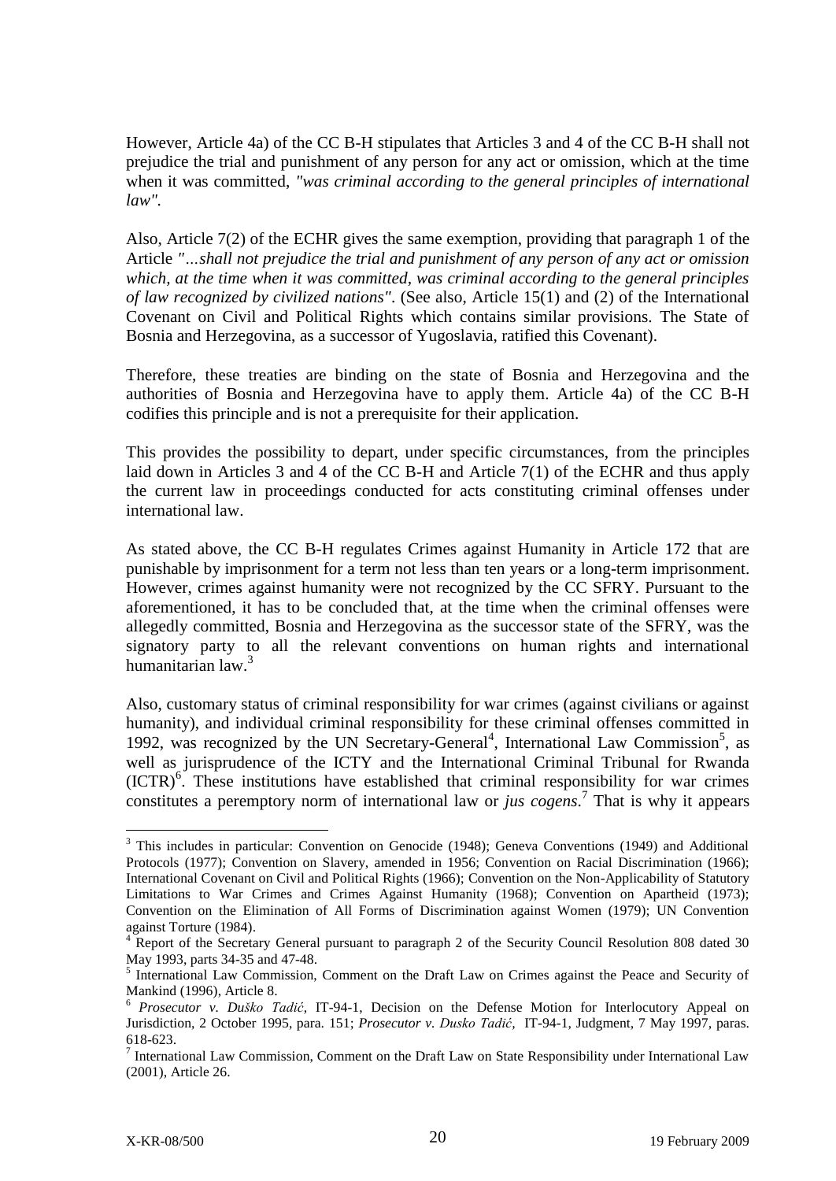However, Article 4a) of the CC B-H stipulates that Articles 3 and 4 of the CC B-H shall not prejudice the trial and punishment of any person for any act or omission, which at the time when it was committed, *"was criminal according to the general principles of international law"*.

Also, Article 7(2) of the ECHR gives the same exemption, providing that paragraph 1 of the Article *"…shall not prejudice the trial and punishment of any person of any act or omission which, at the time when it was committed, was criminal according to the general principles of law recognized by civilized nations"*. (See also, Article 15(1) and (2) of the International Covenant on Civil and Political Rights which contains similar provisions. The State of Bosnia and Herzegovina, as a successor of Yugoslavia, ratified this Covenant).

Therefore, these treaties are binding on the state of Bosnia and Herzegovina and the authorities of Bosnia and Herzegovina have to apply them. Article 4a) of the CC B-H codifies this principle and is not a prerequisite for their application.

This provides the possibility to depart, under specific circumstances, from the principles laid down in Articles 3 and 4 of the CC B-H and Article 7(1) of the ECHR and thus apply the current law in proceedings conducted for acts constituting criminal offenses under international law.

As stated above, the CC B-H regulates Crimes against Humanity in Article 172 that are punishable by imprisonment for a term not less than ten years or a long-term imprisonment. However, crimes against humanity were not recognized by the CC SFRY. Pursuant to the aforementioned, it has to be concluded that, at the time when the criminal offenses were allegedly committed, Bosnia and Herzegovina as the successor state of the SFRY, was the signatory party to all the relevant conventions on human rights and international humanitarian law.[3]

Also, customary status of criminal responsibility for war crimes (against civilians or against humanity), and individual criminal responsibility for these criminal offenses committed in 1992, was recognized by the UN Secretary-General[4], International Law Commission[5], as well as jurisprudence of the ICTY and the International Criminal Tribunal for Rwanda (ICTR)[6]. These institutions have established that criminal responsibility for war crimes constitutes a peremptory norm of international law or *jus cogens*.[7] That is why it appears

---

[3] This includes in particular: Convention on Genocide (1948); Geneva Conventions (1949) and Additional Protocols (1977); Convention on Slavery, amended in 1956; Convention on Racial Discrimination (1966); International Covenant on Civil and Political Rights (1966); Convention on the Non-Applicability of Statutory Limitations to War Crimes and Crimes Against Humanity (1968); Convention on Apartheid (1973); Convention on the Elimination of All Forms of Discrimination against Women (1979); UN Convention against Torture (1984).

[4] Report of the Secretary General pursuant to paragraph 2 of the Security Council Resolution 808 dated 30 May 1993, parts 34-35 and 47-48.

[5] International Law Commission, Comment on the Draft Law on Crimes against the Peace and Security of Mankind (1996), Article 8.

[6] *Prosecutor v. Duško Tadić*, IT-94-1, Decision on the Defense Motion for Interlocutory Appeal on Jurisdiction, 2 October 1995, para. 151; *Prosecutor v. Dusko Tadić,* IT-94-1, Judgment, 7 May 1997, paras. 618-623.

[7] International Law Commission, Comment on the Draft Law on State Responsibility under International Law (2001), Article 26.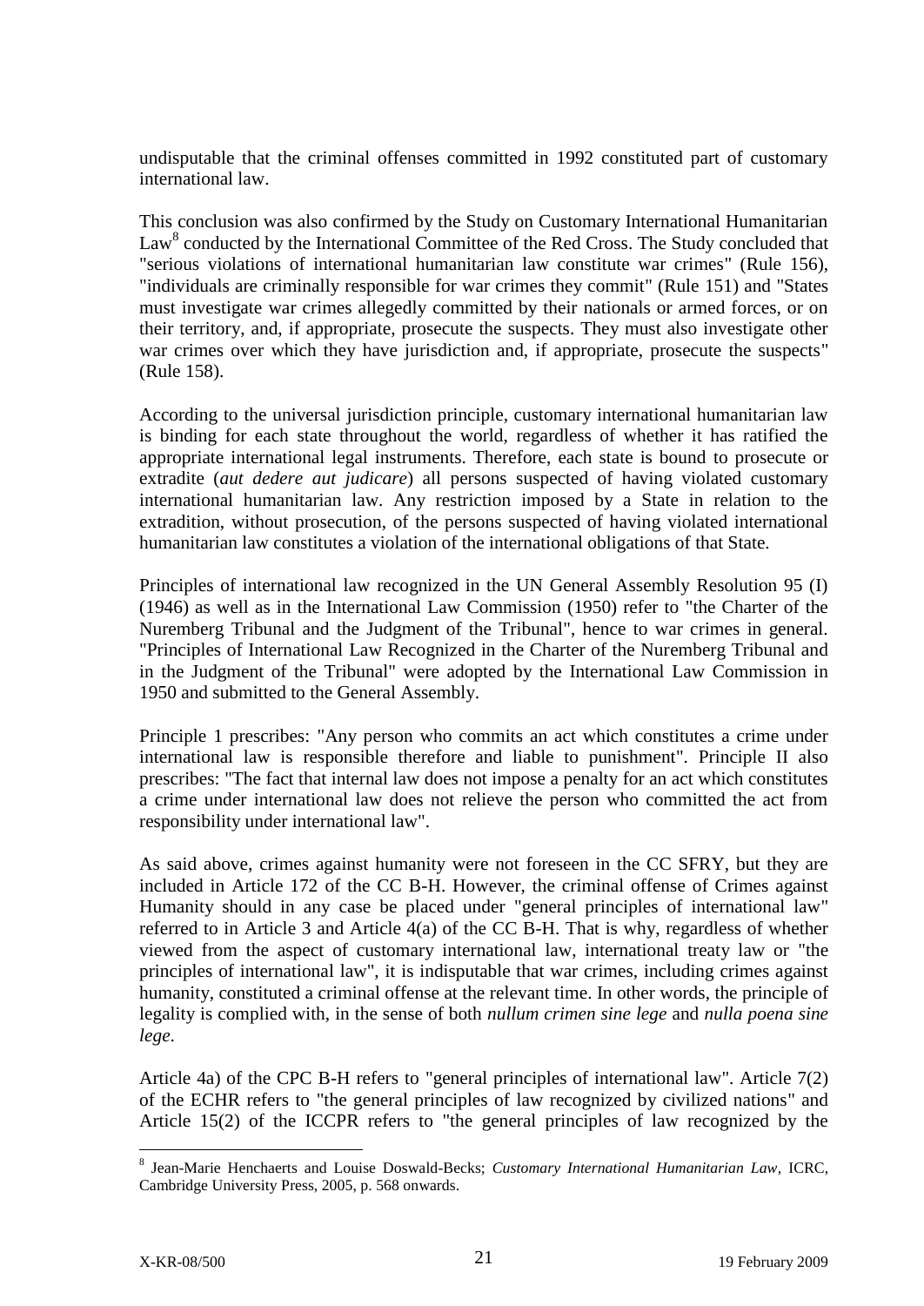undisputable that the criminal offenses committed in 1992 constituted part of customary international law.

This conclusion was also confirmed by the Study on Customary International Humanitarian Law[8] conducted by the International Committee of the Red Cross. The Study concluded that "serious violations of international humanitarian law constitute war crimes" (Rule 156), "individuals are criminally responsible for war crimes they commit" (Rule 151) and "States must investigate war crimes allegedly committed by their nationals or armed forces, or on their territory, and, if appropriate, prosecute the suspects. They must also investigate other war crimes over which they have jurisdiction and, if appropriate, prosecute the suspects" (Rule 158).

According to the universal jurisdiction principle, customary international humanitarian law is binding for each state throughout the world, regardless of whether it has ratified the appropriate international legal instruments. Therefore, each state is bound to prosecute or extradite (*aut dedere aut judicare*) all persons suspected of having violated customary international humanitarian law. Any restriction imposed by a State in relation to the extradition, without prosecution, of the persons suspected of having violated international humanitarian law constitutes a violation of the international obligations of that State.

Principles of international law recognized in the UN General Assembly Resolution 95 (I) (1946) as well as in the International Law Commission (1950) refer to "the Charter of the Nuremberg Tribunal and the Judgment of the Tribunal", hence to war crimes in general. "Principles of International Law Recognized in the Charter of the Nuremberg Tribunal and in the Judgment of the Tribunal" were adopted by the International Law Commission in 1950 and submitted to the General Assembly.

Principle 1 prescribes: "Any person who commits an act which constitutes a crime under international law is responsible therefore and liable to punishment". Principle II also prescribes: "The fact that internal law does not impose a penalty for an act which constitutes a crime under international law does not relieve the person who committed the act from responsibility under international law".

As said above, crimes against humanity were not foreseen in the CC SFRY, but they are included in Article 172 of the CC B-H. However, the criminal offense of Crimes against Humanity should in any case be placed under "general principles of international law" referred to in Article 3 and Article 4(a) of the CC B-H. That is why, regardless of whether viewed from the aspect of customary international law, international treaty law or "the principles of international law", it is indisputable that war crimes, including crimes against humanity, constituted a criminal offense at the relevant time. In other words, the principle of legality is complied with, in the sense of both *nullum crimen sine lege* and *nulla poena sine lege*.

Article 4a) of the CPC B-H refers to "general principles of international law". Article 7(2) of the ECHR refers to "the general principles of law recognized by civilized nations" and Article 15(2) of the ICCPR refers to "the general principles of law recognized by the

---

[8] Jean-Marie Henchaerts and Louise Doswald-Becks; *Customary International Humanitarian Law*, ICRC, Cambridge University Press, 2005, p. 568 onwards.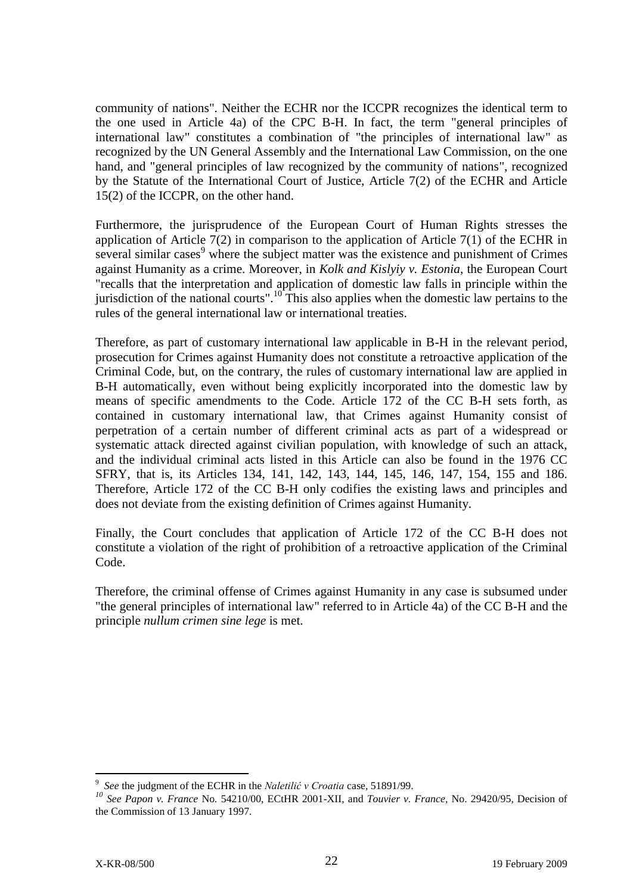community of nations". Neither the ECHR nor the ICCPR recognizes the identical term to the one used in Article 4a) of the CPC B-H. In fact, the term "general principles of international law" constitutes a combination of "the principles of international law" as recognized by the UN General Assembly and the International Law Commission, on the one hand, and "general principles of law recognized by the community of nations", recognized by the Statute of the International Court of Justice, Article 7(2) of the ECHR and Article 15(2) of the ICCPR, on the other hand.

Furthermore, the jurisprudence of the European Court of Human Rights stresses the application of Article 7(2) in comparison to the application of Article 7(1) of the ECHR in several similar cases[9] where the subject matter was the existence and punishment of Crimes against Humanity as a crime. Moreover, in *Kolk and Kislyiy v. Estonia*, the European Court "recalls that the interpretation and application of domestic law falls in principle within the jurisdiction of the national courts".[10] This also applies when the domestic law pertains to the rules of the general international law or international treaties.

Therefore, as part of customary international law applicable in B-H in the relevant period, prosecution for Crimes against Humanity does not constitute a retroactive application of the Criminal Code, but, on the contrary, the rules of customary international law are applied in B-H automatically, even without being explicitly incorporated into the domestic law by means of specific amendments to the Code. Article 172 of the CC B-H sets forth, as contained in customary international law, that Crimes against Humanity consist of perpetration of a certain number of different criminal acts as part of a widespread or systematic attack directed against civilian population, with knowledge of such an attack, and the individual criminal acts listed in this Article can also be found in the 1976 CC SFRY, that is, its Articles 134, 141, 142, 143, 144, 145, 146, 147, 154, 155 and 186. Therefore, Article 172 of the CC B-H only codifies the existing laws and principles and does not deviate from the existing definition of Crimes against Humanity.

Finally, the Court concludes that application of Article 172 of the CC B-H does not constitute a violation of the right of prohibition of a retroactive application of the Criminal Code.

Therefore, the criminal offense of Crimes against Humanity in any case is subsumed under "the general principles of international law" referred to in Article 4a) of the CC B-H and the principle *nullum crimen sine lege* is met.

---

[9] *See* the judgment of the ECHR in the *Naletilić v Croatia* case, 51891/99.

[10] *See Papon v. France* No. 54210/00, ECtHR 2001-XII, and *Touvier v. France,* No. 29420/95, Decision of the Commission of 13 January 1997.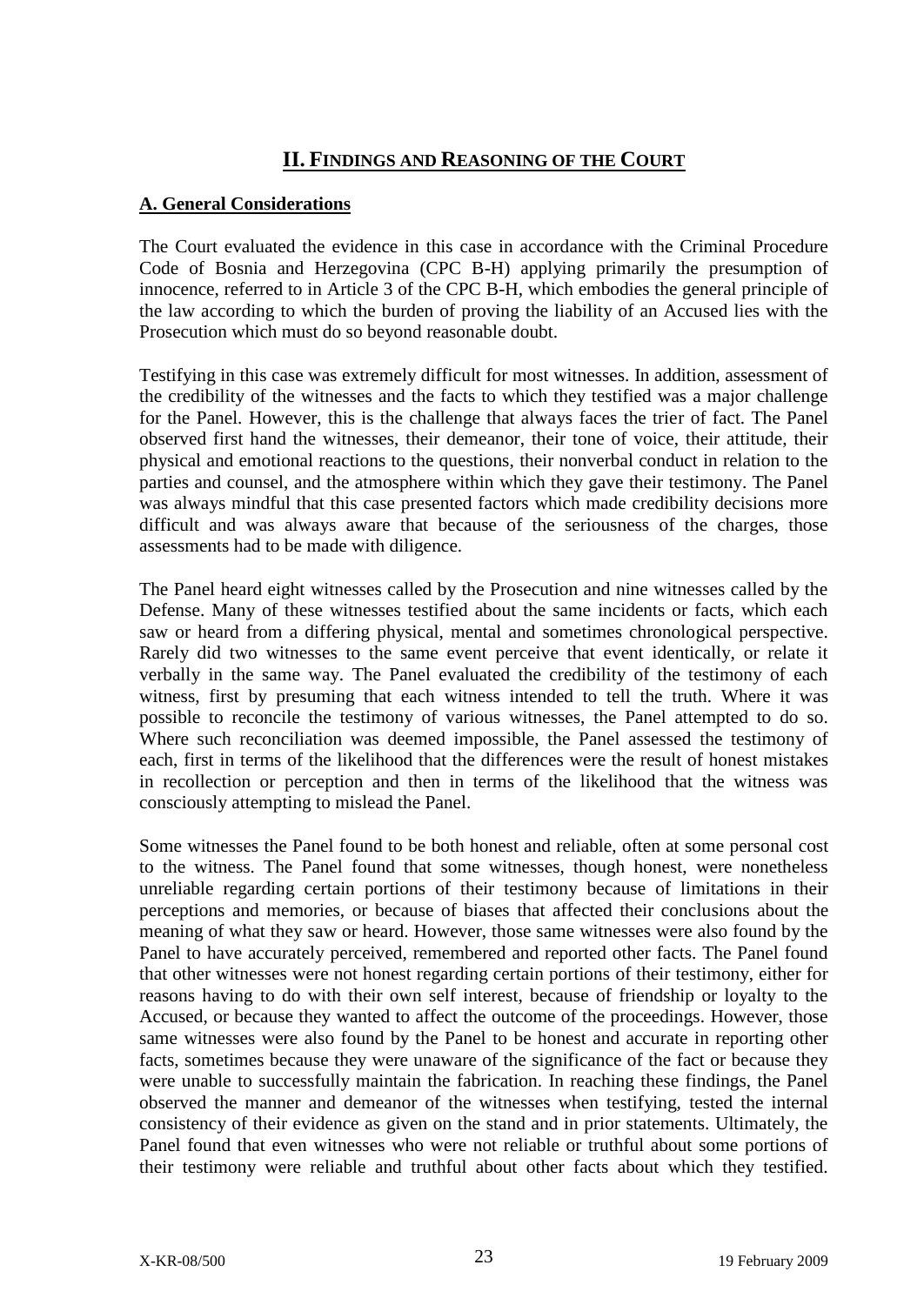## II. FINDINGS AND REASONING OF THE COURT

### A. General Considerations

The Court evaluated the evidence in this case in accordance with the Criminal Procedure Code of Bosnia and Herzegovina (CPC B-H) applying primarily the presumption of innocence, referred to in Article 3 of the CPC B-H, which embodies the general principle of the law according to which the burden of proving the liability of an Accused lies with the Prosecution which must do so beyond reasonable doubt.

Testifying in this case was extremely difficult for most witnesses. In addition, assessment of the credibility of the witnesses and the facts to which they testified was a major challenge for the Panel. However, this is the challenge that always faces the trier of fact. The Panel observed first hand the witnesses, their demeanor, their tone of voice, their attitude, their physical and emotional reactions to the questions, their nonverbal conduct in relation to the parties and counsel, and the atmosphere within which they gave their testimony. The Panel was always mindful that this case presented factors which made credibility decisions more difficult and was always aware that because of the seriousness of the charges, those assessments had to be made with diligence.

The Panel heard eight witnesses called by the Prosecution and nine witnesses called by the Defense. Many of these witnesses testified about the same incidents or facts, which each saw or heard from a differing physical, mental and sometimes chronological perspective. Rarely did two witnesses to the same event perceive that event identically, or relate it verbally in the same way. The Panel evaluated the credibility of the testimony of each witness, first by presuming that each witness intended to tell the truth. Where it was possible to reconcile the testimony of various witnesses, the Panel attempted to do so. Where such reconciliation was deemed impossible, the Panel assessed the testimony of each, first in terms of the likelihood that the differences were the result of honest mistakes in recollection or perception and then in terms of the likelihood that the witness was consciously attempting to mislead the Panel.

Some witnesses the Panel found to be both honest and reliable, often at some personal cost to the witness. The Panel found that some witnesses, though honest, were nonetheless unreliable regarding certain portions of their testimony because of limitations in their perceptions and memories, or because of biases that affected their conclusions about the meaning of what they saw or heard. However, those same witnesses were also found by the Panel to have accurately perceived, remembered and reported other facts. The Panel found that other witnesses were not honest regarding certain portions of their testimony, either for reasons having to do with their own self interest, because of friendship or loyalty to the Accused, or because they wanted to affect the outcome of the proceedings. However, those same witnesses were also found by the Panel to be honest and accurate in reporting other facts, sometimes because they were unaware of the significance of the fact or because they were unable to successfully maintain the fabrication. In reaching these findings, the Panel observed the manner and demeanor of the witnesses when testifying, tested the internal consistency of their evidence as given on the stand and in prior statements. Ultimately, the Panel found that even witnesses who were not reliable or truthful about some portions of their testimony were reliable and truthful about other facts about which they testified.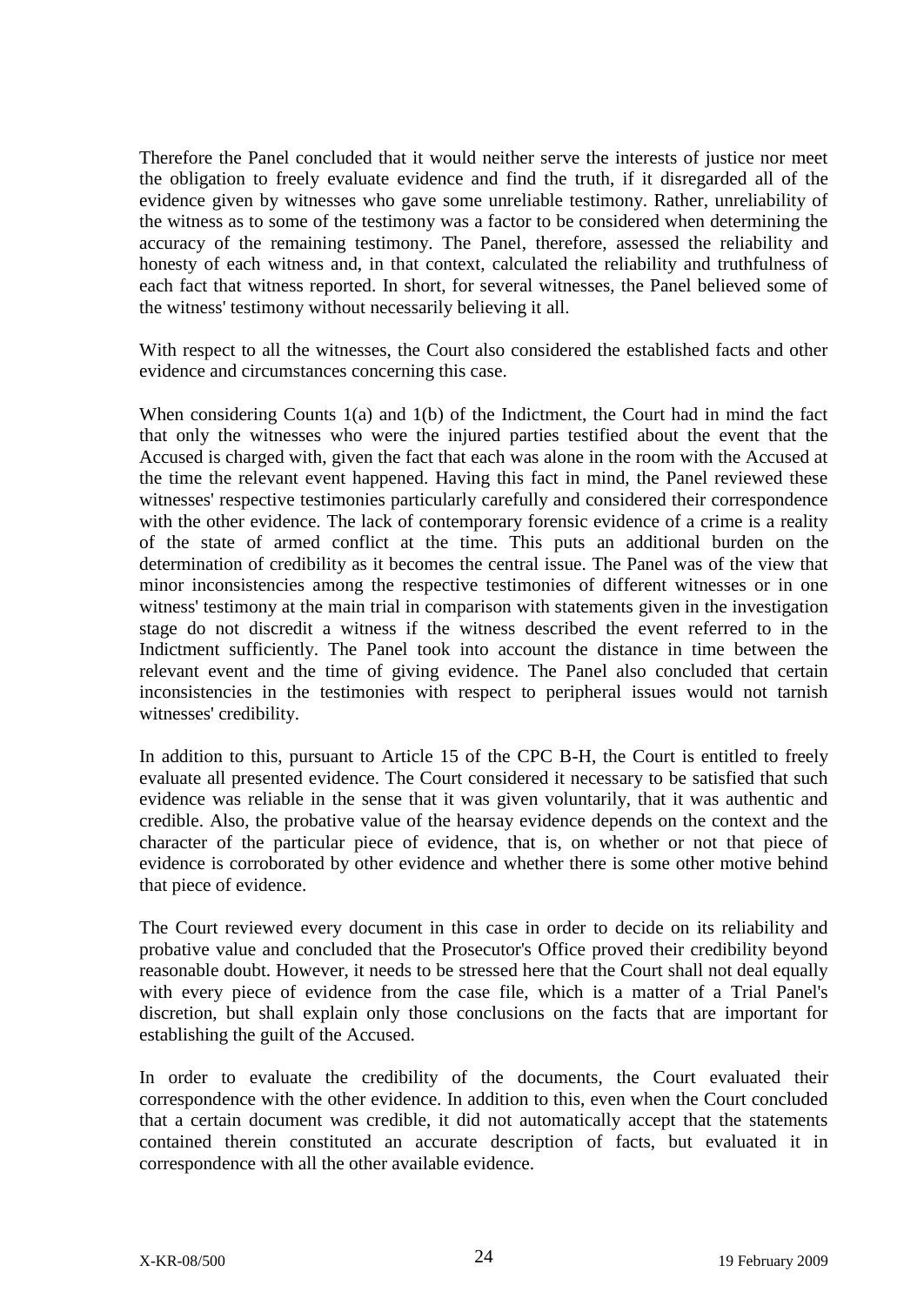Therefore the Panel concluded that it would neither serve the interests of justice nor meet the obligation to freely evaluate evidence and find the truth, if it disregarded all of the evidence given by witnesses who gave some unreliable testimony. Rather, unreliability of the witness as to some of the testimony was a factor to be considered when determining the accuracy of the remaining testimony. The Panel, therefore, assessed the reliability and honesty of each witness and, in that context, calculated the reliability and truthfulness of each fact that witness reported. In short, for several witnesses, the Panel believed some of the witness' testimony without necessarily believing it all.

With respect to all the witnesses, the Court also considered the established facts and other evidence and circumstances concerning this case.

When considering Counts 1(a) and 1(b) of the Indictment, the Court had in mind the fact that only the witnesses who were the injured parties testified about the event that the Accused is charged with, given the fact that each was alone in the room with the Accused at the time the relevant event happened. Having this fact in mind, the Panel reviewed these witnesses' respective testimonies particularly carefully and considered their correspondence with the other evidence. The lack of contemporary forensic evidence of a crime is a reality of the state of armed conflict at the time. This puts an additional burden on the determination of credibility as it becomes the central issue. The Panel was of the view that minor inconsistencies among the respective testimonies of different witnesses or in one witness' testimony at the main trial in comparison with statements given in the investigation stage do not discredit a witness if the witness described the event referred to in the Indictment sufficiently. The Panel took into account the distance in time between the relevant event and the time of giving evidence. The Panel also concluded that certain inconsistencies in the testimonies with respect to peripheral issues would not tarnish witnesses' credibility.

In addition to this, pursuant to Article 15 of the CPC B-H, the Court is entitled to freely evaluate all presented evidence. The Court considered it necessary to be satisfied that such evidence was reliable in the sense that it was given voluntarily, that it was authentic and credible. Also, the probative value of the hearsay evidence depends on the context and the character of the particular piece of evidence, that is, on whether or not that piece of evidence is corroborated by other evidence and whether there is some other motive behind that piece of evidence.

The Court reviewed every document in this case in order to decide on its reliability and probative value and concluded that the Prosecutor's Office proved their credibility beyond reasonable doubt. However, it needs to be stressed here that the Court shall not deal equally with every piece of evidence from the case file, which is a matter of a Trial Panel's discretion, but shall explain only those conclusions on the facts that are important for establishing the guilt of the Accused.

In order to evaluate the credibility of the documents, the Court evaluated their correspondence with the other evidence. In addition to this, even when the Court concluded that a certain document was credible, it did not automatically accept that the statements contained therein constituted an accurate description of facts, but evaluated it in correspondence with all the other available evidence.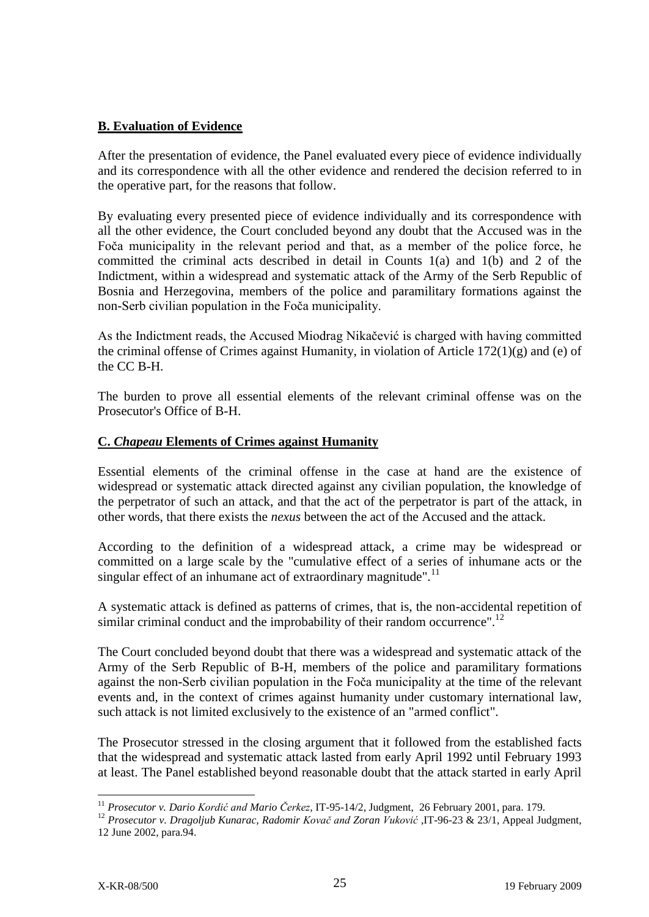**B. Evaluation of Evidence**

After the presentation of evidence, the Panel evaluated every piece of evidence individually and its correspondence with all the other evidence and rendered the decision referred to in the operative part, for the reasons that follow.

By evaluating every presented piece of evidence individually and its correspondence with all the other evidence, the Court concluded beyond any doubt that the Accused was in the Foča municipality in the relevant period and that, as a member of the police force, he committed the criminal acts described in detail in Counts 1(a) and 1(b) and 2 of the Indictment, within a widespread and systematic attack of the Army of the Serb Republic of Bosnia and Herzegovina, members of the police and paramilitary formations against the non-Serb civilian population in the Foča municipality.

As the Indictment reads, the Accused Miodrag Nikačević is charged with having committed the criminal offense of Crimes against Humanity, in violation of Article 172(1)(g) and (e) of the CC B-H.

The burden to prove all essential elements of the relevant criminal offense was on the Prosecutor's Office of B-H.

**C. *Chapeau* Elements of Crimes against Humanity**

Essential elements of the criminal offense in the case at hand are the existence of widespread or systematic attack directed against any civilian population, the knowledge of the perpetrator of such an attack, and that the act of the perpetrator is part of the attack, in other words, that there exists the *nexus* between the act of the Accused and the attack.

According to the definition of a widespread attack, a crime may be widespread or committed on a large scale by the "cumulative effect of a series of inhumane acts or the singular effect of an inhumane act of extraordinary magnitude".[11]

A systematic attack is defined as patterns of crimes, that is, the non-accidental repetition of similar criminal conduct and the improbability of their random occurrence".[12]

The Court concluded beyond doubt that there was a widespread and systematic attack of the Army of the Serb Republic of B-H, members of the police and paramilitary formations against the non-Serb civilian population in the Foča municipality at the time of the relevant events and, in the context of crimes against humanity under customary international law, such attack is not limited exclusively to the existence of an "armed conflict".

The Prosecutor stressed in the closing argument that it followed from the established facts that the widespread and systematic attack lasted from early April 1992 until February 1993 at least. The Panel established beyond reasonable doubt that the attack started in early April

---

[11] *Prosecutor v. Dario Kordić and Mario Čerkez*, IT-95-14/2, Judgment, 26 February 2001, para. 179.

[12] *Prosecutor v. Dragoljub Kunarac, Radomir Kovač and Zoran Vuković* ,IT-96-23 & 23/1, Appeal Judgment, 12 June 2002, para.94.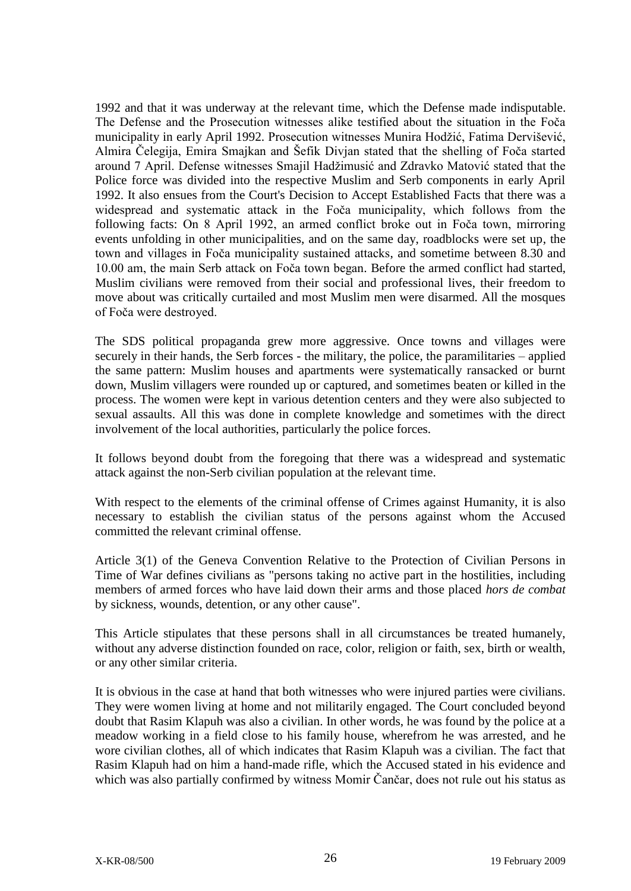1992 and that it was underway at the relevant time, which the Defense made indisputable. The Defense and the Prosecution witnesses alike testified about the situation in the Foča municipality in early April 1992. Prosecution witnesses Munira Hodžić, Fatima Dervišević, Almira Čelegija, Emira Smajkan and Šefik Divjan stated that the shelling of Foča started around 7 April. Defense witnesses Smajil Hadžimusić and Zdravko Matović stated that the Police force was divided into the respective Muslim and Serb components in early April 1992. It also ensues from the Court's Decision to Accept Established Facts that there was a widespread and systematic attack in the Foča municipality, which follows from the following facts: On 8 April 1992, an armed conflict broke out in Foča town, mirroring events unfolding in other municipalities, and on the same day, roadblocks were set up, the town and villages in Foča municipality sustained attacks, and sometime between 8.30 and 10.00 am, the main Serb attack on Foča town began. Before the armed conflict had started, Muslim civilians were removed from their social and professional lives, their freedom to move about was critically curtailed and most Muslim men were disarmed. All the mosques of Foča were destroyed.

The SDS political propaganda grew more aggressive. Once towns and villages were securely in their hands, the Serb forces - the military, the police, the paramilitaries – applied the same pattern: Muslim houses and apartments were systematically ransacked or burnt down, Muslim villagers were rounded up or captured, and sometimes beaten or killed in the process. The women were kept in various detention centers and they were also subjected to sexual assaults. All this was done in complete knowledge and sometimes with the direct involvement of the local authorities, particularly the police forces.

It follows beyond doubt from the foregoing that there was a widespread and systematic attack against the non-Serb civilian population at the relevant time.

With respect to the elements of the criminal offense of Crimes against Humanity, it is also necessary to establish the civilian status of the persons against whom the Accused committed the relevant criminal offense.

Article 3(1) of the Geneva Convention Relative to the Protection of Civilian Persons in Time of War defines civilians as "persons taking no active part in the hostilities, including members of armed forces who have laid down their arms and those placed *hors de combat* by sickness, wounds, detention, or any other cause".

This Article stipulates that these persons shall in all circumstances be treated humanely, without any adverse distinction founded on race, color, religion or faith, sex, birth or wealth, or any other similar criteria.

It is obvious in the case at hand that both witnesses who were injured parties were civilians. They were women living at home and not militarily engaged. The Court concluded beyond doubt that Rasim Klapuh was also a civilian. In other words, he was found by the police at a meadow working in a field close to his family house, wherefrom he was arrested, and he wore civilian clothes, all of which indicates that Rasim Klapuh was a civilian. The fact that Rasim Klapuh had on him a hand-made rifle, which the Accused stated in his evidence and which was also partially confirmed by witness Momir Čančar, does not rule out his status as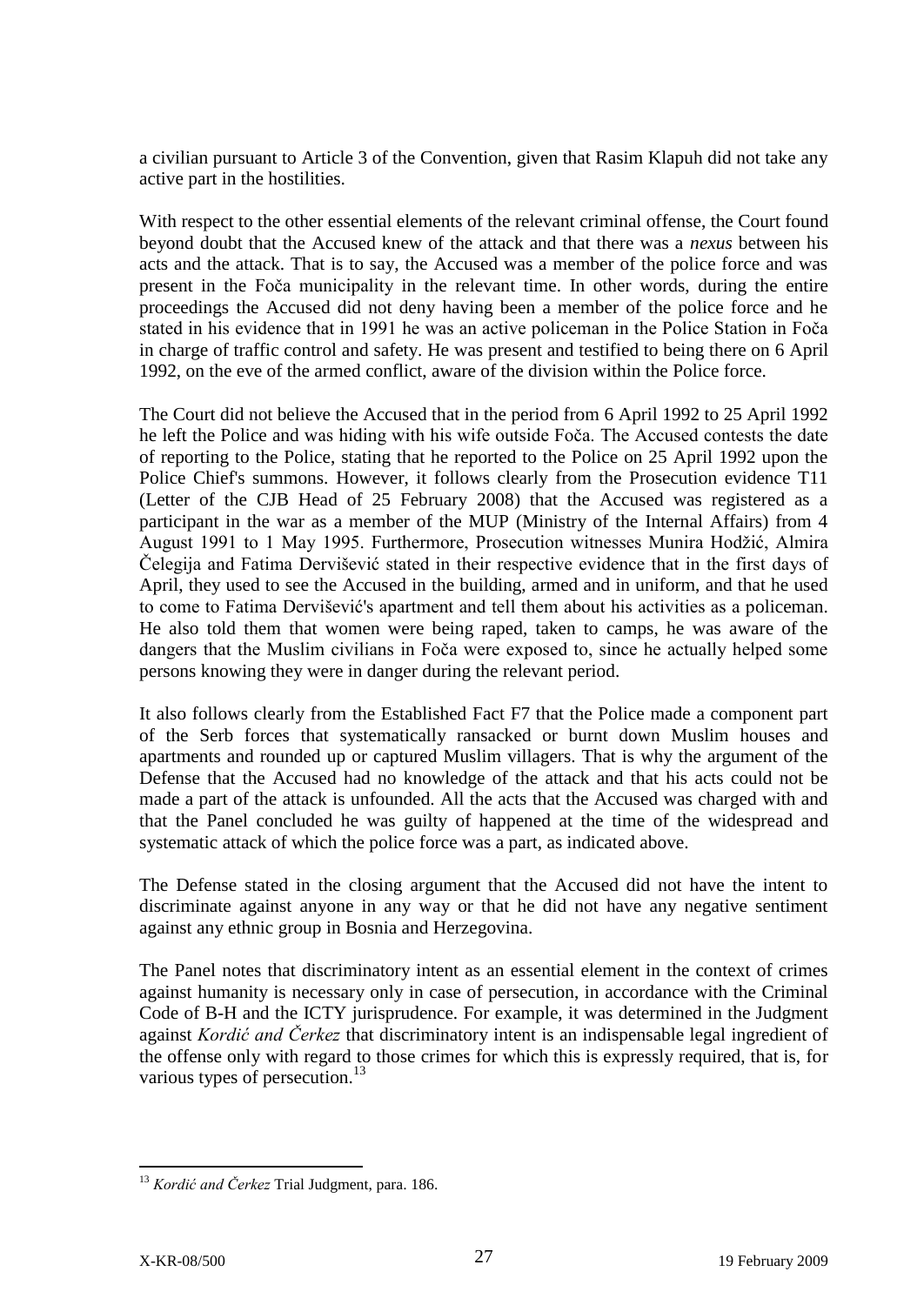a civilian pursuant to Article 3 of the Convention, given that Rasim Klapuh did not take any active part in the hostilities.

With respect to the other essential elements of the relevant criminal offense, the Court found beyond doubt that the Accused knew of the attack and that there was a *nexus* between his acts and the attack. That is to say, the Accused was a member of the police force and was present in the Foča municipality in the relevant time. In other words, during the entire proceedings the Accused did not deny having been a member of the police force and he stated in his evidence that in 1991 he was an active policeman in the Police Station in Foča in charge of traffic control and safety. He was present and testified to being there on 6 April 1992, on the eve of the armed conflict, aware of the division within the Police force.

The Court did not believe the Accused that in the period from 6 April 1992 to 25 April 1992 he left the Police and was hiding with his wife outside Foča. The Accused contests the date of reporting to the Police, stating that he reported to the Police on 25 April 1992 upon the Police Chief's summons. However, it follows clearly from the Prosecution evidence T11 (Letter of the CJB Head of 25 February 2008) that the Accused was registered as a participant in the war as a member of the MUP (Ministry of the Internal Affairs) from 4 August 1991 to 1 May 1995. Furthermore, Prosecution witnesses Munira Hodžić, Almira Čelegija and Fatima Dervišević stated in their respective evidence that in the first days of April, they used to see the Accused in the building, armed and in uniform, and that he used to come to Fatima Dervišević's apartment and tell them about his activities as a policeman. He also told them that women were being raped, taken to camps, he was aware of the dangers that the Muslim civilians in Foča were exposed to, since he actually helped some persons knowing they were in danger during the relevant period.

It also follows clearly from the Established Fact F7 that the Police made a component part of the Serb forces that systematically ransacked or burnt down Muslim houses and apartments and rounded up or captured Muslim villagers. That is why the argument of the Defense that the Accused had no knowledge of the attack and that his acts could not be made a part of the attack is unfounded. All the acts that the Accused was charged with and that the Panel concluded he was guilty of happened at the time of the widespread and systematic attack of which the police force was a part, as indicated above.

The Defense stated in the closing argument that the Accused did not have the intent to discriminate against anyone in any way or that he did not have any negative sentiment against any ethnic group in Bosnia and Herzegovina.

The Panel notes that discriminatory intent as an essential element in the context of crimes against humanity is necessary only in case of persecution, in accordance with the Criminal Code of B-H and the ICTY jurisprudence. For example, it was determined in the Judgment against *Kordić and Čerkez* that discriminatory intent is an indispensable legal ingredient of the offense only with regard to those crimes for which this is expressly required, that is, for various types of persecution.[13]

---

[13] *Kordić and Čerkez* Trial Judgment, para. 186.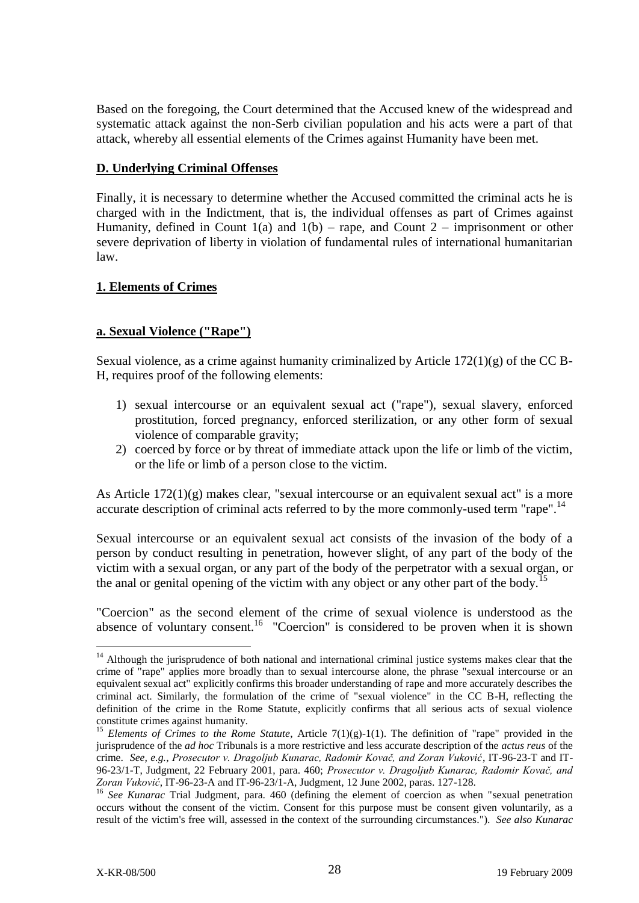Based on the foregoing, the Court determined that the Accused knew of the widespread and systematic attack against the non-Serb civilian population and his acts were a part of that attack, whereby all essential elements of the Crimes against Humanity have been met.

## D. Underlying Criminal Offenses

Finally, it is necessary to determine whether the Accused committed the criminal acts he is charged with in the Indictment, that is, the individual offenses as part of Crimes against Humanity, defined in Count 1(a) and 1(b) – rape, and Count 2 – imprisonment or other severe deprivation of liberty in violation of fundamental rules of international humanitarian law.

### 1. Elements of Crimes

#### a. Sexual Violence ("Rape")

Sexual violence, as a crime against humanity criminalized by Article 172(1)(g) of the CC B-H, requires proof of the following elements:

1) sexual intercourse or an equivalent sexual act ("rape"), sexual slavery, enforced prostitution, forced pregnancy, enforced sterilization, or any other form of sexual violence of comparable gravity;
2) coerced by force or by threat of immediate attack upon the life or limb of the victim, or the life or limb of a person close to the victim.

As Article 172(1)(g) makes clear, "sexual intercourse or an equivalent sexual act" is a more accurate description of criminal acts referred to by the more commonly-used term "rape".[14]

Sexual intercourse or an equivalent sexual act consists of the invasion of the body of a person by conduct resulting in penetration, however slight, of any part of the body of the victim with a sexual organ, or any part of the body of the perpetrator with a sexual organ, or the anal or genital opening of the victim with any object or any other part of the body.[15]

"Coercion" as the second element of the crime of sexual violence is understood as the absence of voluntary consent.[16] "Coercion" is considered to be proven when it is shown

---

[14] Although the jurisprudence of both national and international criminal justice systems makes clear that the crime of "rape" applies more broadly than to sexual intercourse alone, the phrase "sexual intercourse or an equivalent sexual act" explicitly confirms this broader understanding of rape and more accurately describes the criminal act. Similarly, the formulation of the crime of "sexual violence" in the CC B-H, reflecting the definition of the crime in the Rome Statute, explicitly confirms that all serious acts of sexual violence constitute crimes against humanity.

[15] *Elements of Crimes to the Rome Statute*, Article 7(1)(g)-1(1). The definition of "rape" provided in the jurisprudence of the *ad hoc* Tribunals is a more restrictive and less accurate description of the *actus reus* of the crime. *See, e.g.*, *Prosecutor v. Dragoljub Kunarac, Radomir Kovač, and Zoran Vuković*, IT-96-23-T and IT-96-23/1-T, Judgment, 22 February 2001, para. 460; *Prosecutor v. Dragoljub Kunarac, Radomir Kovač, and Zoran Vuković*, IT-96-23-A and IT-96-23/1-A, Judgment, 12 June 2002, paras. 127-128.

[16] *See Kunarac* Trial Judgment, para. 460 (defining the element of coercion as when "sexual penetration occurs without the consent of the victim. Consent for this purpose must be consent given voluntarily, as a result of the victim's free will, assessed in the context of the surrounding circumstances."). *See also Kunarac*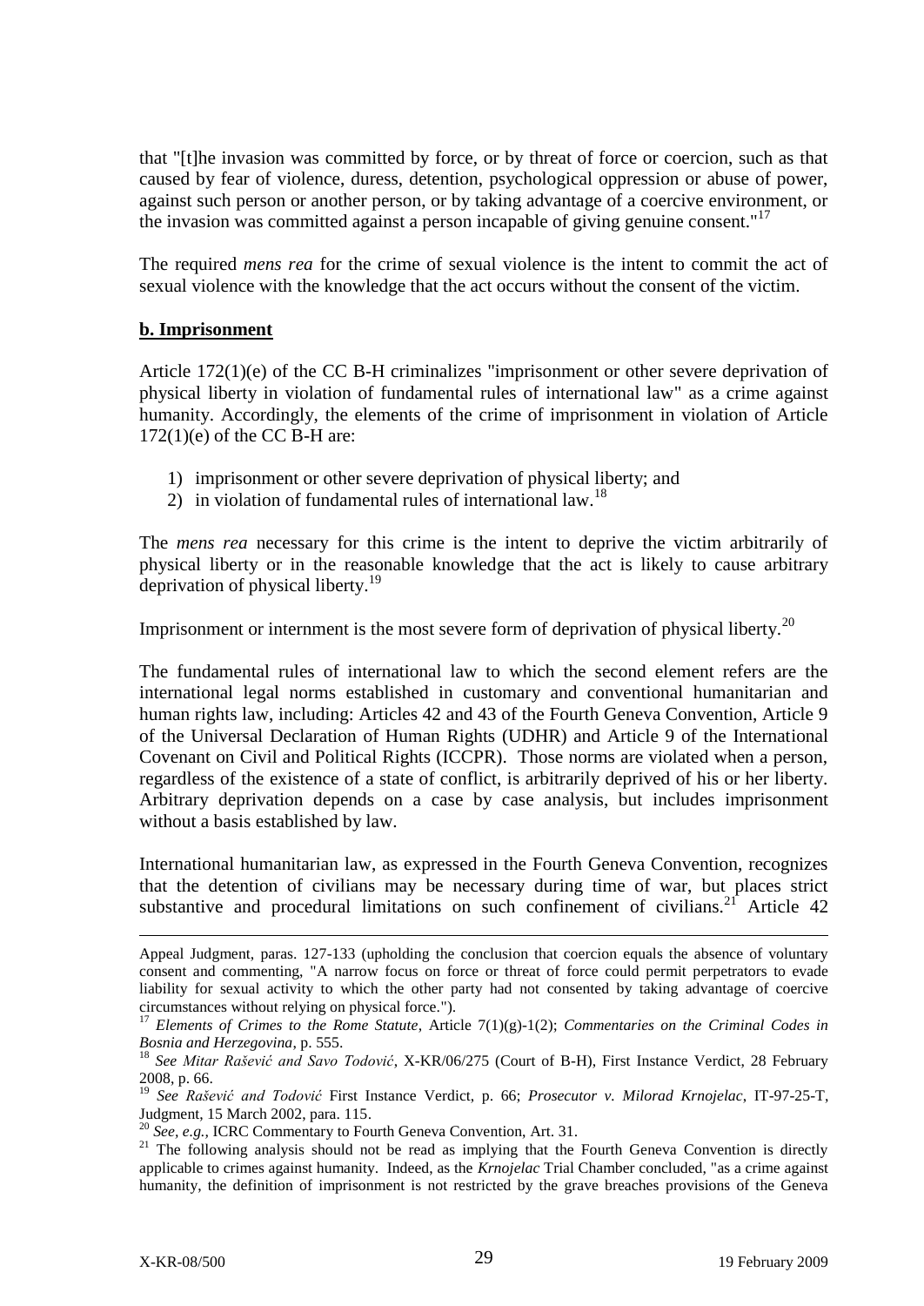that "[t]he invasion was committed by force, or by threat of force or coercion, such as that caused by fear of violence, duress, detention, psychological oppression or abuse of power, against such person or another person, or by taking advantage of a coercive environment, or the invasion was committed against a person incapable of giving genuine consent."[17]

The required *mens rea* for the crime of sexual violence is the intent to commit the act of sexual violence with the knowledge that the act occurs without the consent of the victim.

**b. Imprisonment**

Article 172(1)(e) of the CC B-H criminalizes "imprisonment or other severe deprivation of physical liberty in violation of fundamental rules of international law" as a crime against humanity. Accordingly, the elements of the crime of imprisonment in violation of Article 172(1)(e) of the CC B-H are:

1) imprisonment or other severe deprivation of physical liberty; and
2) in violation of fundamental rules of international law.[18]

The *mens rea* necessary for this crime is the intent to deprive the victim arbitrarily of physical liberty or in the reasonable knowledge that the act is likely to cause arbitrary deprivation of physical liberty.[19]

Imprisonment or internment is the most severe form of deprivation of physical liberty.[20]

The fundamental rules of international law to which the second element refers are the international legal norms established in customary and conventional humanitarian and human rights law, including: Articles 42 and 43 of the Fourth Geneva Convention, Article 9 of the Universal Declaration of Human Rights (UDHR) and Article 9 of the International Covenant on Civil and Political Rights (ICCPR). Those norms are violated when a person, regardless of the existence of a state of conflict, is arbitrarily deprived of his or her liberty. Arbitrary deprivation depends on a case by case analysis, but includes imprisonment without a basis established by law.

International humanitarian law, as expressed in the Fourth Geneva Convention, recognizes that the detention of civilians may be necessary during time of war, but places strict substantive and procedural limitations on such confinement of civilians.[21] Article 42

---

Appeal Judgment, paras. 127-133 (upholding the conclusion that coercion equals the absence of voluntary consent and commenting, "A narrow focus on force or threat of force could permit perpetrators to evade liability for sexual activity to which the other party had not consented by taking advantage of coercive circumstances without relying on physical force.").

[17] *Elements of Crimes to the Rome Statute*, Article 7(1)(g)-1(2); *Commentaries on the Criminal Codes in Bosnia and Herzegovina*, p. 555.

[18] *See Mitar Rašević and Savo Todović*, X-KR/06/275 (Court of B-H), First Instance Verdict, 28 February 2008, p. 66.

[19] *See Rašević and Todović* First Instance Verdict, p. 66; *Prosecutor v. Milorad Krnojelac*, IT-97-25-T, Judgment, 15 March 2002, para. 115.

[20] *See, e.g.*, ICRC Commentary to Fourth Geneva Convention, Art. 31.

[21] The following analysis should not be read as implying that the Fourth Geneva Convention is directly applicable to crimes against humanity. Indeed, as the *Krnojelac* Trial Chamber concluded, "as a crime against humanity, the definition of imprisonment is not restricted by the grave breaches provisions of the Geneva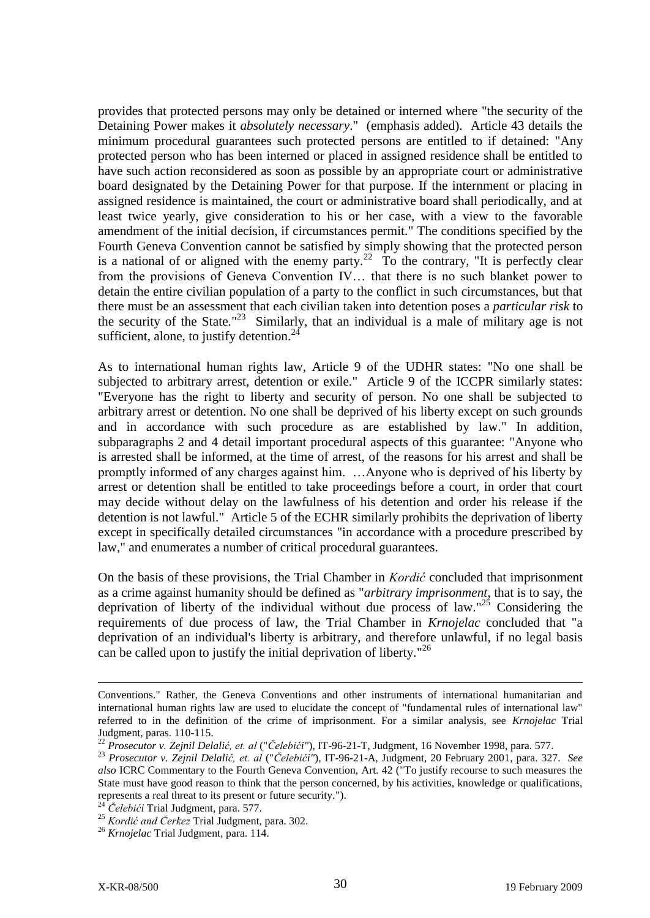provides that protected persons may only be detained or interned where "the security of the Detaining Power makes it *absolutely necessary*." (emphasis added). Article 43 details the minimum procedural guarantees such protected persons are entitled to if detained: "Any protected person who has been interned or placed in assigned residence shall be entitled to have such action reconsidered as soon as possible by an appropriate court or administrative board designated by the Detaining Power for that purpose. If the internment or placing in assigned residence is maintained, the court or administrative board shall periodically, and at least twice yearly, give consideration to his or her case, with a view to the favorable amendment of the initial decision, if circumstances permit." The conditions specified by the Fourth Geneva Convention cannot be satisfied by simply showing that the protected person is a national of or aligned with the enemy party.[22] To the contrary, "It is perfectly clear from the provisions of Geneva Convention IV… that there is no such blanket power to detain the entire civilian population of a party to the conflict in such circumstances, but that there must be an assessment that each civilian taken into detention poses a *particular risk* to the security of the State."[23] Similarly, that an individual is a male of military age is not sufficient, alone, to justify detention.[24]

As to international human rights law, Article 9 of the UDHR states: "No one shall be subjected to arbitrary arrest, detention or exile." Article 9 of the ICCPR similarly states: "Everyone has the right to liberty and security of person. No one shall be subjected to arbitrary arrest or detention. No one shall be deprived of his liberty except on such grounds and in accordance with such procedure as are established by law." In addition, subparagraphs 2 and 4 detail important procedural aspects of this guarantee: "Anyone who is arrested shall be informed, at the time of arrest, of the reasons for his arrest and shall be promptly informed of any charges against him. …Anyone who is deprived of his liberty by arrest or detention shall be entitled to take proceedings before a court, in order that court may decide without delay on the lawfulness of his detention and order his release if the detention is not lawful." Article 5 of the ECHR similarly prohibits the deprivation of liberty except in specifically detailed circumstances "in accordance with a procedure prescribed by law," and enumerates a number of critical procedural guarantees.

On the basis of these provisions, the Trial Chamber in *Kordić* concluded that imprisonment as a crime against humanity should be defined as "*arbitrary imprisonment*, that is to say, the deprivation of liberty of the individual without due process of law."[25] Considering the requirements of due process of law, the Trial Chamber in *Krnojelac* concluded that "a deprivation of an individual's liberty is arbitrary, and therefore unlawful, if no legal basis can be called upon to justify the initial deprivation of liberty."[26]

---

Conventions." Rather, the Geneva Conventions and other instruments of international humanitarian and international human rights law are used to elucidate the concept of "fundamental rules of international law" referred to in the definition of the crime of imprisonment. For a similar analysis, see *Krnojelac* Trial Judgment, paras. 110-115.

[22] *Prosecutor v. Zejnil Delalić, et. al* ("*Čelebići*"), IT-96-21-T, Judgment, 16 November 1998, para. 577.

[23] *Prosecutor v. Zejnil Delalić, et. al* ("*Čelebići*"), IT-96-21-A, Judgment, 20 February 2001, para. 327. *See also* ICRC Commentary to the Fourth Geneva Convention, Art. 42 ("To justify recourse to such measures the State must have good reason to think that the person concerned, by his activities, knowledge or qualifications, represents a real threat to its present or future security.").

[24] *Čelebići* Trial Judgment, para. 577.

[25] *Kordić and Čerkez* Trial Judgment, para. 302.

[26] *Krnojelac* Trial Judgment, para. 114.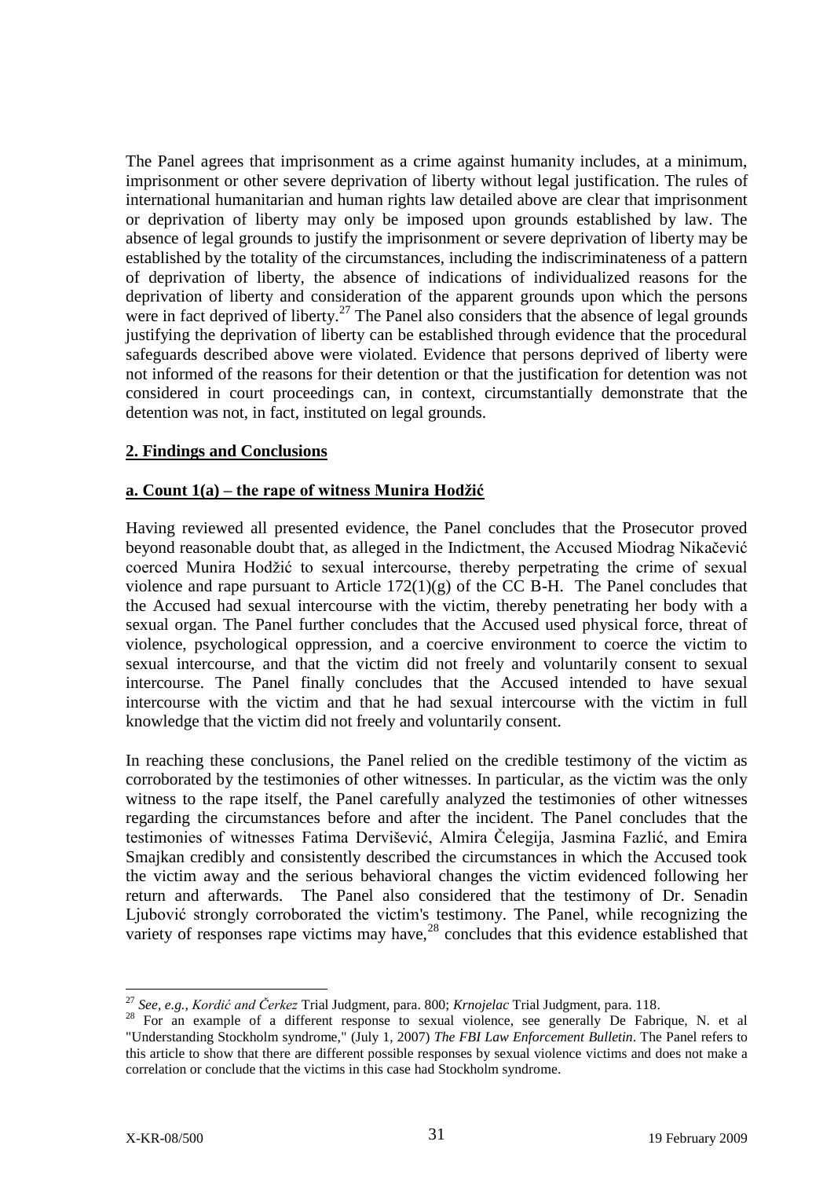The Panel agrees that imprisonment as a crime against humanity includes, at a minimum, imprisonment or other severe deprivation of liberty without legal justification. The rules of international humanitarian and human rights law detailed above are clear that imprisonment or deprivation of liberty may only be imposed upon grounds established by law. The absence of legal grounds to justify the imprisonment or severe deprivation of liberty may be established by the totality of the circumstances, including the indiscriminateness of a pattern of deprivation of liberty, the absence of indications of individualized reasons for the deprivation of liberty and consideration of the apparent grounds upon which the persons were in fact deprived of liberty.[27] The Panel also considers that the absence of legal grounds justifying the deprivation of liberty can be established through evidence that the procedural safeguards described above were violated. Evidence that persons deprived of liberty were not informed of the reasons for their detention or that the justification for detention was not considered in court proceedings can, in context, circumstantially demonstrate that the detention was not, in fact, instituted on legal grounds.

**2. Findings and Conclusions**

**a. Count 1(a) – the rape of witness Munira Hodžić**

Having reviewed all presented evidence, the Panel concludes that the Prosecutor proved beyond reasonable doubt that, as alleged in the Indictment, the Accused Miodrag Nikačević coerced Munira Hodžić to sexual intercourse, thereby perpetrating the crime of sexual violence and rape pursuant to Article 172(1)(g) of the CC B-H. The Panel concludes that the Accused had sexual intercourse with the victim, thereby penetrating her body with a sexual organ. The Panel further concludes that the Accused used physical force, threat of violence, psychological oppression, and a coercive environment to coerce the victim to sexual intercourse, and that the victim did not freely and voluntarily consent to sexual intercourse. The Panel finally concludes that the Accused intended to have sexual intercourse with the victim and that he had sexual intercourse with the victim in full knowledge that the victim did not freely and voluntarily consent.

In reaching these conclusions, the Panel relied on the credible testimony of the victim as corroborated by the testimonies of other witnesses. In particular, as the victim was the only witness to the rape itself, the Panel carefully analyzed the testimonies of other witnesses regarding the circumstances before and after the incident. The Panel concludes that the testimonies of witnesses Fatima Dervišević, Almira Čelegija, Jasmina Fazlić, and Emira Smajkan credibly and consistently described the circumstances in which the Accused took the victim away and the serious behavioral changes the victim evidenced following her return and afterwards. The Panel also considered that the testimony of Dr. Senadin Ljubović strongly corroborated the victim's testimony. The Panel, while recognizing the variety of responses rape victims may have,[28] concludes that this evidence established that

---

[27] *See, e.g.*, *Kordić and Čerkez* Trial Judgment, para. 800; *Krnojelac* Trial Judgment, para. 118.

[28] For an example of a different response to sexual violence, see generally De Fabrique, N. et al "Understanding Stockholm syndrome," (July 1, 2007) *The FBI Law Enforcement Bulletin*. The Panel refers to this article to show that there are different possible responses by sexual violence victims and does not make a correlation or conclude that the victims in this case had Stockholm syndrome.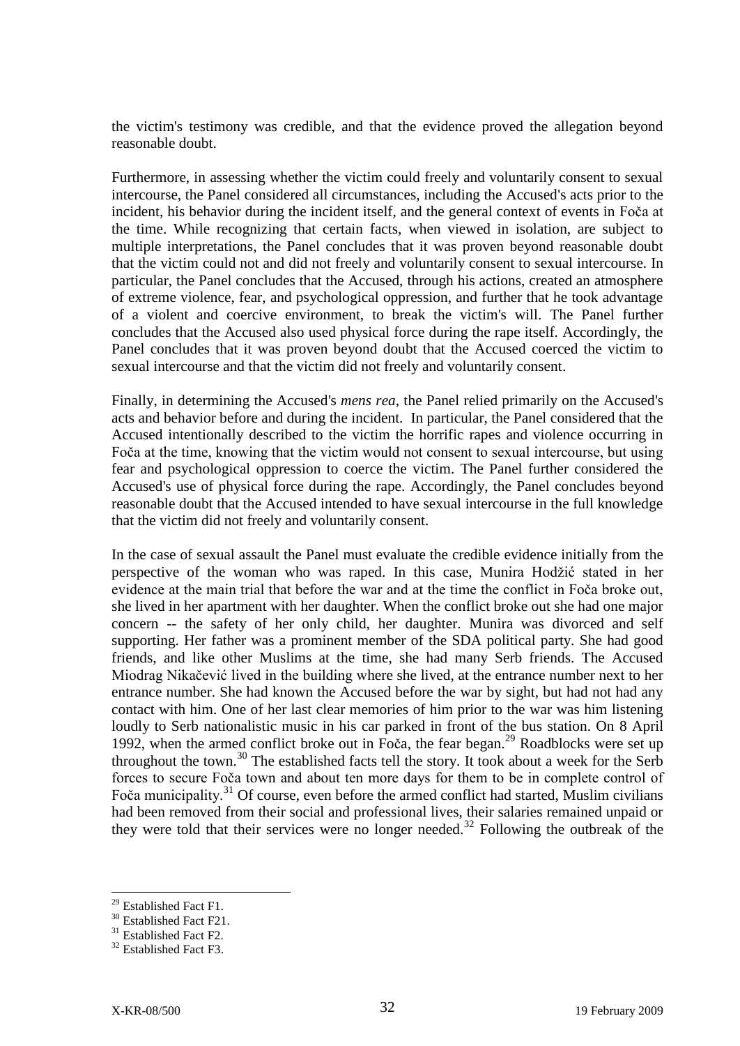the victim's testimony was credible, and that the evidence proved the allegation beyond reasonable doubt.

Furthermore, in assessing whether the victim could freely and voluntarily consent to sexual intercourse, the Panel considered all circumstances, including the Accused's acts prior to the incident, his behavior during the incident itself, and the general context of events in Foča at the time. While recognizing that certain facts, when viewed in isolation, are subject to multiple interpretations, the Panel concludes that it was proven beyond reasonable doubt that the victim could not and did not freely and voluntarily consent to sexual intercourse. In particular, the Panel concludes that the Accused, through his actions, created an atmosphere of extreme violence, fear, and psychological oppression, and further that he took advantage of a violent and coercive environment, to break the victim's will. The Panel further concludes that the Accused also used physical force during the rape itself. Accordingly, the Panel concludes that it was proven beyond doubt that the Accused coerced the victim to sexual intercourse and that the victim did not freely and voluntarily consent.

Finally, in determining the Accused's *mens rea*, the Panel relied primarily on the Accused's acts and behavior before and during the incident. In particular, the Panel considered that the Accused intentionally described to the victim the horrific rapes and violence occurring in Foča at the time, knowing that the victim would not consent to sexual intercourse, but using fear and psychological oppression to coerce the victim. The Panel further considered the Accused's use of physical force during the rape. Accordingly, the Panel concludes beyond reasonable doubt that the Accused intended to have sexual intercourse in the full knowledge that the victim did not freely and voluntarily consent.

In the case of sexual assault the Panel must evaluate the credible evidence initially from the perspective of the woman who was raped. In this case, Munira Hodžić stated in her evidence at the main trial that before the war and at the time the conflict in Foča broke out, she lived in her apartment with her daughter. When the conflict broke out she had one major concern -- the safety of her only child, her daughter. Munira was divorced and self supporting. Her father was a prominent member of the SDA political party. She had good friends, and like other Muslims at the time, she had many Serb friends. The Accused Miodrag Nikačević lived in the building where she lived, at the entrance number next to her entrance number. She had known the Accused before the war by sight, but had not had any contact with him. One of her last clear memories of him prior to the war was him listening loudly to Serb nationalistic music in his car parked in front of the bus station. On 8 April 1992, when the armed conflict broke out in Foča, the fear began.[29] Roadblocks were set up throughout the town.[30] The established facts tell the story. It took about a week for the Serb forces to secure Foča town and about ten more days for them to be in complete control of Foča municipality.[31] Of course, even before the armed conflict had started, Muslim civilians had been removed from their social and professional lives, their salaries remained unpaid or they were told that their services were no longer needed.[32] Following the outbreak of the

---

[29] Established Fact F1.

[30] Established Fact F21.

[31] Established Fact F2.

[32] Established Fact F3.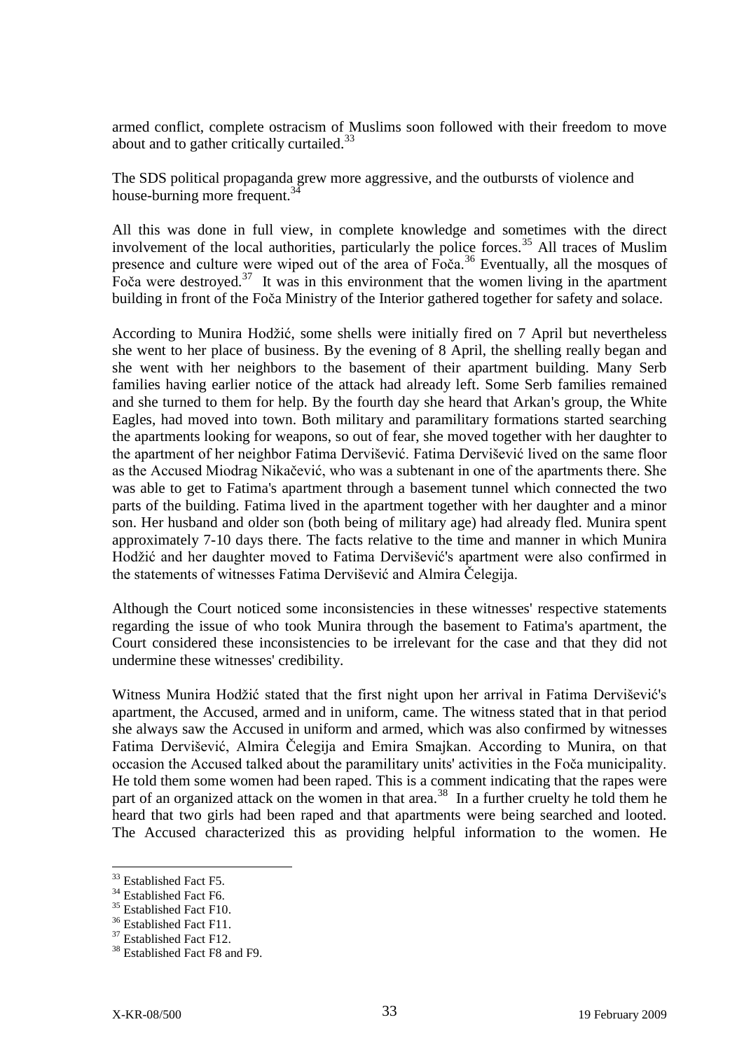armed conflict, complete ostracism of Muslims soon followed with their freedom to move about and to gather critically curtailed.[33]

The SDS political propaganda grew more aggressive, and the outbursts of violence and house-burning more frequent.[34]

All this was done in full view, in complete knowledge and sometimes with the direct involvement of the local authorities, particularly the police forces.[35] All traces of Muslim presence and culture were wiped out of the area of Foča.[36] Eventually, all the mosques of Foča were destroyed.[37] It was in this environment that the women living in the apartment building in front of the Foča Ministry of the Interior gathered together for safety and solace.

According to Munira Hodžić, some shells were initially fired on 7 April but nevertheless she went to her place of business. By the evening of 8 April, the shelling really began and she went with her neighbors to the basement of their apartment building. Many Serb families having earlier notice of the attack had already left. Some Serb families remained and she turned to them for help. By the fourth day she heard that Arkan's group, the White Eagles, had moved into town. Both military and paramilitary formations started searching the apartments looking for weapons, so out of fear, she moved together with her daughter to the apartment of her neighbor Fatima Dervišević. Fatima Dervišević lived on the same floor as the Accused Miodrag Nikačević, who was a subtenant in one of the apartments there. She was able to get to Fatima's apartment through a basement tunnel which connected the two parts of the building. Fatima lived in the apartment together with her daughter and a minor son. Her husband and older son (both being of military age) had already fled. Munira spent approximately 7-10 days there. The facts relative to the time and manner in which Munira Hodžić and her daughter moved to Fatima Dervišević's apartment were also confirmed in the statements of witnesses Fatima Dervišević and Almira Čelegija.

Although the Court noticed some inconsistencies in these witnesses' respective statements regarding the issue of who took Munira through the basement to Fatima's apartment, the Court considered these inconsistencies to be irrelevant for the case and that they did not undermine these witnesses' credibility.

Witness Munira Hodžić stated that the first night upon her arrival in Fatima Dervišević's apartment, the Accused, armed and in uniform, came. The witness stated that in that period she always saw the Accused in uniform and armed, which was also confirmed by witnesses Fatima Dervišević, Almira Čelegija and Emira Smajkan. According to Munira, on that occasion the Accused talked about the paramilitary units' activities in the Foča municipality. He told them some women had been raped. This is a comment indicating that the rapes were part of an organized attack on the women in that area.[38] In a further cruelty he told them he heard that two girls had been raped and that apartments were being searched and looted. The Accused characterized this as providing helpful information to the women. He

---

[33] Established Fact F5.
[34] Established Fact F6.
[35] Established Fact F10.
[36] Established Fact F11.
[37] Established Fact F12.
[38] Established Fact F8 and F9.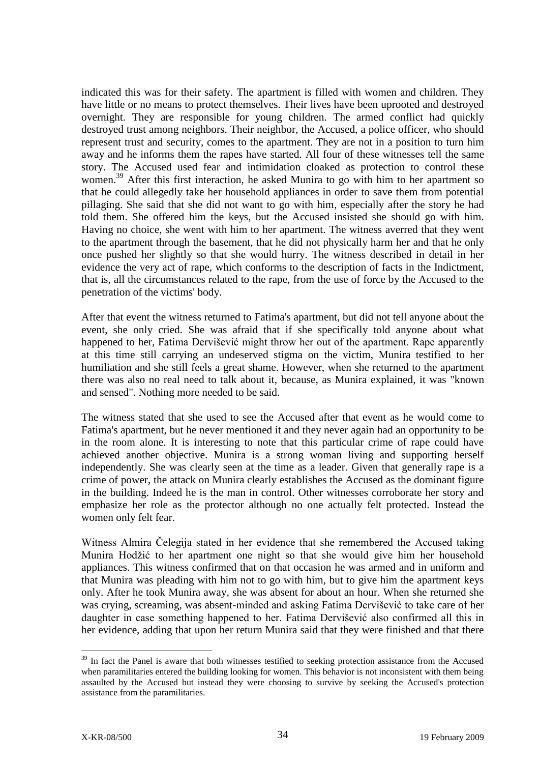indicated this was for their safety. The apartment is filled with women and children. They have little or no means to protect themselves. Their lives have been uprooted and destroyed overnight. They are responsible for young children. The armed conflict had quickly destroyed trust among neighbors. Their neighbor, the Accused, a police officer, who should represent trust and security, comes to the apartment. They are not in a position to turn him away and he informs them the rapes have started. All four of these witnesses tell the same story. The Accused used fear and intimidation cloaked as protection to control these women.[39] After this first interaction, he asked Munira to go with him to her apartment so that he could allegedly take her household appliances in order to save them from potential pillaging. She said that she did not want to go with him, especially after the story he had told them. She offered him the keys, but the Accused insisted she should go with him. Having no choice, she went with him to her apartment. The witness averred that they went to the apartment through the basement, that he did not physically harm her and that he only once pushed her slightly so that she would hurry. The witness described in detail in her evidence the very act of rape, which conforms to the description of facts in the Indictment, that is, all the circumstances related to the rape, from the use of force by the Accused to the penetration of the victims' body.

After that event the witness returned to Fatima's apartment, but did not tell anyone about the event, she only cried. She was afraid that if she specifically told anyone about what happened to her, Fatima Dervišević might throw her out of the apartment. Rape apparently at this time still carrying an undeserved stigma on the victim, Munira testified to her humiliation and she still feels a great shame. However, when she returned to the apartment there was also no real need to talk about it, because, as Munira explained, it was "known and sensed". Nothing more needed to be said.

The witness stated that she used to see the Accused after that event as he would come to Fatima's apartment, but he never mentioned it and they never again had an opportunity to be in the room alone. It is interesting to note that this particular crime of rape could have achieved another objective. Munira is a strong woman living and supporting herself independently. She was clearly seen at the time as a leader. Given that generally rape is a crime of power, the attack on Munira clearly establishes the Accused as the dominant figure in the building. Indeed he is the man in control. Other witnesses corroborate her story and emphasize her role as the protector although no one actually felt protected. Instead the women only felt fear.

Witness Almira Čelegija stated in her evidence that she remembered the Accused taking Munira Hodžić to her apartment one night so that she would give him her household appliances. This witness confirmed that on that occasion he was armed and in uniform and that Munira was pleading with him not to go with him, but to give him the apartment keys only. After he took Munira away, she was absent for about an hour. When she returned she was crying, screaming, was absent-minded and asking Fatima Dervišević to take care of her daughter in case something happened to her. Fatima Dervišević also confirmed all this in her evidence, adding that upon her return Munira said that they were finished and that there

[39] In fact the Panel is aware that both witnesses testified to seeking protection assistance from the Accused when paramilitaries entered the building looking for women. This behavior is not inconsistent with them being assaulted by the Accused but instead they were choosing to survive by seeking the Accused's protection assistance from the paramilitaries.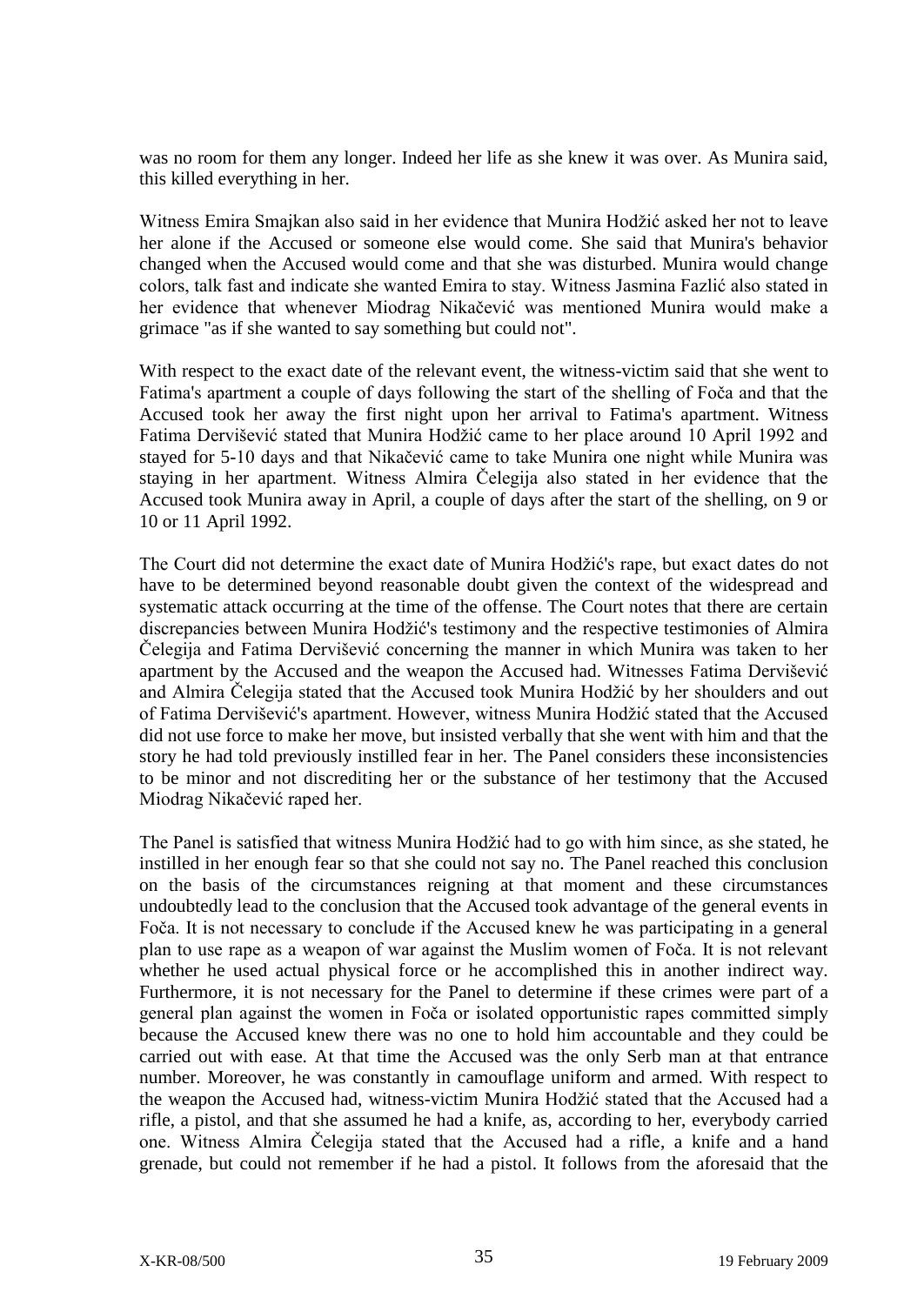was no room for them any longer. Indeed her life as she knew it was over. As Munira said, this killed everything in her.

Witness Emira Smajkan also said in her evidence that Munira Hodžić asked her not to leave her alone if the Accused or someone else would come. She said that Munira's behavior changed when the Accused would come and that she was disturbed. Munira would change colors, talk fast and indicate she wanted Emira to stay. Witness Jasmina Fazlić also stated in her evidence that whenever Miodrag Nikačević was mentioned Munira would make a grimace "as if she wanted to say something but could not".

With respect to the exact date of the relevant event, the witness-victim said that she went to Fatima's apartment a couple of days following the start of the shelling of Foča and that the Accused took her away the first night upon her arrival to Fatima's apartment. Witness Fatima Dervišević stated that Munira Hodžić came to her place around 10 April 1992 and stayed for 5-10 days and that Nikačević came to take Munira one night while Munira was staying in her apartment. Witness Almira Čelegija also stated in her evidence that the Accused took Munira away in April, a couple of days after the start of the shelling, on 9 or 10 or 11 April 1992.

The Court did not determine the exact date of Munira Hodžić's rape, but exact dates do not have to be determined beyond reasonable doubt given the context of the widespread and systematic attack occurring at the time of the offense. The Court notes that there are certain discrepancies between Munira Hodžić's testimony and the respective testimonies of Almira Čelegija and Fatima Dervišević concerning the manner in which Munira was taken to her apartment by the Accused and the weapon the Accused had. Witnesses Fatima Dervišević and Almira Čelegija stated that the Accused took Munira Hodžić by her shoulders and out of Fatima Dervišević's apartment. However, witness Munira Hodžić stated that the Accused did not use force to make her move, but insisted verbally that she went with him and that the story he had told previously instilled fear in her. The Panel considers these inconsistencies to be minor and not discrediting her or the substance of her testimony that the Accused Miodrag Nikačević raped her.

The Panel is satisfied that witness Munira Hodžić had to go with him since, as she stated, he instilled in her enough fear so that she could not say no. The Panel reached this conclusion on the basis of the circumstances reigning at that moment and these circumstances undoubtedly lead to the conclusion that the Accused took advantage of the general events in Foča. It is not necessary to conclude if the Accused knew he was participating in a general plan to use rape as a weapon of war against the Muslim women of Foča. It is not relevant whether he used actual physical force or he accomplished this in another indirect way. Furthermore, it is not necessary for the Panel to determine if these crimes were part of a general plan against the women in Foča or isolated opportunistic rapes committed simply because the Accused knew there was no one to hold him accountable and they could be carried out with ease. At that time the Accused was the only Serb man at that entrance number. Moreover, he was constantly in camouflage uniform and armed. With respect to the weapon the Accused had, witness-victim Munira Hodžić stated that the Accused had a rifle, a pistol, and that she assumed he had a knife, as, according to her, everybody carried one. Witness Almira Čelegija stated that the Accused had a rifle, a knife and a hand grenade, but could not remember if he had a pistol. It follows from the aforesaid that the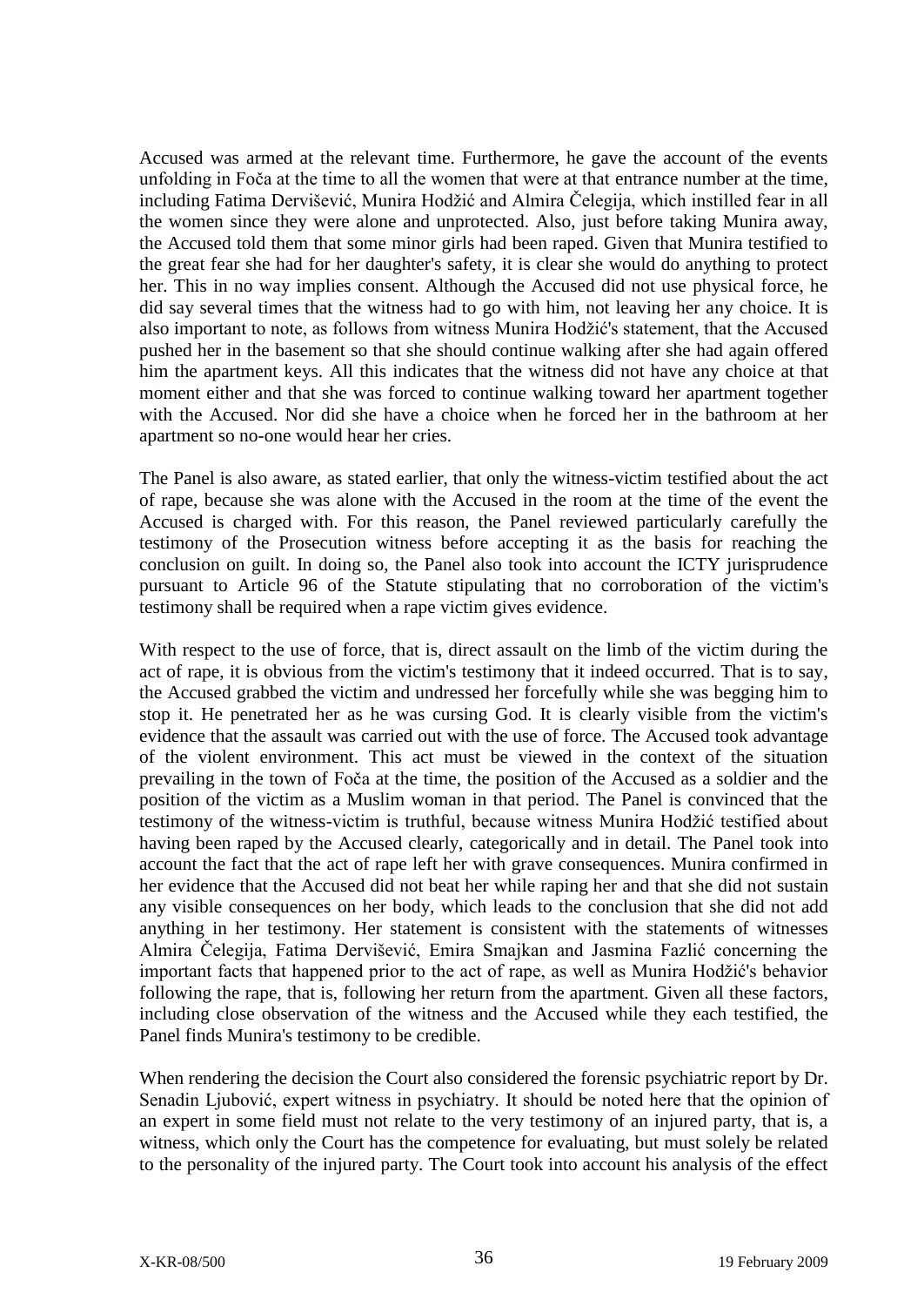Accused was armed at the relevant time. Furthermore, he gave the account of the events unfolding in Foča at the time to all the women that were at that entrance number at the time, including Fatima Dervišević, Munira Hodžić and Almira Čelegija, which instilled fear in all the women since they were alone and unprotected. Also, just before taking Munira away, the Accused told them that some minor girls had been raped. Given that Munira testified to the great fear she had for her daughter's safety, it is clear she would do anything to protect her. This in no way implies consent. Although the Accused did not use physical force, he did say several times that the witness had to go with him, not leaving her any choice. It is also important to note, as follows from witness Munira Hodžić's statement, that the Accused pushed her in the basement so that she should continue walking after she had again offered him the apartment keys. All this indicates that the witness did not have any choice at that moment either and that she was forced to continue walking toward her apartment together with the Accused. Nor did she have a choice when he forced her in the bathroom at her apartment so no-one would hear her cries.

The Panel is also aware, as stated earlier, that only the witness-victim testified about the act of rape, because she was alone with the Accused in the room at the time of the event the Accused is charged with. For this reason, the Panel reviewed particularly carefully the testimony of the Prosecution witness before accepting it as the basis for reaching the conclusion on guilt. In doing so, the Panel also took into account the ICTY jurisprudence pursuant to Article 96 of the Statute stipulating that no corroboration of the victim's testimony shall be required when a rape victim gives evidence.

With respect to the use of force, that is, direct assault on the limb of the victim during the act of rape, it is obvious from the victim's testimony that it indeed occurred. That is to say, the Accused grabbed the victim and undressed her forcefully while she was begging him to stop it. He penetrated her as he was cursing God. It is clearly visible from the victim's evidence that the assault was carried out with the use of force. The Accused took advantage of the violent environment. This act must be viewed in the context of the situation prevailing in the town of Foča at the time, the position of the Accused as a soldier and the position of the victim as a Muslim woman in that period. The Panel is convinced that the testimony of the witness-victim is truthful, because witness Munira Hodžić testified about having been raped by the Accused clearly, categorically and in detail. The Panel took into account the fact that the act of rape left her with grave consequences. Munira confirmed in her evidence that the Accused did not beat her while raping her and that she did not sustain any visible consequences on her body, which leads to the conclusion that she did not add anything in her testimony. Her statement is consistent with the statements of witnesses Almira Čelegija, Fatima Dervišević, Emira Smajkan and Jasmina Fazlić concerning the important facts that happened prior to the act of rape, as well as Munira Hodžić's behavior following the rape, that is, following her return from the apartment. Given all these factors, including close observation of the witness and the Accused while they each testified, the Panel finds Munira's testimony to be credible.

When rendering the decision the Court also considered the forensic psychiatric report by Dr. Senadin Ljubović, expert witness in psychiatry. It should be noted here that the opinion of an expert in some field must not relate to the very testimony of an injured party, that is, a witness, which only the Court has the competence for evaluating, but must solely be related to the personality of the injured party. The Court took into account his analysis of the effect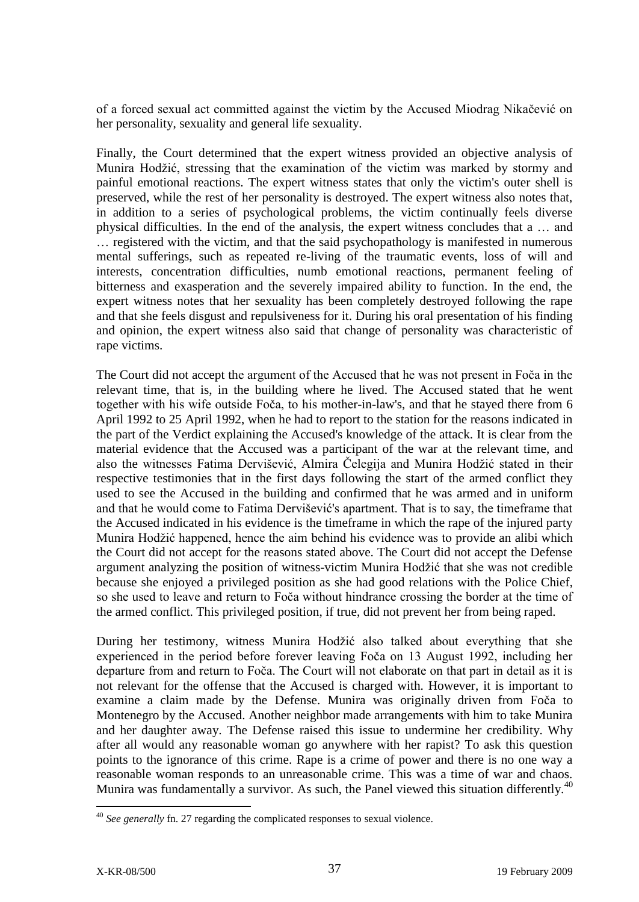of a forced sexual act committed against the victim by the Accused Miodrag Nikačević on her personality, sexuality and general life sexuality.

Finally, the Court determined that the expert witness provided an objective analysis of Munira Hodžić, stressing that the examination of the victim was marked by stormy and painful emotional reactions. The expert witness states that only the victim's outer shell is preserved, while the rest of her personality is destroyed. The expert witness also notes that, in addition to a series of psychological problems, the victim continually feels diverse physical difficulties. In the end of the analysis, the expert witness concludes that a … and … registered with the victim, and that the said psychopathology is manifested in numerous mental sufferings, such as repeated re-living of the traumatic events, loss of will and interests, concentration difficulties, numb emotional reactions, permanent feeling of bitterness and exasperation and the severely impaired ability to function. In the end, the expert witness notes that her sexuality has been completely destroyed following the rape and that she feels disgust and repulsiveness for it. During his oral presentation of his finding and opinion, the expert witness also said that change of personality was characteristic of rape victims.

The Court did not accept the argument of the Accused that he was not present in Foča in the relevant time, that is, in the building where he lived. The Accused stated that he went together with his wife outside Foča, to his mother-in-law's, and that he stayed there from 6 April 1992 to 25 April 1992, when he had to report to the station for the reasons indicated in the part of the Verdict explaining the Accused's knowledge of the attack. It is clear from the material evidence that the Accused was a participant of the war at the relevant time, and also the witnesses Fatima Dervišević, Almira Čelegija and Munira Hodžić stated in their respective testimonies that in the first days following the start of the armed conflict they used to see the Accused in the building and confirmed that he was armed and in uniform and that he would come to Fatima Dervišević's apartment. That is to say, the timeframe that the Accused indicated in his evidence is the timeframe in which the rape of the injured party Munira Hodžić happened, hence the aim behind his evidence was to provide an alibi which the Court did not accept for the reasons stated above. The Court did not accept the Defense argument analyzing the position of witness-victim Munira Hodžić that she was not credible because she enjoyed a privileged position as she had good relations with the Police Chief, so she used to leave and return to Foča without hindrance crossing the border at the time of the armed conflict. This privileged position, if true, did not prevent her from being raped.

During her testimony, witness Munira Hodžić also talked about everything that she experienced in the period before forever leaving Foča on 13 August 1992, including her departure from and return to Foča. The Court will not elaborate on that part in detail as it is not relevant for the offense that the Accused is charged with. However, it is important to examine a claim made by the Defense. Munira was originally driven from Foča to Montenegro by the Accused. Another neighbor made arrangements with him to take Munira and her daughter away. The Defense raised this issue to undermine her credibility. Why after all would any reasonable woman go anywhere with her rapist? To ask this question points to the ignorance of this crime. Rape is a crime of power and there is no one way a reasonable woman responds to an unreasonable crime. This was a time of war and chaos. Munira was fundamentally a survivor. As such, the Panel viewed this situation differently.[40]

[40] *See generally* fn. 27 regarding the complicated responses to sexual violence.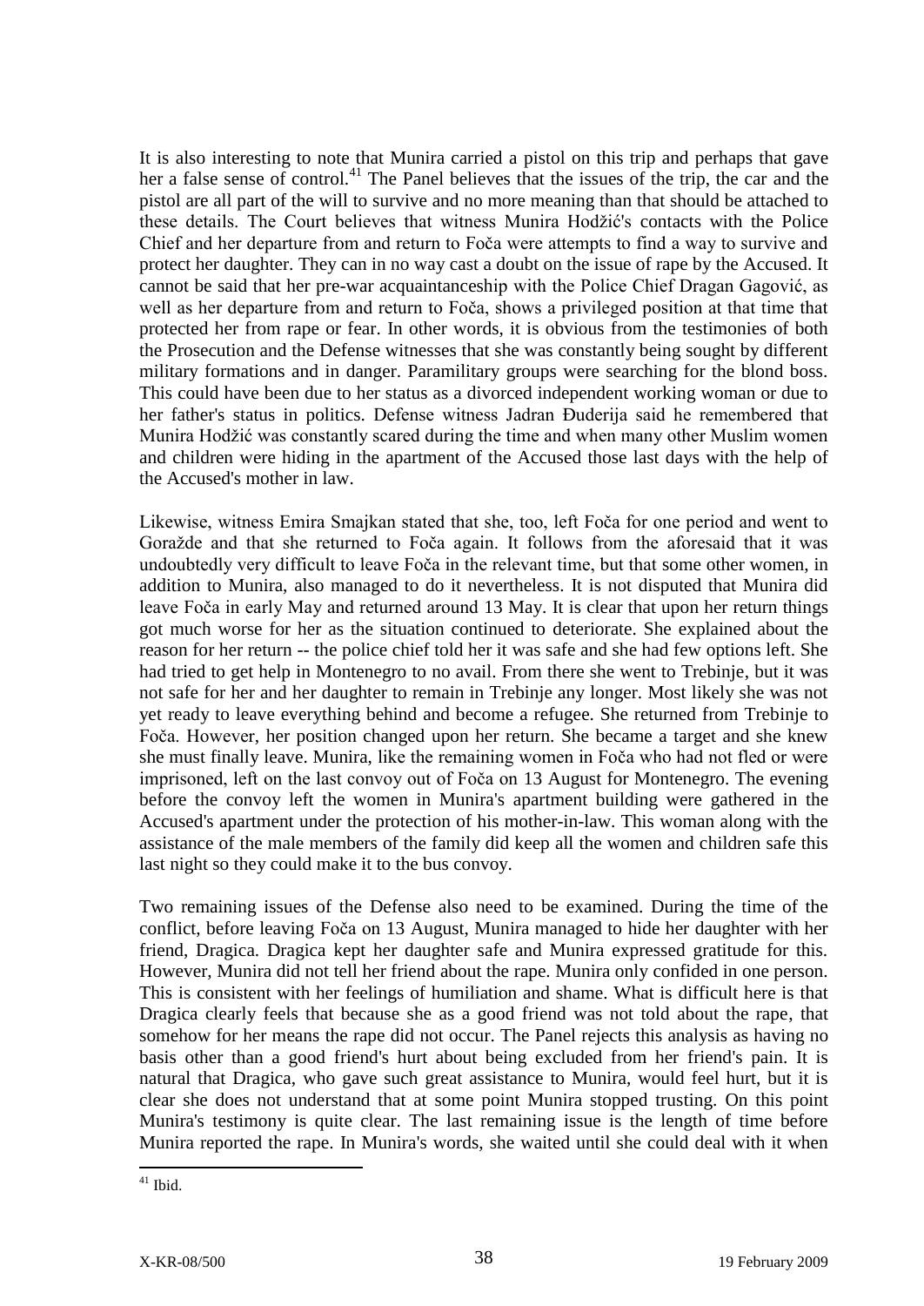It is also interesting to note that Munira carried a pistol on this trip and perhaps that gave her a false sense of control.[41] The Panel believes that the issues of the trip, the car and the pistol are all part of the will to survive and no more meaning than that should be attached to these details. The Court believes that witness Munira Hodžić's contacts with the Police Chief and her departure from and return to Foča were attempts to find a way to survive and protect her daughter. They can in no way cast a doubt on the issue of rape by the Accused. It cannot be said that her pre-war acquaintanceship with the Police Chief Dragan Gagović, as well as her departure from and return to Foča, shows a privileged position at that time that protected her from rape or fear. In other words, it is obvious from the testimonies of both the Prosecution and the Defense witnesses that she was constantly being sought by different military formations and in danger. Paramilitary groups were searching for the blond boss. This could have been due to her status as a divorced independent working woman or due to her father's status in politics. Defense witness Jadran Đuderija said he remembered that Munira Hodžić was constantly scared during the time and when many other Muslim women and children were hiding in the apartment of the Accused those last days with the help of the Accused's mother in law.

Likewise, witness Emira Smajkan stated that she, too, left Foča for one period and went to Goražde and that she returned to Foča again. It follows from the aforesaid that it was undoubtedly very difficult to leave Foča in the relevant time, but that some other women, in addition to Munira, also managed to do it nevertheless. It is not disputed that Munira did leave Foča in early May and returned around 13 May. It is clear that upon her return things got much worse for her as the situation continued to deteriorate. She explained about the reason for her return -- the police chief told her it was safe and she had few options left. She had tried to get help in Montenegro to no avail. From there she went to Trebinje, but it was not safe for her and her daughter to remain in Trebinje any longer. Most likely she was not yet ready to leave everything behind and become a refugee. She returned from Trebinje to Foča. However, her position changed upon her return. She became a target and she knew she must finally leave. Munira, like the remaining women in Foča who had not fled or were imprisoned, left on the last convoy out of Foča on 13 August for Montenegro. The evening before the convoy left the women in Munira's apartment building were gathered in the Accused's apartment under the protection of his mother-in-law. This woman along with the assistance of the male members of the family did keep all the women and children safe this last night so they could make it to the bus convoy.

Two remaining issues of the Defense also need to be examined. During the time of the conflict, before leaving Foča on 13 August, Munira managed to hide her daughter with her friend, Dragica. Dragica kept her daughter safe and Munira expressed gratitude for this. However, Munira did not tell her friend about the rape. Munira only confided in one person. This is consistent with her feelings of humiliation and shame. What is difficult here is that Dragica clearly feels that because she as a good friend was not told about the rape, that somehow for her means the rape did not occur. The Panel rejects this analysis as having no basis other than a good friend's hurt about being excluded from her friend's pain. It is natural that Dragica, who gave such great assistance to Munira, would feel hurt, but it is clear she does not understand that at some point Munira stopped trusting. On this point Munira's testimony is quite clear. The last remaining issue is the length of time before Munira reported the rape. In Munira's words, she waited until she could deal with it when

[41] Ibid.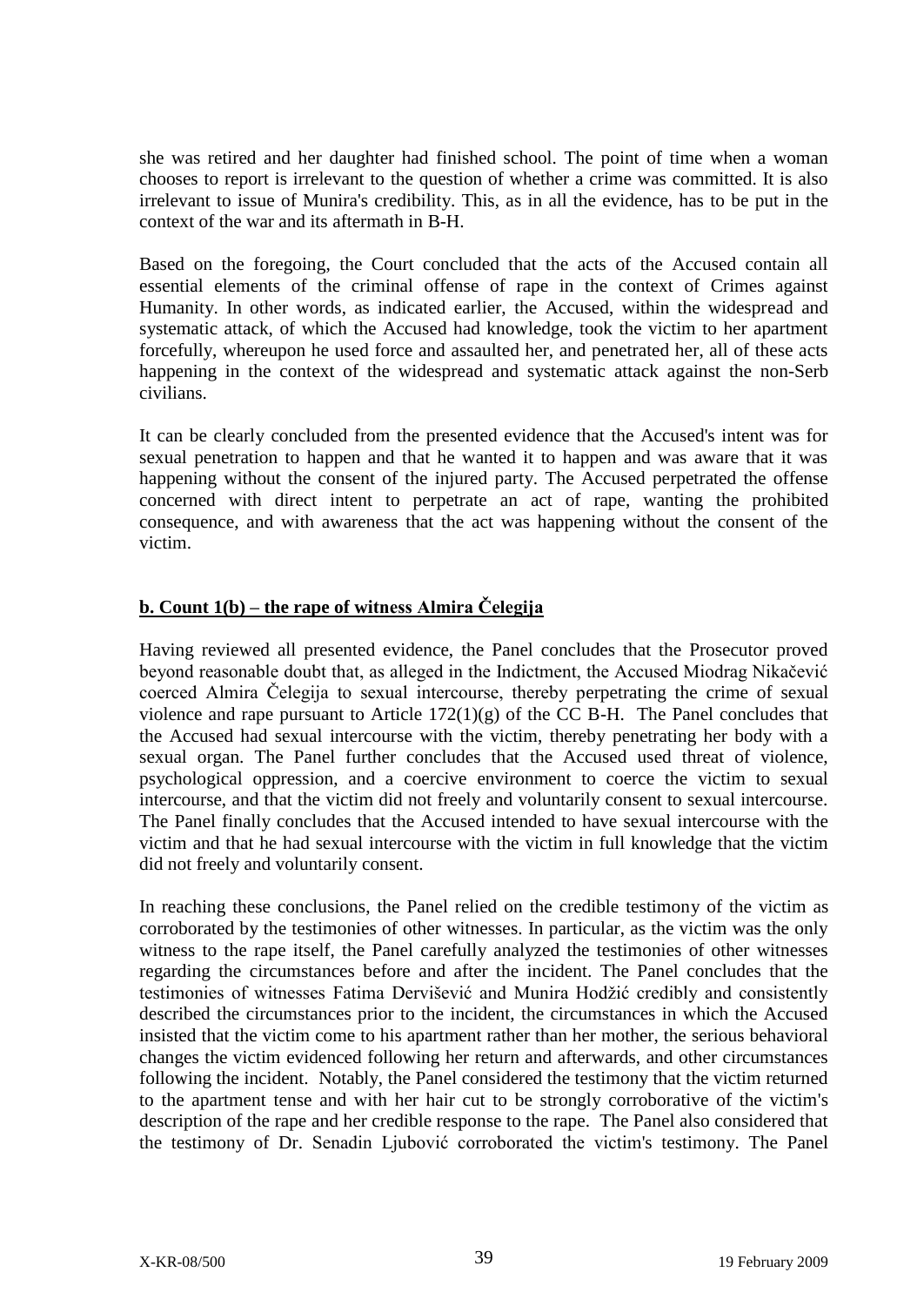she was retired and her daughter had finished school. The point of time when a woman chooses to report is irrelevant to the question of whether a crime was committed. It is also irrelevant to issue of Munira's credibility. This, as in all the evidence, has to be put in the context of the war and its aftermath in B-H.

Based on the foregoing, the Court concluded that the acts of the Accused contain all essential elements of the criminal offense of rape in the context of Crimes against Humanity. In other words, as indicated earlier, the Accused, within the widespread and systematic attack, of which the Accused had knowledge, took the victim to her apartment forcefully, whereupon he used force and assaulted her, and penetrated her, all of these acts happening in the context of the widespread and systematic attack against the non-Serb civilians.

It can be clearly concluded from the presented evidence that the Accused's intent was for sexual penetration to happen and that he wanted it to happen and was aware that it was happening without the consent of the injured party. The Accused perpetrated the offense concerned with direct intent to perpetrate an act of rape, wanting the prohibited consequence, and with awareness that the act was happening without the consent of the victim.

**b. Count 1(b) – the rape of witness Almira Čelegija**

Having reviewed all presented evidence, the Panel concludes that the Prosecutor proved beyond reasonable doubt that, as alleged in the Indictment, the Accused Miodrag Nikačević coerced Almira Čelegija to sexual intercourse, thereby perpetrating the crime of sexual violence and rape pursuant to Article 172(1)(g) of the CC B-H. The Panel concludes that the Accused had sexual intercourse with the victim, thereby penetrating her body with a sexual organ. The Panel further concludes that the Accused used threat of violence, psychological oppression, and a coercive environment to coerce the victim to sexual intercourse, and that the victim did not freely and voluntarily consent to sexual intercourse. The Panel finally concludes that the Accused intended to have sexual intercourse with the victim and that he had sexual intercourse with the victim in full knowledge that the victim did not freely and voluntarily consent.

In reaching these conclusions, the Panel relied on the credible testimony of the victim as corroborated by the testimonies of other witnesses. In particular, as the victim was the only witness to the rape itself, the Panel carefully analyzed the testimonies of other witnesses regarding the circumstances before and after the incident. The Panel concludes that the testimonies of witnesses Fatima Dervišević and Munira Hodžić credibly and consistently described the circumstances prior to the incident, the circumstances in which the Accused insisted that the victim come to his apartment rather than her mother, the serious behavioral changes the victim evidenced following her return and afterwards, and other circumstances following the incident. Notably, the Panel considered the testimony that the victim returned to the apartment tense and with her hair cut to be strongly corroborative of the victim's description of the rape and her credible response to the rape. The Panel also considered that the testimony of Dr. Senadin Ljubović corroborated the victim's testimony. The Panel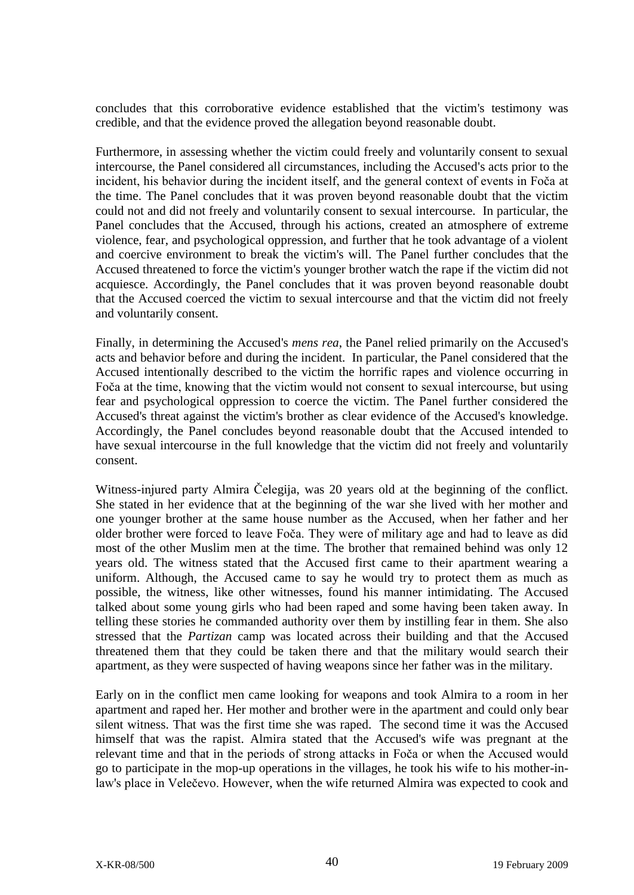concludes that this corroborative evidence established that the victim's testimony was credible, and that the evidence proved the allegation beyond reasonable doubt.

Furthermore, in assessing whether the victim could freely and voluntarily consent to sexual intercourse, the Panel considered all circumstances, including the Accused's acts prior to the incident, his behavior during the incident itself, and the general context of events in Foča at the time. The Panel concludes that it was proven beyond reasonable doubt that the victim could not and did not freely and voluntarily consent to sexual intercourse. In particular, the Panel concludes that the Accused, through his actions, created an atmosphere of extreme violence, fear, and psychological oppression, and further that he took advantage of a violent and coercive environment to break the victim's will. The Panel further concludes that the Accused threatened to force the victim's younger brother watch the rape if the victim did not acquiesce. Accordingly, the Panel concludes that it was proven beyond reasonable doubt that the Accused coerced the victim to sexual intercourse and that the victim did not freely and voluntarily consent.

Finally, in determining the Accused's *mens rea*, the Panel relied primarily on the Accused's acts and behavior before and during the incident. In particular, the Panel considered that the Accused intentionally described to the victim the horrific rapes and violence occurring in Foča at the time, knowing that the victim would not consent to sexual intercourse, but using fear and psychological oppression to coerce the victim. The Panel further considered the Accused's threat against the victim's brother as clear evidence of the Accused's knowledge. Accordingly, the Panel concludes beyond reasonable doubt that the Accused intended to have sexual intercourse in the full knowledge that the victim did not freely and voluntarily consent.

Witness-injured party Almira Čelegija, was 20 years old at the beginning of the conflict. She stated in her evidence that at the beginning of the war she lived with her mother and one younger brother at the same house number as the Accused, when her father and her older brother were forced to leave Foča. They were of military age and had to leave as did most of the other Muslim men at the time. The brother that remained behind was only 12 years old. The witness stated that the Accused first came to their apartment wearing a uniform. Although, the Accused came to say he would try to protect them as much as possible, the witness, like other witnesses, found his manner intimidating. The Accused talked about some young girls who had been raped and some having been taken away. In telling these stories he commanded authority over them by instilling fear in them. She also stressed that the *Partizan* camp was located across their building and that the Accused threatened them that they could be taken there and that the military would search their apartment, as they were suspected of having weapons since her father was in the military.

Early on in the conflict men came looking for weapons and took Almira to a room in her apartment and raped her. Her mother and brother were in the apartment and could only bear silent witness. That was the first time she was raped. The second time it was the Accused himself that was the rapist. Almira stated that the Accused's wife was pregnant at the relevant time and that in the periods of strong attacks in Foča or when the Accused would go to participate in the mop-up operations in the villages, he took his wife to his mother-in-law's place in Velečevo. However, when the wife returned Almira was expected to cook and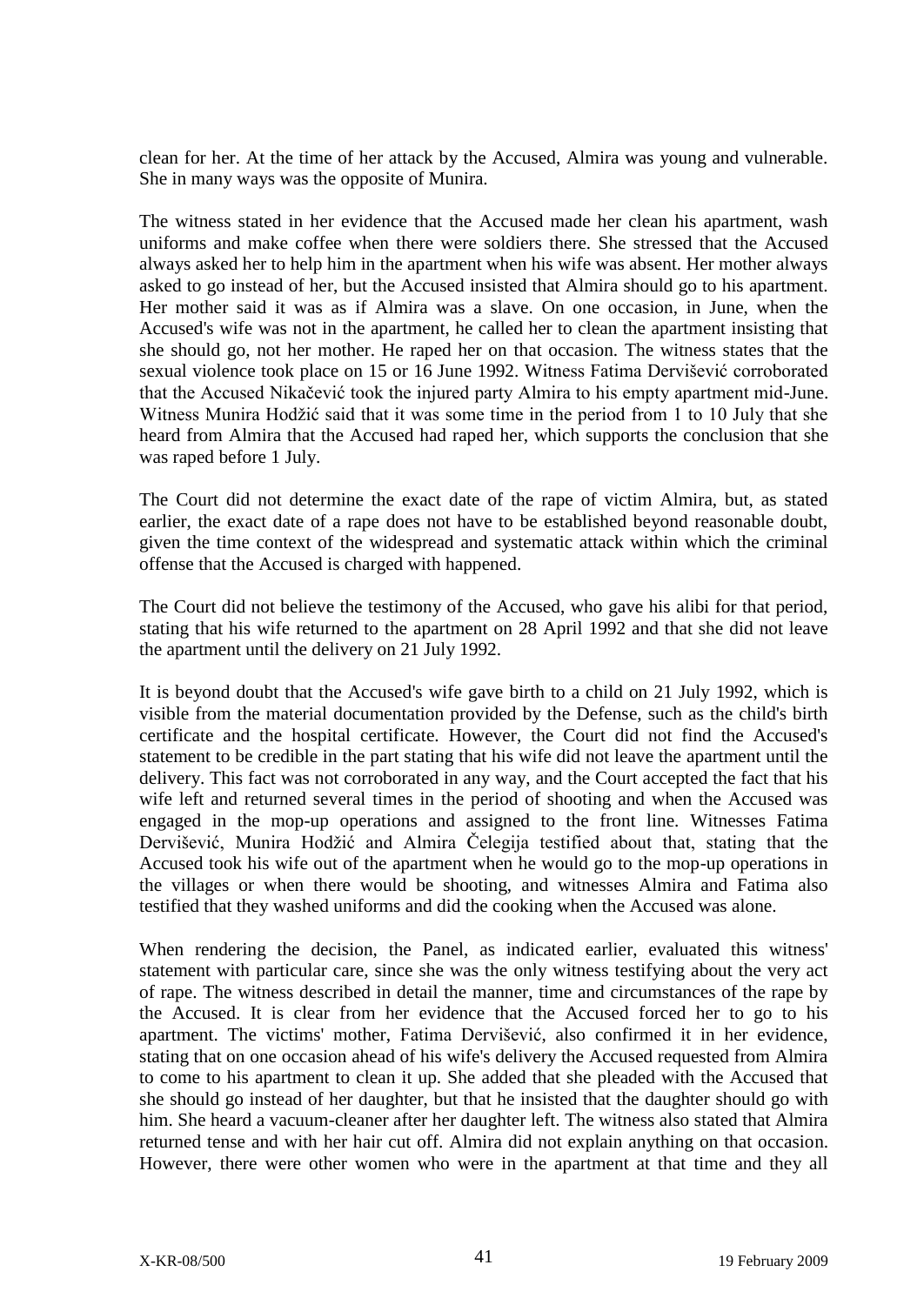clean for her. At the time of her attack by the Accused, Almira was young and vulnerable. She in many ways was the opposite of Munira.

The witness stated in her evidence that the Accused made her clean his apartment, wash uniforms and make coffee when there were soldiers there. She stressed that the Accused always asked her to help him in the apartment when his wife was absent. Her mother always asked to go instead of her, but the Accused insisted that Almira should go to his apartment. Her mother said it was as if Almira was a slave. On one occasion, in June, when the Accused's wife was not in the apartment, he called her to clean the apartment insisting that she should go, not her mother. He raped her on that occasion. The witness states that the sexual violence took place on 15 or 16 June 1992. Witness Fatima Dervišević corroborated that the Accused Nikačević took the injured party Almira to his empty apartment mid-June. Witness Munira Hodžić said that it was some time in the period from 1 to 10 July that she heard from Almira that the Accused had raped her, which supports the conclusion that she was raped before 1 July.

The Court did not determine the exact date of the rape of victim Almira, but, as stated earlier, the exact date of a rape does not have to be established beyond reasonable doubt, given the time context of the widespread and systematic attack within which the criminal offense that the Accused is charged with happened.

The Court did not believe the testimony of the Accused, who gave his alibi for that period, stating that his wife returned to the apartment on 28 April 1992 and that she did not leave the apartment until the delivery on 21 July 1992.

It is beyond doubt that the Accused's wife gave birth to a child on 21 July 1992, which is visible from the material documentation provided by the Defense, such as the child's birth certificate and the hospital certificate. However, the Court did not find the Accused's statement to be credible in the part stating that his wife did not leave the apartment until the delivery. This fact was not corroborated in any way, and the Court accepted the fact that his wife left and returned several times in the period of shooting and when the Accused was engaged in the mop-up operations and assigned to the front line. Witnesses Fatima Dervišević, Munira Hodžić and Almira Čelegija testified about that, stating that the Accused took his wife out of the apartment when he would go to the mop-up operations in the villages or when there would be shooting, and witnesses Almira and Fatima also testified that they washed uniforms and did the cooking when the Accused was alone.

When rendering the decision, the Panel, as indicated earlier, evaluated this witness' statement with particular care, since she was the only witness testifying about the very act of rape. The witness described in detail the manner, time and circumstances of the rape by the Accused. It is clear from her evidence that the Accused forced her to go to his apartment. The victims' mother, Fatima Dervišević, also confirmed it in her evidence, stating that on one occasion ahead of his wife's delivery the Accused requested from Almira to come to his apartment to clean it up. She added that she pleaded with the Accused that she should go instead of her daughter, but that he insisted that the daughter should go with him. She heard a vacuum-cleaner after her daughter left. The witness also stated that Almira returned tense and with her hair cut off. Almira did not explain anything on that occasion. However, there were other women who were in the apartment at that time and they all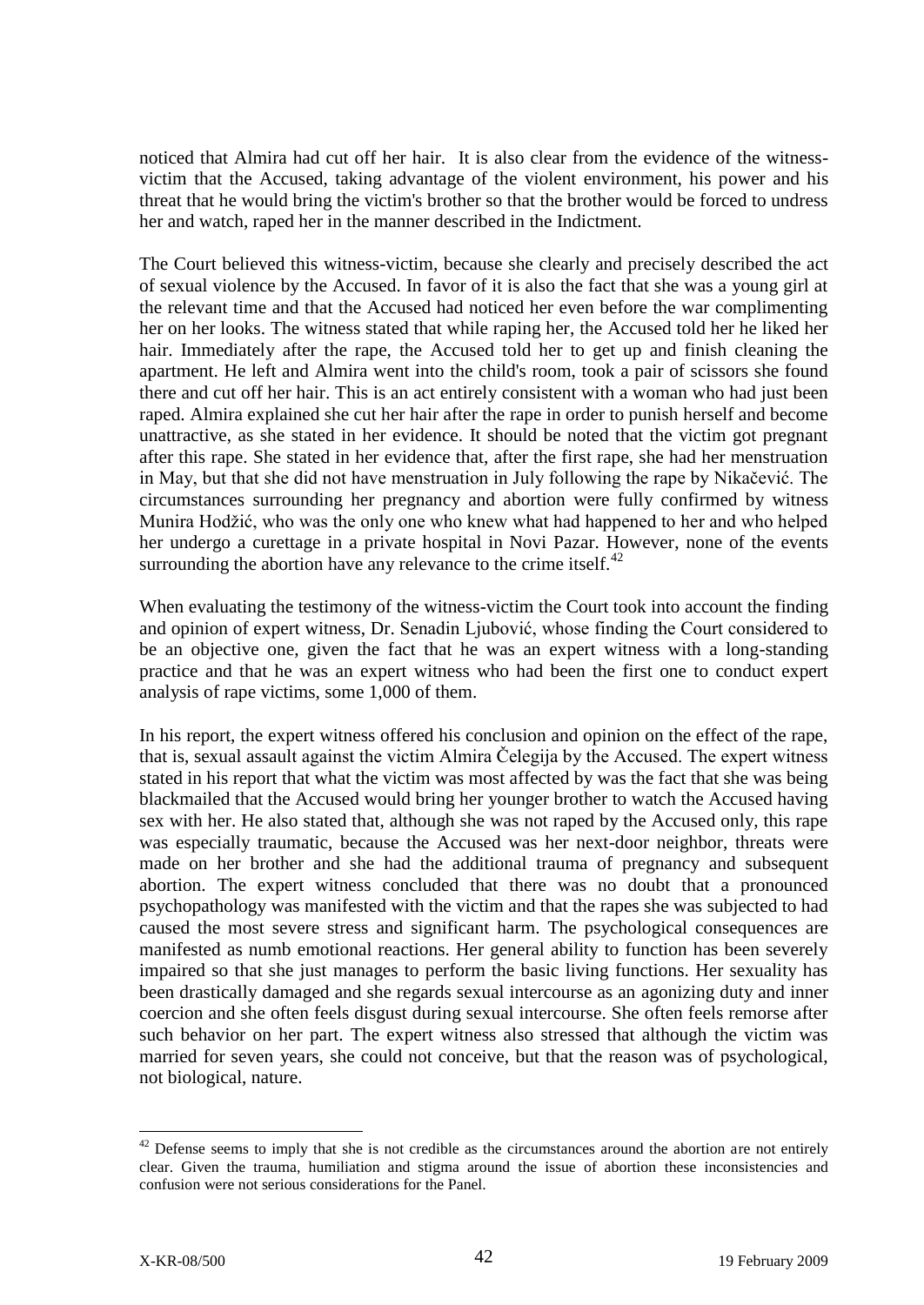noticed that Almira had cut off her hair. It is also clear from the evidence of the witness-victim that the Accused, taking advantage of the violent environment, his power and his threat that he would bring the victim's brother so that the brother would be forced to undress her and watch, raped her in the manner described in the Indictment.

The Court believed this witness-victim, because she clearly and precisely described the act of sexual violence by the Accused. In favor of it is also the fact that she was a young girl at the relevant time and that the Accused had noticed her even before the war complimenting her on her looks. The witness stated that while raping her, the Accused told her he liked her hair. Immediately after the rape, the Accused told her to get up and finish cleaning the apartment. He left and Almira went into the child's room, took a pair of scissors she found there and cut off her hair. This is an act entirely consistent with a woman who had just been raped. Almira explained she cut her hair after the rape in order to punish herself and become unattractive, as she stated in her evidence. It should be noted that the victim got pregnant after this rape. She stated in her evidence that, after the first rape, she had her menstruation in May, but that she did not have menstruation in July following the rape by Nikačević. The circumstances surrounding her pregnancy and abortion were fully confirmed by witness Munira Hodžić, who was the only one who knew what had happened to her and who helped her undergo a curettage in a private hospital in Novi Pazar. However, none of the events surrounding the abortion have any relevance to the crime itself.[42]

When evaluating the testimony of the witness-victim the Court took into account the finding and opinion of expert witness, Dr. Senadin Ljubović, whose finding the Court considered to be an objective one, given the fact that he was an expert witness with a long-standing practice and that he was an expert witness who had been the first one to conduct expert analysis of rape victims, some 1,000 of them.

In his report, the expert witness offered his conclusion and opinion on the effect of the rape, that is, sexual assault against the victim Almira Čelegija by the Accused. The expert witness stated in his report that what the victim was most affected by was the fact that she was being blackmailed that the Accused would bring her younger brother to watch the Accused having sex with her. He also stated that, although she was not raped by the Accused only, this rape was especially traumatic, because the Accused was her next-door neighbor, threats were made on her brother and she had the additional trauma of pregnancy and subsequent abortion. The expert witness concluded that there was no doubt that a pronounced psychopathology was manifested with the victim and that the rapes she was subjected to had caused the most severe stress and significant harm. The psychological consequences are manifested as numb emotional reactions. Her general ability to function has been severely impaired so that she just manages to perform the basic living functions. Her sexuality has been drastically damaged and she regards sexual intercourse as an agonizing duty and inner coercion and she often feels disgust during sexual intercourse. She often feels remorse after such behavior on her part. The expert witness also stressed that although the victim was married for seven years, she could not conceive, but that the reason was of psychological, not biological, nature.

---

[42] Defense seems to imply that she is not credible as the circumstances around the abortion are not entirely clear. Given the trauma, humiliation and stigma around the issue of abortion these inconsistencies and confusion were not serious considerations for the Panel.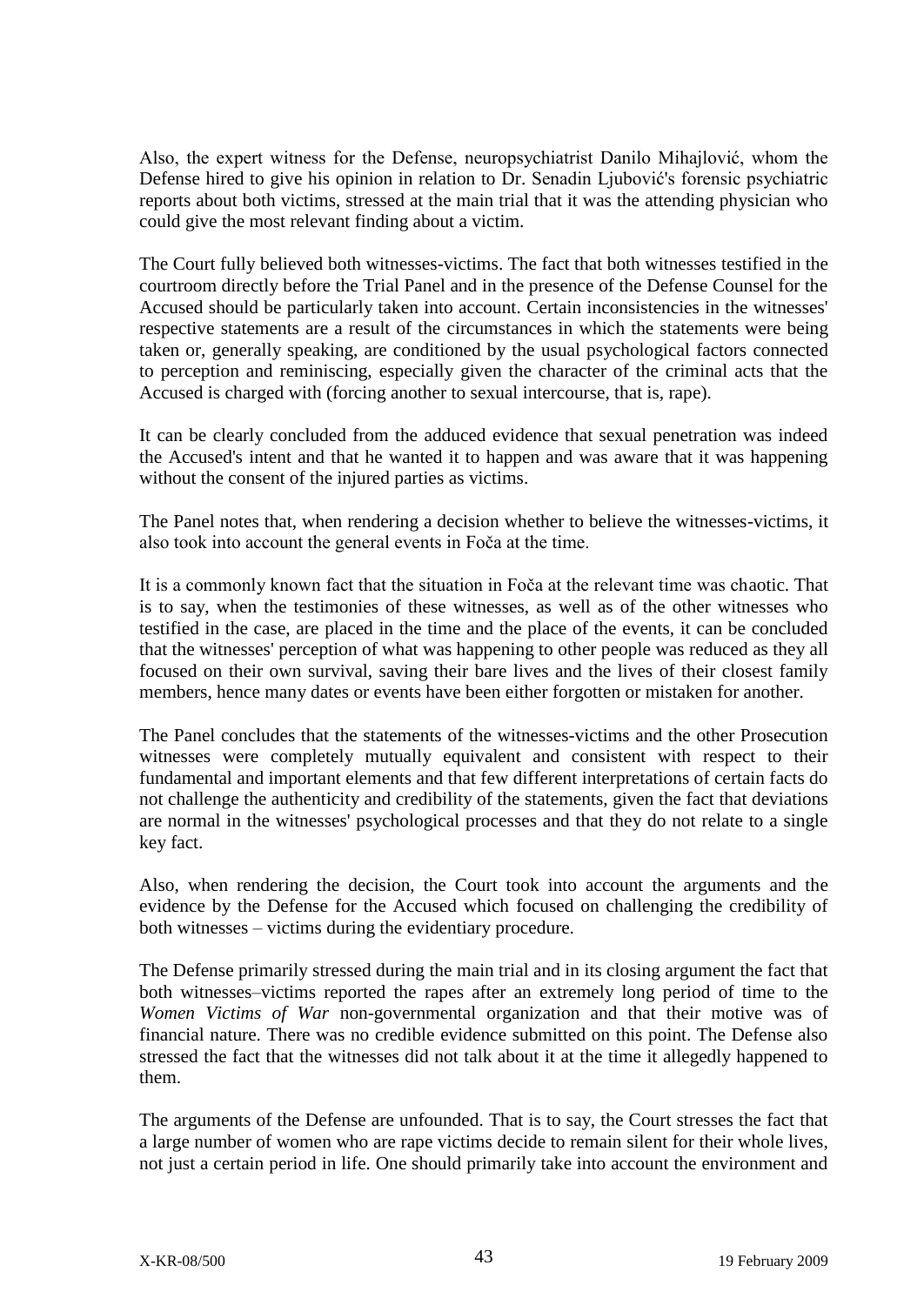Also, the expert witness for the Defense, neuropsychiatrist Danilo Mihajlović, whom the Defense hired to give his opinion in relation to Dr. Senadin Ljubović's forensic psychiatric reports about both victims, stressed at the main trial that it was the attending physician who could give the most relevant finding about a victim.

The Court fully believed both witnesses-victims. The fact that both witnesses testified in the courtroom directly before the Trial Panel and in the presence of the Defense Counsel for the Accused should be particularly taken into account. Certain inconsistencies in the witnesses' respective statements are a result of the circumstances in which the statements were being taken or, generally speaking, are conditioned by the usual psychological factors connected to perception and reminiscing, especially given the character of the criminal acts that the Accused is charged with (forcing another to sexual intercourse, that is, rape).

It can be clearly concluded from the adduced evidence that sexual penetration was indeed the Accused's intent and that he wanted it to happen and was aware that it was happening without the consent of the injured parties as victims.

The Panel notes that, when rendering a decision whether to believe the witnesses-victims, it also took into account the general events in Foča at the time.

It is a commonly known fact that the situation in Foča at the relevant time was chaotic. That is to say, when the testimonies of these witnesses, as well as of the other witnesses who testified in the case, are placed in the time and the place of the events, it can be concluded that the witnesses' perception of what was happening to other people was reduced as they all focused on their own survival, saving their bare lives and the lives of their closest family members, hence many dates or events have been either forgotten or mistaken for another.

The Panel concludes that the statements of the witnesses-victims and the other Prosecution witnesses were completely mutually equivalent and consistent with respect to their fundamental and important elements and that few different interpretations of certain facts do not challenge the authenticity and credibility of the statements, given the fact that deviations are normal in the witnesses' psychological processes and that they do not relate to a single key fact.

Also, when rendering the decision, the Court took into account the arguments and the evidence by the Defense for the Accused which focused on challenging the credibility of both witnesses – victims during the evidentiary procedure.

The Defense primarily stressed during the main trial and in its closing argument the fact that both witnesses–victims reported the rapes after an extremely long period of time to the *Women Victims of War* non-governmental organization and that their motive was of financial nature. There was no credible evidence submitted on this point. The Defense also stressed the fact that the witnesses did not talk about it at the time it allegedly happened to them.

The arguments of the Defense are unfounded. That is to say, the Court stresses the fact that a large number of women who are rape victims decide to remain silent for their whole lives, not just a certain period in life. One should primarily take into account the environment and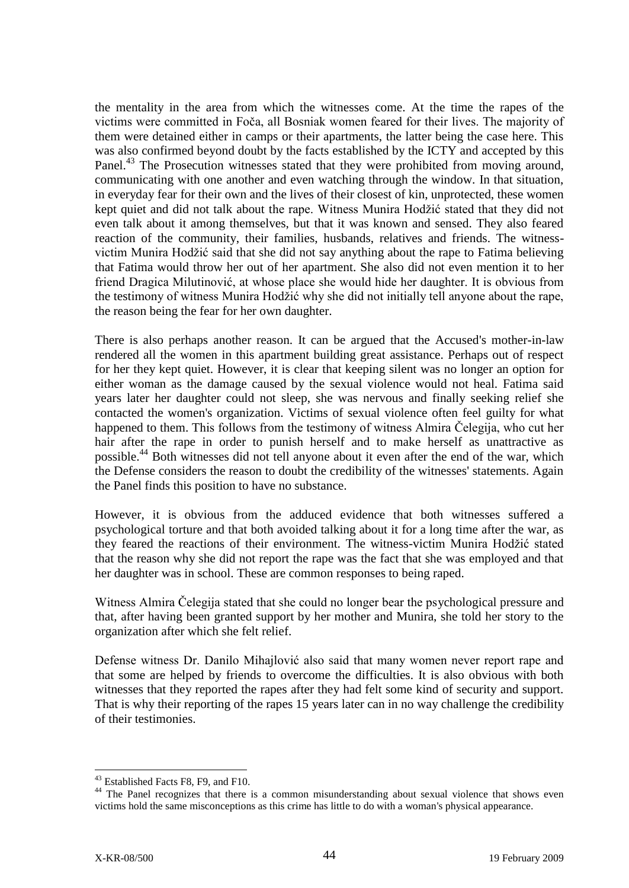the mentality in the area from which the witnesses come. At the time the rapes of the victims were committed in Foča, all Bosniak women feared for their lives. The majority of them were detained either in camps or their apartments, the latter being the case here. This was also confirmed beyond doubt by the facts established by the ICTY and accepted by this Panel.[43] The Prosecution witnesses stated that they were prohibited from moving around, communicating with one another and even watching through the window. In that situation, in everyday fear for their own and the lives of their closest of kin, unprotected, these women kept quiet and did not talk about the rape. Witness Munira Hodžić stated that they did not even talk about it among themselves, but that it was known and sensed. They also feared reaction of the community, their families, husbands, relatives and friends. The witness-victim Munira Hodžić said that she did not say anything about the rape to Fatima believing that Fatima would throw her out of her apartment. She also did not even mention it to her friend Dragica Milutinović, at whose place she would hide her daughter. It is obvious from the testimony of witness Munira Hodžić why she did not initially tell anyone about the rape, the reason being the fear for her own daughter.

There is also perhaps another reason. It can be argued that the Accused's mother-in-law rendered all the women in this apartment building great assistance. Perhaps out of respect for her they kept quiet. However, it is clear that keeping silent was no longer an option for either woman as the damage caused by the sexual violence would not heal. Fatima said years later her daughter could not sleep, she was nervous and finally seeking relief she contacted the women's organization. Victims of sexual violence often feel guilty for what happened to them. This follows from the testimony of witness Almira Čelegija, who cut her hair after the rape in order to punish herself and to make herself as unattractive as possible.[44] Both witnesses did not tell anyone about it even after the end of the war, which the Defense considers the reason to doubt the credibility of the witnesses' statements. Again the Panel finds this position to have no substance.

However, it is obvious from the adduced evidence that both witnesses suffered a psychological torture and that both avoided talking about it for a long time after the war, as they feared the reactions of their environment. The witness-victim Munira Hodžić stated that the reason why she did not report the rape was the fact that she was employed and that her daughter was in school. These are common responses to being raped.

Witness Almira Čelegija stated that she could no longer bear the psychological pressure and that, after having been granted support by her mother and Munira, she told her story to the organization after which she felt relief.

Defense witness Dr. Danilo Mihajlović also said that many women never report rape and that some are helped by friends to overcome the difficulties. It is also obvious with both witnesses that they reported the rapes after they had felt some kind of security and support. That is why their reporting of the rapes 15 years later can in no way challenge the credibility of their testimonies.

---

[43] Established Facts F8, F9, and F10.

[44] The Panel recognizes that there is a common misunderstanding about sexual violence that shows even victims hold the same misconceptions as this crime has little to do with a woman's physical appearance.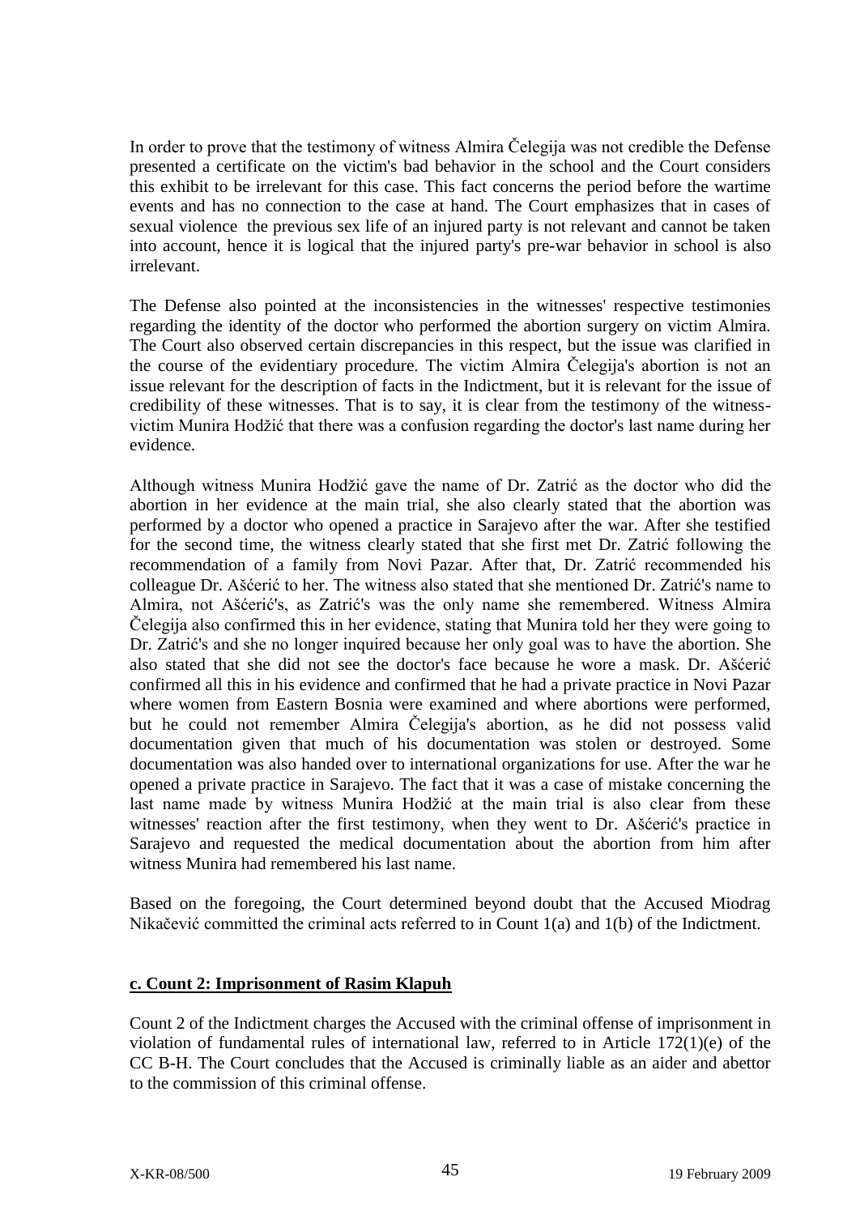In order to prove that the testimony of witness Almira Čelegija was not credible the Defense presented a certificate on the victim's bad behavior in the school and the Court considers this exhibit to be irrelevant for this case. This fact concerns the period before the wartime events and has no connection to the case at hand. The Court emphasizes that in cases of sexual violence the previous sex life of an injured party is not relevant and cannot be taken into account, hence it is logical that the injured party's pre-war behavior in school is also irrelevant.

The Defense also pointed at the inconsistencies in the witnesses' respective testimonies regarding the identity of the doctor who performed the abortion surgery on victim Almira. The Court also observed certain discrepancies in this respect, but the issue was clarified in the course of the evidentiary procedure. The victim Almira Čelegija's abortion is not an issue relevant for the description of facts in the Indictment, but it is relevant for the issue of credibility of these witnesses. That is to say, it is clear from the testimony of the witness-victim Munira Hodžić that there was a confusion regarding the doctor's last name during her evidence.

Although witness Munira Hodžić gave the name of Dr. Zatrić as the doctor who did the abortion in her evidence at the main trial, she also clearly stated that the abortion was performed by a doctor who opened a practice in Sarajevo after the war. After she testified for the second time, the witness clearly stated that she first met Dr. Zatrić following the recommendation of a family from Novi Pazar. After that, Dr. Zatrić recommended his colleague Dr. Ašćerić to her. The witness also stated that she mentioned Dr. Zatrić's name to Almira, not Ašćerić's, as Zatrić's was the only name she remembered. Witness Almira Čelegija also confirmed this in her evidence, stating that Munira told her they were going to Dr. Zatrić's and she no longer inquired because her only goal was to have the abortion. She also stated that she did not see the doctor's face because he wore a mask. Dr. Ašćerić confirmed all this in his evidence and confirmed that he had a private practice in Novi Pazar where women from Eastern Bosnia were examined and where abortions were performed, but he could not remember Almira Čelegija's abortion, as he did not possess valid documentation given that much of his documentation was stolen or destroyed. Some documentation was also handed over to international organizations for use. After the war he opened a private practice in Sarajevo. The fact that it was a case of mistake concerning the last name made by witness Munira Hodžić at the main trial is also clear from these witnesses' reaction after the first testimony, when they went to Dr. Ašćerić's practice in Sarajevo and requested the medical documentation about the abortion from him after witness Munira had remembered his last name.

Based on the foregoing, the Court determined beyond doubt that the Accused Miodrag Nikačević committed the criminal acts referred to in Count 1(a) and 1(b) of the Indictment.

#### c. Count 2: Imprisonment of Rasim Klapuh

Count 2 of the Indictment charges the Accused with the criminal offense of imprisonment in violation of fundamental rules of international law, referred to in Article 172(1)(e) of the CC B-H. The Court concludes that the Accused is criminally liable as an aider and abettor to the commission of this criminal offense.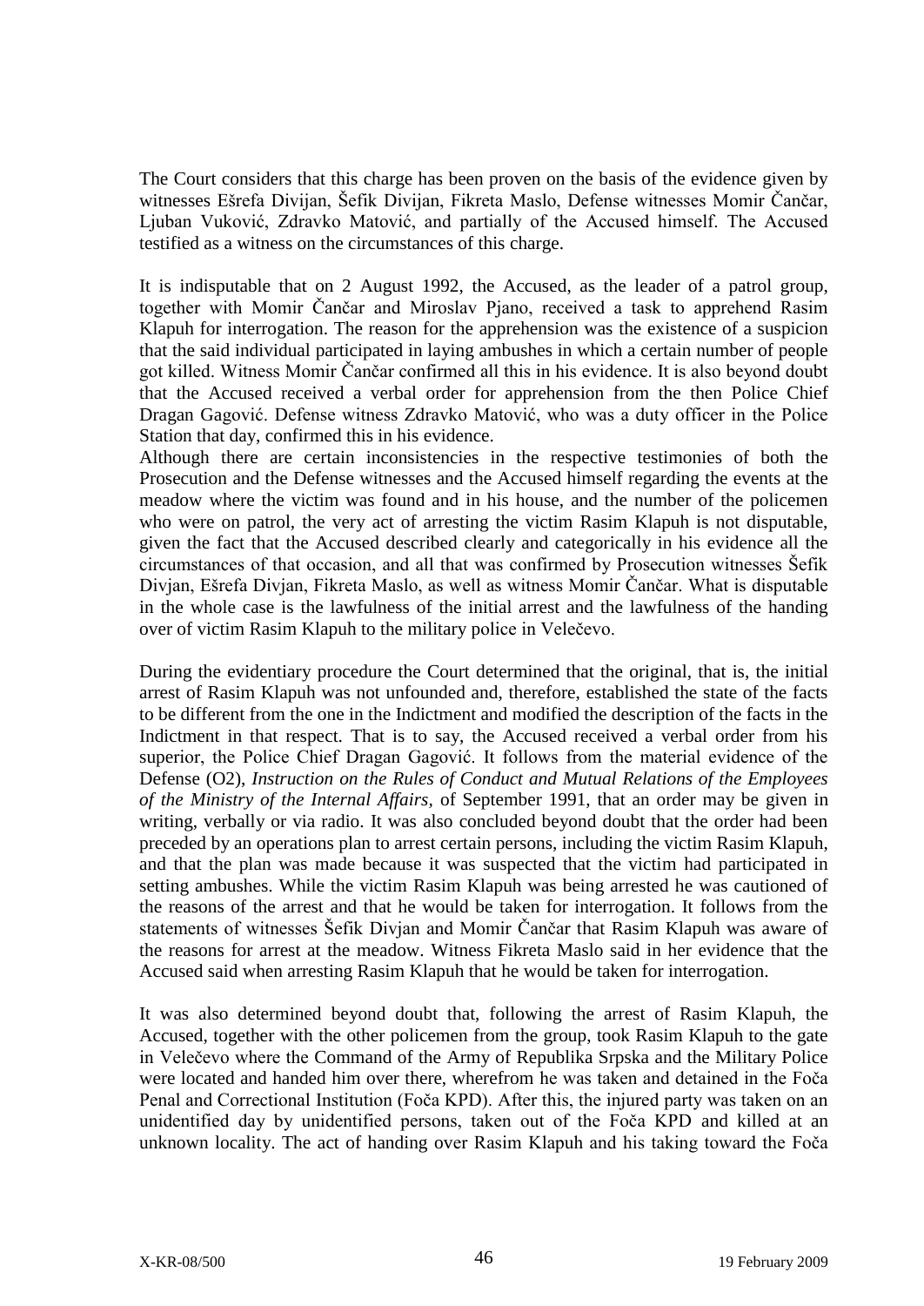The Court considers that this charge has been proven on the basis of the evidence given by witnesses Ešrefa Divijan, Šefik Divijan, Fikreta Maslo, Defense witnesses Momir Čančar, Ljuban Vuković, Zdravko Matović, and partially of the Accused himself. The Accused testified as a witness on the circumstances of this charge.

It is indisputable that on 2 August 1992, the Accused, as the leader of a patrol group, together with Momir Čančar and Miroslav Pjano, received a task to apprehend Rasim Klapuh for interrogation. The reason for the apprehension was the existence of a suspicion that the said individual participated in laying ambushes in which a certain number of people got killed. Witness Momir Čančar confirmed all this in his evidence. It is also beyond doubt that the Accused received a verbal order for apprehension from the then Police Chief Dragan Gagović. Defense witness Zdravko Matović, who was a duty officer in the Police Station that day, confirmed this in his evidence.
Although there are certain inconsistencies in the respective testimonies of both the Prosecution and the Defense witnesses and the Accused himself regarding the events at the meadow where the victim was found and in his house, and the number of the policemen who were on patrol, the very act of arresting the victim Rasim Klapuh is not disputable, given the fact that the Accused described clearly and categorically in his evidence all the circumstances of that occasion, and all that was confirmed by Prosecution witnesses Šefik Divjan, Ešrefa Divjan, Fikreta Maslo, as well as witness Momir Čančar. What is disputable in the whole case is the lawfulness of the initial arrest and the lawfulness of the handing over of victim Rasim Klapuh to the military police in Velečevo.

During the evidentiary procedure the Court determined that the original, that is, the initial arrest of Rasim Klapuh was not unfounded and, therefore, established the state of the facts to be different from the one in the Indictment and modified the description of the facts in the Indictment in that respect. That is to say, the Accused received a verbal order from his superior, the Police Chief Dragan Gagović. It follows from the material evidence of the Defense (O2), *Instruction on the Rules of Conduct and Mutual Relations of the Employees of the Ministry of the Internal Affairs*, of September 1991, that an order may be given in writing, verbally or via radio. It was also concluded beyond doubt that the order had been preceded by an operations plan to arrest certain persons, including the victim Rasim Klapuh, and that the plan was made because it was suspected that the victim had participated in setting ambushes. While the victim Rasim Klapuh was being arrested he was cautioned of the reasons of the arrest and that he would be taken for interrogation. It follows from the statements of witnesses Šefik Divjan and Momir Čančar that Rasim Klapuh was aware of the reasons for arrest at the meadow. Witness Fikreta Maslo said in her evidence that the Accused said when arresting Rasim Klapuh that he would be taken for interrogation.

It was also determined beyond doubt that, following the arrest of Rasim Klapuh, the Accused, together with the other policemen from the group, took Rasim Klapuh to the gate in Velečevo where the Command of the Army of Republika Srpska and the Military Police were located and handed him over there, wherefrom he was taken and detained in the Foča Penal and Correctional Institution (Foča KPD). After this, the injured party was taken on an unidentified day by unidentified persons, taken out of the Foča KPD and killed at an unknown locality. The act of handing over Rasim Klapuh and his taking toward the Foča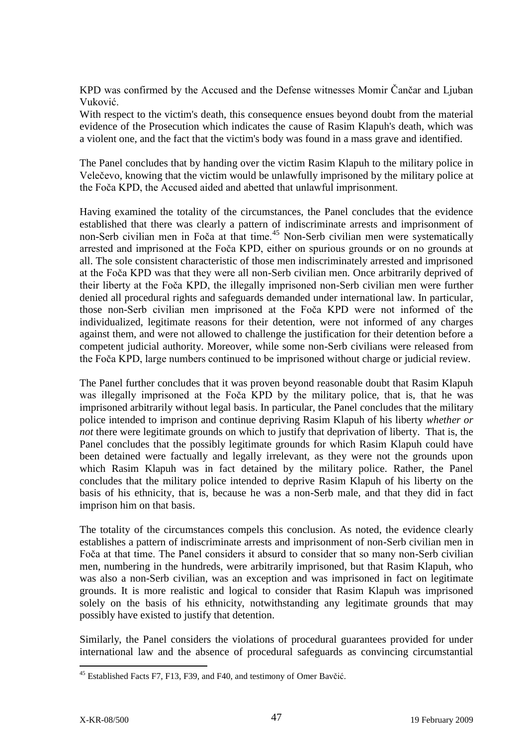KPD was confirmed by the Accused and the Defense witnesses Momir Čančar and Ljuban Vuković.

With respect to the victim's death, this consequence ensues beyond doubt from the material evidence of the Prosecution which indicates the cause of Rasim Klapuh's death, which was a violent one, and the fact that the victim's body was found in a mass grave and identified.

The Panel concludes that by handing over the victim Rasim Klapuh to the military police in Velečevo, knowing that the victim would be unlawfully imprisoned by the military police at the Foča KPD, the Accused aided and abetted that unlawful imprisonment.

Having examined the totality of the circumstances, the Panel concludes that the evidence established that there was clearly a pattern of indiscriminate arrests and imprisonment of non-Serb civilian men in Foča at that time.[45] Non-Serb civilian men were systematically arrested and imprisoned at the Foča KPD, either on spurious grounds or on no grounds at all. The sole consistent characteristic of those men indiscriminately arrested and imprisoned at the Foča KPD was that they were all non-Serb civilian men. Once arbitrarily deprived of their liberty at the Foča KPD, the illegally imprisoned non-Serb civilian men were further denied all procedural rights and safeguards demanded under international law. In particular, those non-Serb civilian men imprisoned at the Foča KPD were not informed of the individualized, legitimate reasons for their detention, were not informed of any charges against them, and were not allowed to challenge the justification for their detention before a competent judicial authority. Moreover, while some non-Serb civilians were released from the Foča KPD, large numbers continued to be imprisoned without charge or judicial review.

The Panel further concludes that it was proven beyond reasonable doubt that Rasim Klapuh was illegally imprisoned at the Foča KPD by the military police, that is, that he was imprisoned arbitrarily without legal basis. In particular, the Panel concludes that the military police intended to imprison and continue depriving Rasim Klapuh of his liberty *whether or not* there were legitimate grounds on which to justify that deprivation of liberty. That is, the Panel concludes that the possibly legitimate grounds for which Rasim Klapuh could have been detained were factually and legally irrelevant, as they were not the grounds upon which Rasim Klapuh was in fact detained by the military police. Rather, the Panel concludes that the military police intended to deprive Rasim Klapuh of his liberty on the basis of his ethnicity, that is, because he was a non-Serb male, and that they did in fact imprison him on that basis.

The totality of the circumstances compels this conclusion. As noted, the evidence clearly establishes a pattern of indiscriminate arrests and imprisonment of non-Serb civilian men in Foča at that time. The Panel considers it absurd to consider that so many non-Serb civilian men, numbering in the hundreds, were arbitrarily imprisoned, but that Rasim Klapuh, who was also a non-Serb civilian, was an exception and was imprisoned in fact on legitimate grounds. It is more realistic and logical to consider that Rasim Klapuh was imprisoned solely on the basis of his ethnicity, notwithstanding any legitimate grounds that may possibly have existed to justify that detention.

Similarly, the Panel considers the violations of procedural guarantees provided for under international law and the absence of procedural safeguards as convincing circumstantial

[45] Established Facts F7, F13, F39, and F40, and testimony of Omer Bavčić.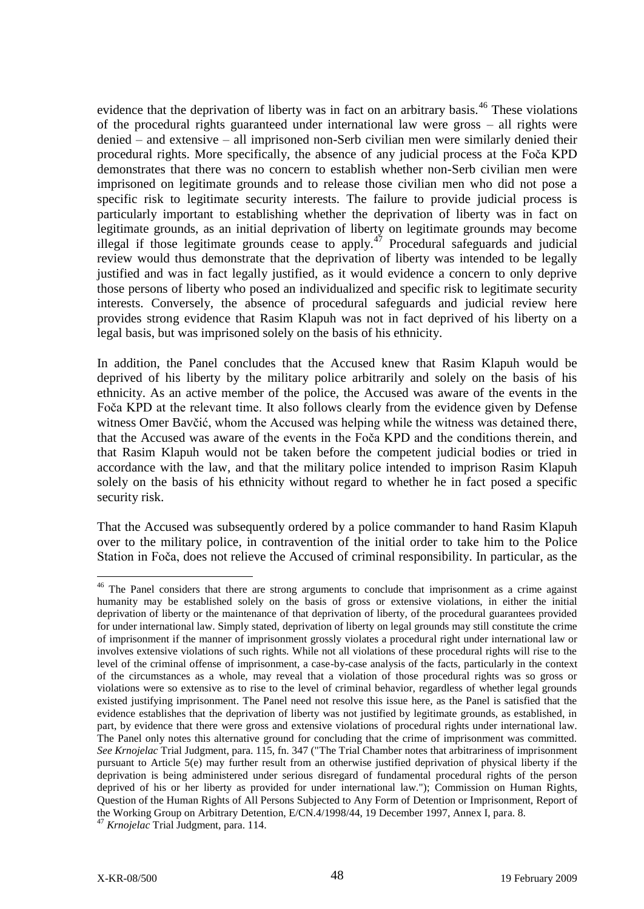evidence that the deprivation of liberty was in fact on an arbitrary basis.[46] These violations of the procedural rights guaranteed under international law were gross – all rights were denied – and extensive – all imprisoned non-Serb civilian men were similarly denied their procedural rights. More specifically, the absence of any judicial process at the Foča KPD demonstrates that there was no concern to establish whether non-Serb civilian men were imprisoned on legitimate grounds and to release those civilian men who did not pose a specific risk to legitimate security interests. The failure to provide judicial process is particularly important to establishing whether the deprivation of liberty was in fact on legitimate grounds, as an initial deprivation of liberty on legitimate grounds may become illegal if those legitimate grounds cease to apply.[47] Procedural safeguards and judicial review would thus demonstrate that the deprivation of liberty was intended to be legally justified and was in fact legally justified, as it would evidence a concern to only deprive those persons of liberty who posed an individualized and specific risk to legitimate security interests. Conversely, the absence of procedural safeguards and judicial review here provides strong evidence that Rasim Klapuh was not in fact deprived of his liberty on a legal basis, but was imprisoned solely on the basis of his ethnicity.

In addition, the Panel concludes that the Accused knew that Rasim Klapuh would be deprived of his liberty by the military police arbitrarily and solely on the basis of his ethnicity. As an active member of the police, the Accused was aware of the events in the Foča KPD at the relevant time. It also follows clearly from the evidence given by Defense witness Omer Bavčić, whom the Accused was helping while the witness was detained there, that the Accused was aware of the events in the Foča KPD and the conditions therein, and that Rasim Klapuh would not be taken before the competent judicial bodies or tried in accordance with the law, and that the military police intended to imprison Rasim Klapuh solely on the basis of his ethnicity without regard to whether he in fact posed a specific security risk.

That the Accused was subsequently ordered by a police commander to hand Rasim Klapuh over to the military police, in contravention of the initial order to take him to the Police Station in Foča, does not relieve the Accused of criminal responsibility. In particular, as the

---

[46] The Panel considers that there are strong arguments to conclude that imprisonment as a crime against humanity may be established solely on the basis of gross or extensive violations, in either the initial deprivation of liberty or the maintenance of that deprivation of liberty, of the procedural guarantees provided for under international law. Simply stated, deprivation of liberty on legal grounds may still constitute the crime of imprisonment if the manner of imprisonment grossly violates a procedural right under international law or involves extensive violations of such rights. While not all violations of these procedural rights will rise to the level of the criminal offense of imprisonment, a case-by-case analysis of the facts, particularly in the context of the circumstances as a whole, may reveal that a violation of those procedural rights was so gross or violations were so extensive as to rise to the level of criminal behavior, regardless of whether legal grounds existed justifying imprisonment. The Panel need not resolve this issue here, as the Panel is satisfied that the evidence establishes that the deprivation of liberty was not justified by legitimate grounds, as established, in part, by evidence that there were gross and extensive violations of procedural rights under international law. The Panel only notes this alternative ground for concluding that the crime of imprisonment was committed. *See Krnojelac* Trial Judgment, para. 115, fn. 347 ("The Trial Chamber notes that arbitrariness of imprisonment pursuant to Article 5(e) may further result from an otherwise justified deprivation of physical liberty if the deprivation is being administered under serious disregard of fundamental procedural rights of the person deprived of his or her liberty as provided for under international law."); Commission on Human Rights, Question of the Human Rights of All Persons Subjected to Any Form of Detention or Imprisonment, Report of the Working Group on Arbitrary Detention, E/CN.4/1998/44, 19 December 1997, Annex I, para. 8.

[47] *Krnojelac* Trial Judgment, para. 114.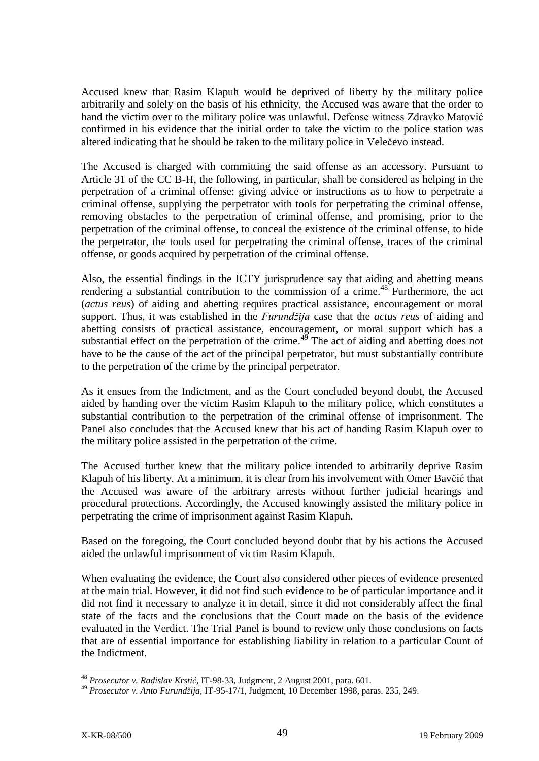Accused knew that Rasim Klapuh would be deprived of liberty by the military police arbitrarily and solely on the basis of his ethnicity, the Accused was aware that the order to hand the victim over to the military police was unlawful. Defense witness Zdravko Matović confirmed in his evidence that the initial order to take the victim to the police station was altered indicating that he should be taken to the military police in Velečevo instead.

The Accused is charged with committing the said offense as an accessory. Pursuant to Article 31 of the CC B-H, the following, in particular, shall be considered as helping in the perpetration of a criminal offense: giving advice or instructions as to how to perpetrate a criminal offense, supplying the perpetrator with tools for perpetrating the criminal offense, removing obstacles to the perpetration of criminal offense, and promising, prior to the perpetration of the criminal offense, to conceal the existence of the criminal offense, to hide the perpetrator, the tools used for perpetrating the criminal offense, traces of the criminal offense, or goods acquired by perpetration of the criminal offense.

Also, the essential findings in the ICTY jurisprudence say that aiding and abetting means rendering a substantial contribution to the commission of a crime.[48] Furthermore, the act (*actus reus*) of aiding and abetting requires practical assistance, encouragement or moral support. Thus, it was established in the *Furundžija* case that the *actus reus* of aiding and abetting consists of practical assistance, encouragement, or moral support which has a substantial effect on the perpetration of the crime.[49] The act of aiding and abetting does not have to be the cause of the act of the principal perpetrator, but must substantially contribute to the perpetration of the crime by the principal perpetrator.

As it ensues from the Indictment, and as the Court concluded beyond doubt, the Accused aided by handing over the victim Rasim Klapuh to the military police, which constitutes a substantial contribution to the perpetration of the criminal offense of imprisonment. The Panel also concludes that the Accused knew that his act of handing Rasim Klapuh over to the military police assisted in the perpetration of the crime.

The Accused further knew that the military police intended to arbitrarily deprive Rasim Klapuh of his liberty. At a minimum, it is clear from his involvement with Omer Bavčić that the Accused was aware of the arbitrary arrests without further judicial hearings and procedural protections. Accordingly, the Accused knowingly assisted the military police in perpetrating the crime of imprisonment against Rasim Klapuh.

Based on the foregoing, the Court concluded beyond doubt that by his actions the Accused aided the unlawful imprisonment of victim Rasim Klapuh.

When evaluating the evidence, the Court also considered other pieces of evidence presented at the main trial. However, it did not find such evidence to be of particular importance and it did not find it necessary to analyze it in detail, since it did not considerably affect the final state of the facts and the conclusions that the Court made on the basis of the evidence evaluated in the Verdict. The Trial Panel is bound to review only those conclusions on facts that are of essential importance for establishing liability in relation to a particular Count of the Indictment.

---

[48] *Prosecutor v. Radislav Krstić*, IT-98-33, Judgment, 2 August 2001, para. 601.

[49] *Prosecutor v. Anto Furundžija*, IT-95-17/1, Judgment, 10 December 1998, paras. 235, 249.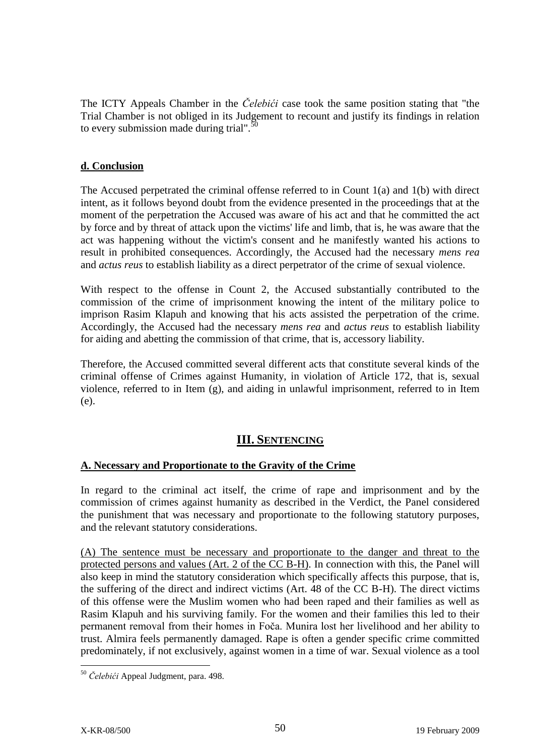The ICTY Appeals Chamber in the *Čelebići* case took the same position stating that "the Trial Chamber is not obliged in its Judgement to recount and justify its findings in relation to every submission made during trial".[50]

**d. Conclusion**

The Accused perpetrated the criminal offense referred to in Count 1(a) and 1(b) with direct intent, as it follows beyond doubt from the evidence presented in the proceedings that at the moment of the perpetration the Accused was aware of his act and that he committed the act by force and by threat of attack upon the victims' life and limb, that is, he was aware that the act was happening without the victim's consent and he manifestly wanted his actions to result in prohibited consequences. Accordingly, the Accused had the necessary *mens rea* and *actus reus* to establish liability as a direct perpetrator of the crime of sexual violence.

With respect to the offense in Count 2, the Accused substantially contributed to the commission of the crime of imprisonment knowing the intent of the military police to imprison Rasim Klapuh and knowing that his acts assisted the perpetration of the crime. Accordingly, the Accused had the necessary *mens rea* and *actus reus* to establish liability for aiding and abetting the commission of that crime, that is, accessory liability.

Therefore, the Accused committed several different acts that constitute several kinds of the criminal offense of Crimes against Humanity, in violation of Article 172, that is, sexual violence, referred to in Item (g), and aiding in unlawful imprisonment, referred to in Item (e).

## III. SENTENCING

**A. Necessary and Proportionate to the Gravity of the Crime**

In regard to the criminal act itself, the crime of rape and imprisonment and by the commission of crimes against humanity as described in the Verdict, the Panel considered the punishment that was necessary and proportionate to the following statutory purposes, and the relevant statutory considerations.

(A) The sentence must be necessary and proportionate to the danger and threat to the protected persons and values (Art. 2 of the CC B-H). In connection with this, the Panel will also keep in mind the statutory consideration which specifically affects this purpose, that is, the suffering of the direct and indirect victims (Art. 48 of the CC B-H). The direct victims of this offense were the Muslim women who had been raped and their families as well as Rasim Klapuh and his surviving family. For the women and their families this led to their permanent removal from their homes in Foča. Munira lost her livelihood and her ability to trust. Almira feels permanently damaged. Rape is often a gender specific crime committed predominately, if not exclusively, against women in a time of war. Sexual violence as a tool

[50] *Čelebići* Appeal Judgment, para. 498.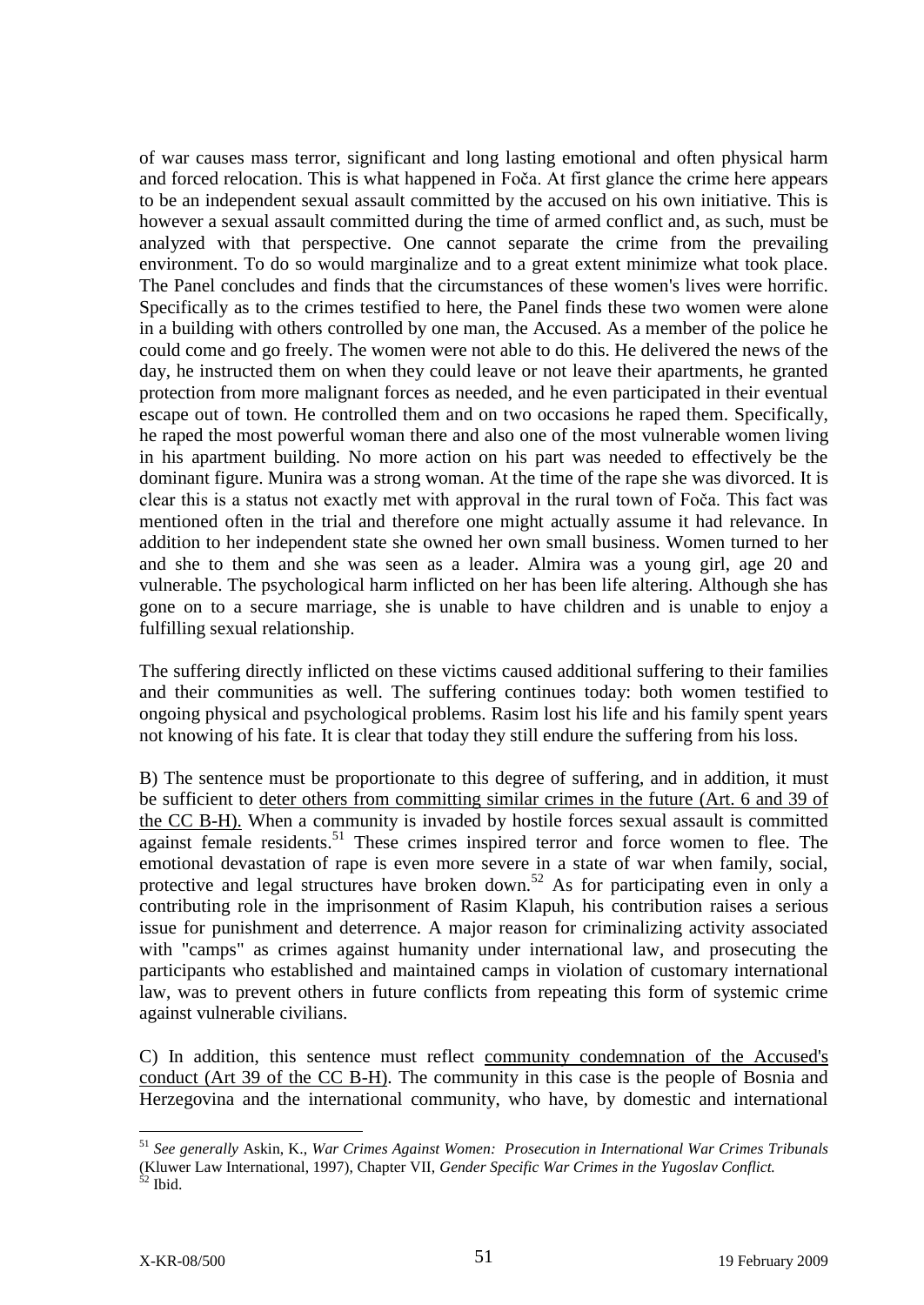of war causes mass terror, significant and long lasting emotional and often physical harm and forced relocation. This is what happened in Foča. At first glance the crime here appears to be an independent sexual assault committed by the accused on his own initiative. This is however a sexual assault committed during the time of armed conflict and, as such, must be analyzed with that perspective. One cannot separate the crime from the prevailing environment. To do so would marginalize and to a great extent minimize what took place. The Panel concludes and finds that the circumstances of these women's lives were horrific. Specifically as to the crimes testified to here, the Panel finds these two women were alone in a building with others controlled by one man, the Accused. As a member of the police he could come and go freely. The women were not able to do this. He delivered the news of the day, he instructed them on when they could leave or not leave their apartments, he granted protection from more malignant forces as needed, and he even participated in their eventual escape out of town. He controlled them and on two occasions he raped them. Specifically, he raped the most powerful woman there and also one of the most vulnerable women living in his apartment building. No more action on his part was needed to effectively be the dominant figure. Munira was a strong woman. At the time of the rape she was divorced. It is clear this is a status not exactly met with approval in the rural town of Foča. This fact was mentioned often in the trial and therefore one might actually assume it had relevance. In addition to her independent state she owned her own small business. Women turned to her and she to them and she was seen as a leader. Almira was a young girl, age 20 and vulnerable. The psychological harm inflicted on her has been life altering. Although she has gone on to a secure marriage, she is unable to have children and is unable to enjoy a fulfilling sexual relationship.

The suffering directly inflicted on these victims caused additional suffering to their families and their communities as well. The suffering continues today: both women testified to ongoing physical and psychological problems. Rasim lost his life and his family spent years not knowing of his fate. It is clear that today they still endure the suffering from his loss.

B) The sentence must be proportionate to this degree of suffering, and in addition, it must be sufficient to deter others from committing similar crimes in the future (Art. 6 and 39 of the CC B-H). When a community is invaded by hostile forces sexual assault is committed against female residents.[51] These crimes inspired terror and force women to flee. The emotional devastation of rape is even more severe in a state of war when family, social, protective and legal structures have broken down.[52] As for participating even in only a contributing role in the imprisonment of Rasim Klapuh, his contribution raises a serious issue for punishment and deterrence. A major reason for criminalizing activity associated with "camps" as crimes against humanity under international law, and prosecuting the participants who established and maintained camps in violation of customary international law, was to prevent others in future conflicts from repeating this form of systemic crime against vulnerable civilians.

C) In addition, this sentence must reflect community condemnation of the Accused's conduct (Art 39 of the CC B-H). The community in this case is the people of Bosnia and Herzegovina and the international community, who have, by domestic and international

---

[51] *See generally* Askin, K., *War Crimes Against Women: Prosecution in International War Crimes Tribunals* (Kluwer Law International, 1997), Chapter VII, *Gender Specific War Crimes in the Yugoslav Conflict.*

[52] Ibid.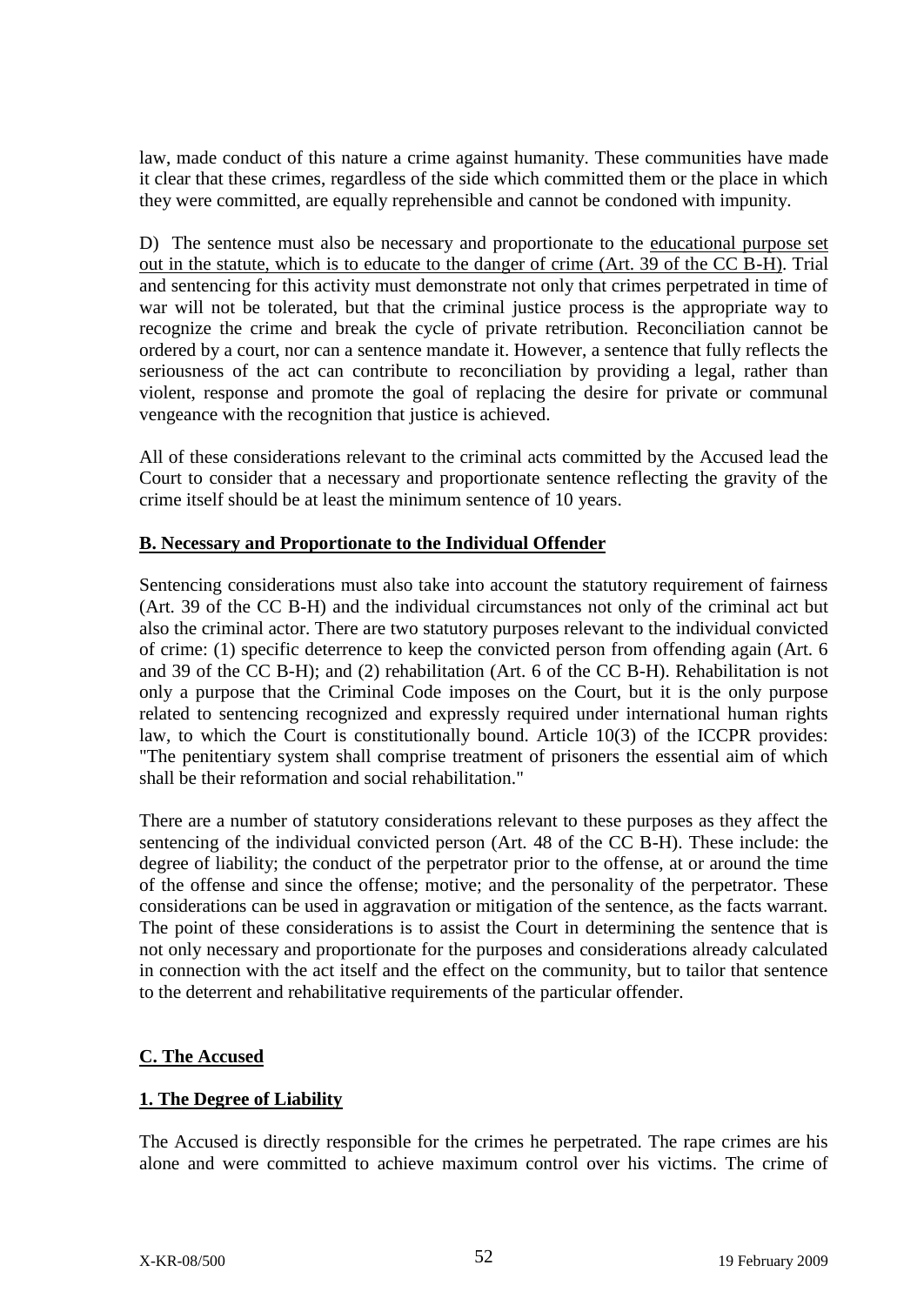law, made conduct of this nature a crime against humanity. These communities have made it clear that these crimes, regardless of the side which committed them or the place in which they were committed, are equally reprehensible and cannot be condoned with impunity.

D) The sentence must also be necessary and proportionate to the educational purpose set out in the statute, which is to educate to the danger of crime (Art. 39 of the CC B-H). Trial and sentencing for this activity must demonstrate not only that crimes perpetrated in time of war will not be tolerated, but that the criminal justice process is the appropriate way to recognize the crime and break the cycle of private retribution. Reconciliation cannot be ordered by a court, nor can a sentence mandate it. However, a sentence that fully reflects the seriousness of the act can contribute to reconciliation by providing a legal, rather than violent, response and promote the goal of replacing the desire for private or communal vengeance with the recognition that justice is achieved.

All of these considerations relevant to the criminal acts committed by the Accused lead the Court to consider that a necessary and proportionate sentence reflecting the gravity of the crime itself should be at least the minimum sentence of 10 years.

## B. Necessary and Proportionate to the Individual Offender

Sentencing considerations must also take into account the statutory requirement of fairness (Art. 39 of the CC B-H) and the individual circumstances not only of the criminal act but also the criminal actor. There are two statutory purposes relevant to the individual convicted of crime: (1) specific deterrence to keep the convicted person from offending again (Art. 6 and 39 of the CC B-H); and (2) rehabilitation (Art. 6 of the CC B-H). Rehabilitation is not only a purpose that the Criminal Code imposes on the Court, but it is the only purpose related to sentencing recognized and expressly required under international human rights law, to which the Court is constitutionally bound. Article 10(3) of the ICCPR provides: "The penitentiary system shall comprise treatment of prisoners the essential aim of which shall be their reformation and social rehabilitation."

There are a number of statutory considerations relevant to these purposes as they affect the sentencing of the individual convicted person (Art. 48 of the CC B-H). These include: the degree of liability; the conduct of the perpetrator prior to the offense, at or around the time of the offense and since the offense; motive; and the personality of the perpetrator. These considerations can be used in aggravation or mitigation of the sentence, as the facts warrant. The point of these considerations is to assist the Court in determining the sentence that is not only necessary and proportionate for the purposes and considerations already calculated in connection with the act itself and the effect on the community, but to tailor that sentence to the deterrent and rehabilitative requirements of the particular offender.

## C. The Accused

### 1. The Degree of Liability

The Accused is directly responsible for the crimes he perpetrated. The rape crimes are his alone and were committed to achieve maximum control over his victims. The crime of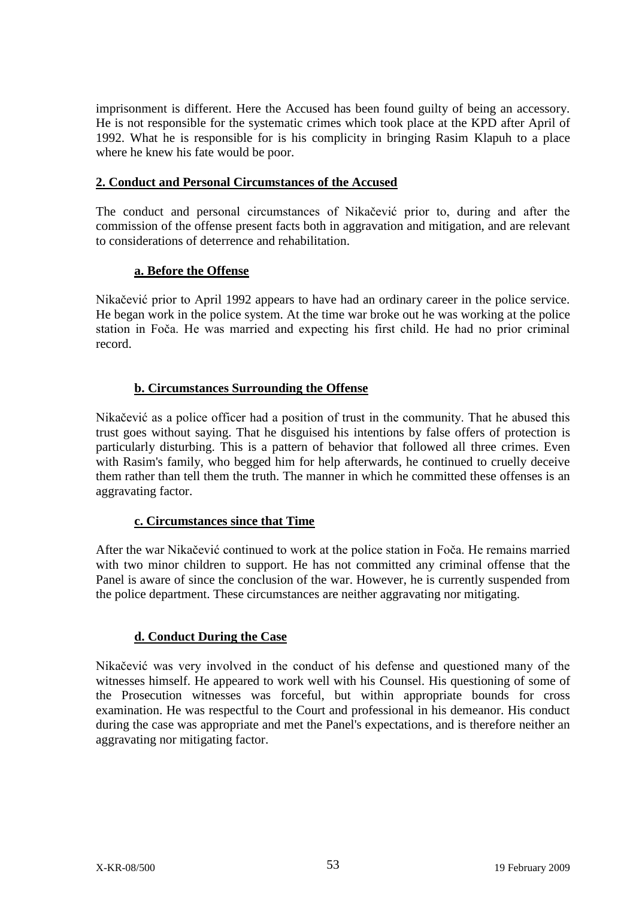imprisonment is different. Here the Accused has been found guilty of being an accessory. He is not responsible for the systematic crimes which took place at the KPD after April of 1992. What he is responsible for is his complicity in bringing Rasim Klapuh to a place where he knew his fate would be poor.

## 2. Conduct and Personal Circumstances of the Accused

The conduct and personal circumstances of Nikačević prior to, during and after the commission of the offense present facts both in aggravation and mitigation, and are relevant to considerations of deterrence and rehabilitation.

### a. Before the Offense

Nikačević prior to April 1992 appears to have had an ordinary career in the police service. He began work in the police system. At the time war broke out he was working at the police station in Foča. He was married and expecting his first child. He had no prior criminal record.

### b. Circumstances Surrounding the Offense

Nikačević as a police officer had a position of trust in the community. That he abused this trust goes without saying. That he disguised his intentions by false offers of protection is particularly disturbing. This is a pattern of behavior that followed all three crimes. Even with Rasim's family, who begged him for help afterwards, he continued to cruelly deceive them rather than tell them the truth. The manner in which he committed these offenses is an aggravating factor.

### c. Circumstances since that Time

After the war Nikačević continued to work at the police station in Foča. He remains married with two minor children to support. He has not committed any criminal offense that the Panel is aware of since the conclusion of the war. However, he is currently suspended from the police department. These circumstances are neither aggravating nor mitigating.

### d. Conduct During the Case

Nikačević was very involved in the conduct of his defense and questioned many of the witnesses himself. He appeared to work well with his Counsel. His questioning of some of the Prosecution witnesses was forceful, but within appropriate bounds for cross examination. He was respectful to the Court and professional in his demeanor. His conduct during the case was appropriate and met the Panel's expectations, and is therefore neither an aggravating nor mitigating factor.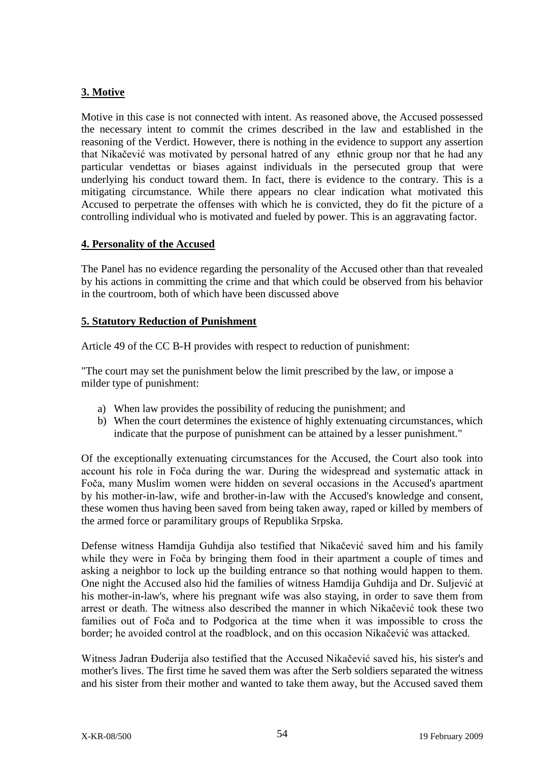### 3. Motive

Motive in this case is not connected with intent. As reasoned above, the Accused possessed the necessary intent to commit the crimes described in the law and established in the reasoning of the Verdict. However, there is nothing in the evidence to support any assertion that Nikačević was motivated by personal hatred of any ethnic group nor that he had any particular vendettas or biases against individuals in the persecuted group that were underlying his conduct toward them. In fact, there is evidence to the contrary. This is a mitigating circumstance. While there appears no clear indication what motivated this Accused to perpetrate the offenses with which he is convicted, they do fit the picture of a controlling individual who is motivated and fueled by power. This is an aggravating factor.

### 4. Personality of the Accused

The Panel has no evidence regarding the personality of the Accused other than that revealed by his actions in committing the crime and that which could be observed from his behavior in the courtroom, both of which have been discussed above

### 5. Statutory Reduction of Punishment

Article 49 of the CC B-H provides with respect to reduction of punishment:

"The court may set the punishment below the limit prescribed by the law, or impose a milder type of punishment:

a) When law provides the possibility of reducing the punishment; and
b) When the court determines the existence of highly extenuating circumstances, which indicate that the purpose of punishment can be attained by a lesser punishment."

Of the exceptionally extenuating circumstances for the Accused, the Court also took into account his role in Foča during the war. During the widespread and systematic attack in Foča, many Muslim women were hidden on several occasions in the Accused's apartment by his mother-in-law, wife and brother-in-law with the Accused's knowledge and consent, these women thus having been saved from being taken away, raped or killed by members of the armed force or paramilitary groups of Republika Srpska.

Defense witness Hamdija Guhdija also testified that Nikačević saved him and his family while they were in Foča by bringing them food in their apartment a couple of times and asking a neighbor to lock up the building entrance so that nothing would happen to them. One night the Accused also hid the families of witness Hamdija Guhdija and Dr. Suljević at his mother-in-law's, where his pregnant wife was also staying, in order to save them from arrest or death. The witness also described the manner in which Nikačević took these two families out of Foča and to Podgorica at the time when it was impossible to cross the border; he avoided control at the roadblock, and on this occasion Nikačević was attacked.

Witness Jadran Đuderija also testified that the Accused Nikačević saved his, his sister's and mother's lives. The first time he saved them was after the Serb soldiers separated the witness and his sister from their mother and wanted to take them away, but the Accused saved them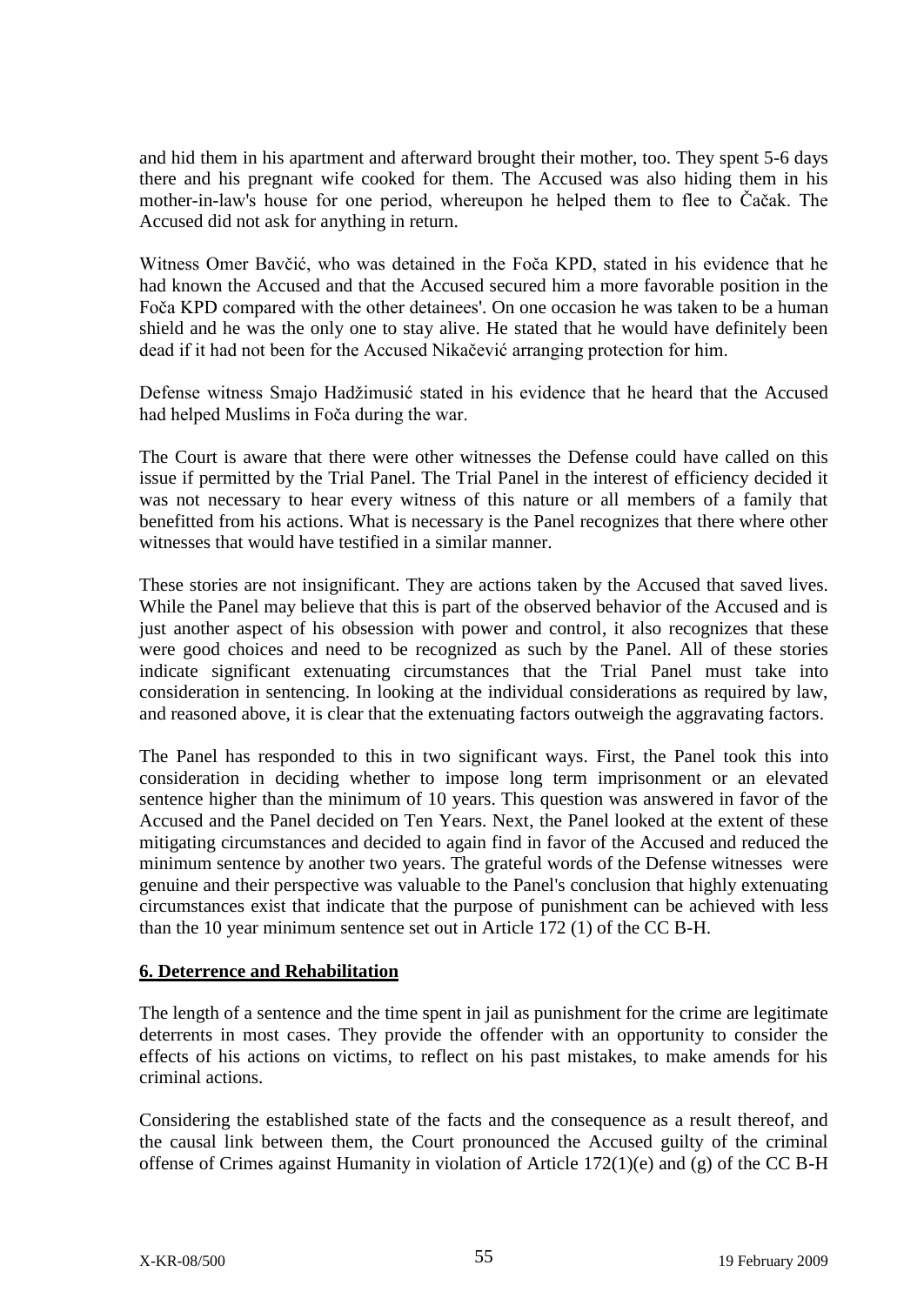and hid them in his apartment and afterward brought their mother, too. They spent 5-6 days there and his pregnant wife cooked for them. The Accused was also hiding them in his mother-in-law's house for one period, whereupon he helped them to flee to Čačak. The Accused did not ask for anything in return.

Witness Omer Bavčić, who was detained in the Foča KPD, stated in his evidence that he had known the Accused and that the Accused secured him a more favorable position in the Foča KPD compared with the other detainees'. On one occasion he was taken to be a human shield and he was the only one to stay alive. He stated that he would have definitely been dead if it had not been for the Accused Nikačević arranging protection for him.

Defense witness Smajo Hadžimusić stated in his evidence that he heard that the Accused had helped Muslims in Foča during the war.

The Court is aware that there were other witnesses the Defense could have called on this issue if permitted by the Trial Panel. The Trial Panel in the interest of efficiency decided it was not necessary to hear every witness of this nature or all members of a family that benefitted from his actions. What is necessary is the Panel recognizes that there where other witnesses that would have testified in a similar manner.

These stories are not insignificant. They are actions taken by the Accused that saved lives. While the Panel may believe that this is part of the observed behavior of the Accused and is just another aspect of his obsession with power and control, it also recognizes that these were good choices and need to be recognized as such by the Panel. All of these stories indicate significant extenuating circumstances that the Trial Panel must take into consideration in sentencing. In looking at the individual considerations as required by law, and reasoned above, it is clear that the extenuating factors outweigh the aggravating factors.

The Panel has responded to this in two significant ways. First, the Panel took this into consideration in deciding whether to impose long term imprisonment or an elevated sentence higher than the minimum of 10 years. This question was answered in favor of the Accused and the Panel decided on Ten Years. Next, the Panel looked at the extent of these mitigating circumstances and decided to again find in favor of the Accused and reduced the minimum sentence by another two years. The grateful words of the Defense witnesses were genuine and their perspective was valuable to the Panel's conclusion that highly extenuating circumstances exist that indicate that the purpose of punishment can be achieved with less than the 10 year minimum sentence set out in Article 172 (1) of the CC B-H.

## 6. Deterrence and Rehabilitation

The length of a sentence and the time spent in jail as punishment for the crime are legitimate deterrents in most cases. They provide the offender with an opportunity to consider the effects of his actions on victims, to reflect on his past mistakes, to make amends for his criminal actions.

Considering the established state of the facts and the consequence as a result thereof, and the causal link between them, the Court pronounced the Accused guilty of the criminal offense of Crimes against Humanity in violation of Article 172(1)(e) and (g) of the CC B-H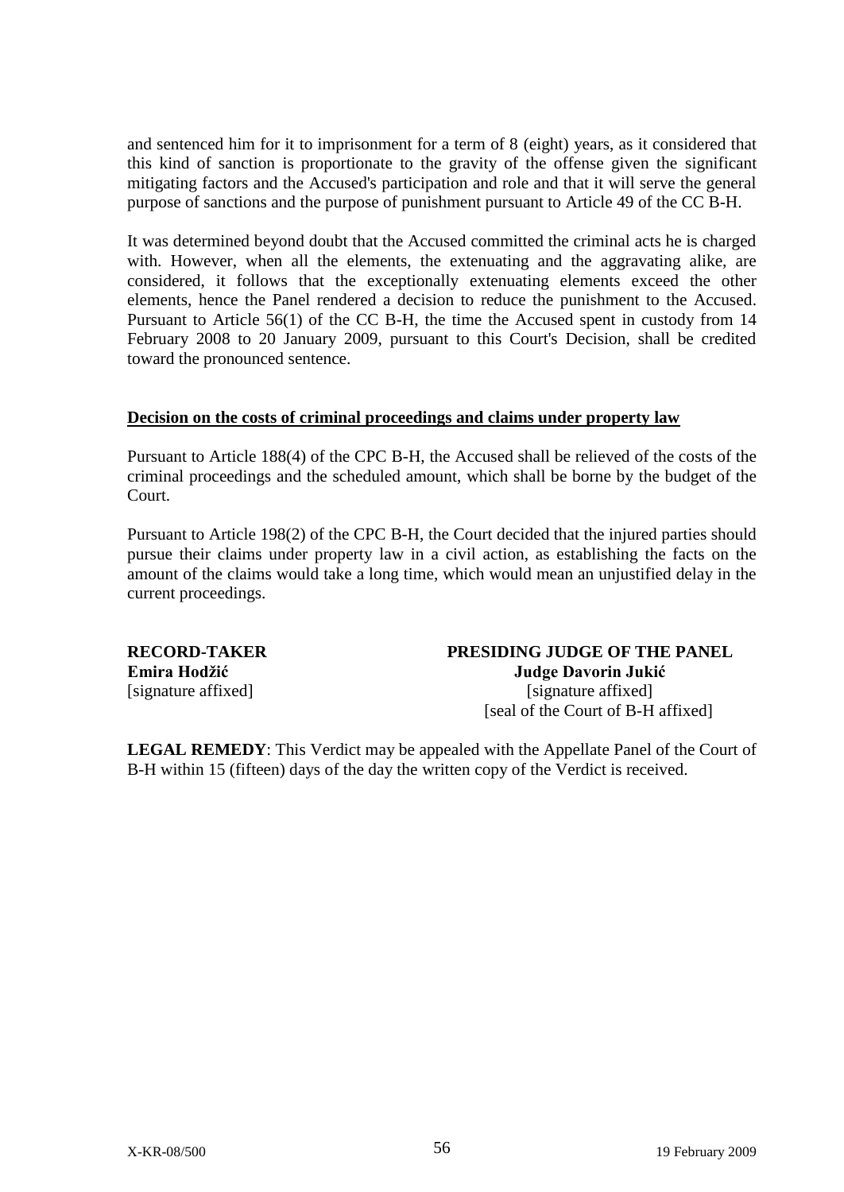and sentenced him for it to imprisonment for a term of 8 (eight) years, as it considered that this kind of sanction is proportionate to the gravity of the offense given the significant mitigating factors and the Accused's participation and role and that it will serve the general purpose of sanctions and the purpose of punishment pursuant to Article 49 of the CC B-H.

It was determined beyond doubt that the Accused committed the criminal acts he is charged with. However, when all the elements, the extenuating and the aggravating alike, are considered, it follows that the exceptionally extenuating elements exceed the other elements, hence the Panel rendered a decision to reduce the punishment to the Accused. Pursuant to Article 56(1) of the CC B-H, the time the Accused spent in custody from 14 February 2008 to 20 January 2009, pursuant to this Court's Decision, shall be credited toward the pronounced sentence.

**<u>Decision on the costs of criminal proceedings and claims under property law</u>**

Pursuant to Article 188(4) of the CPC B-H, the Accused shall be relieved of the costs of the criminal proceedings and the scheduled amount, which shall be borne by the budget of the Court.

Pursuant to Article 198(2) of the CPC B-H, the Court decided that the injured parties should pursue their claims under property law in a civil action, as establishing the facts on the amount of the claims would take a long time, which would mean an unjustified delay in the current proceedings.

**RECORD-TAKER**
**Emira Hodžić**
[signature affixed]

**PRESIDING JUDGE OF THE PANEL**
**Judge Davorin Jukić**
[signature affixed]
[seal of the Court of B-H affixed]

**LEGAL REMEDY**: This Verdict may be appealed with the Appellate Panel of the Court of B-H within 15 (fifteen) days of the day the written copy of the Verdict is received.